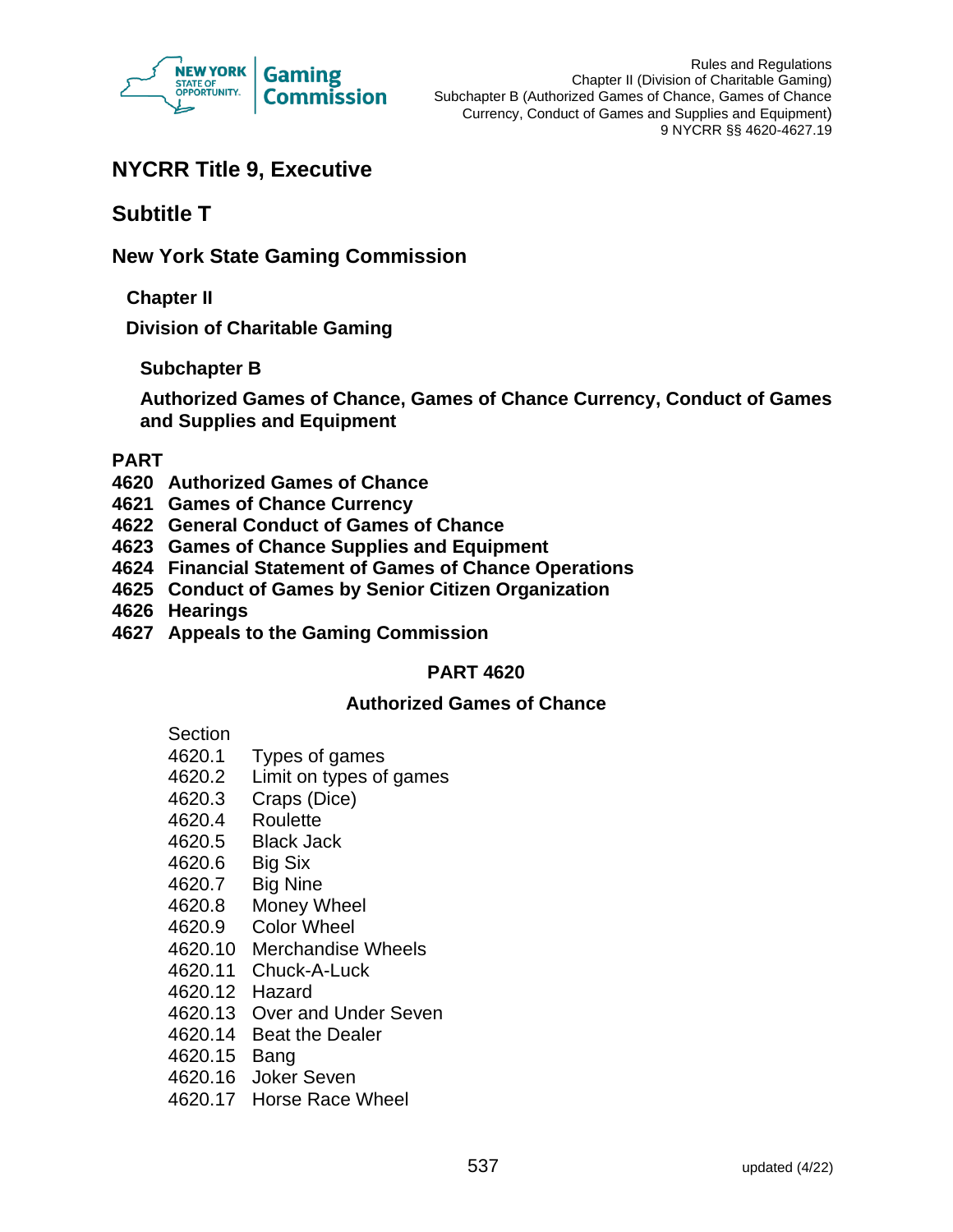# NYCRR Title 9, Executive

## Subtitle T

## New York State Gaming Commission

### Chapter II

### Division of Charitable Gaming

#### Subchapter B

#### Authorized Games of Chance, Games of Chance Currency, Conduct of Games and Supplies and Equipment

**PART**

**4620 Authorized Games of Chance**
**4621 Games of Chance Currency**
**4622 General Conduct of Games of Chance**
**4623 Games of Chance Supplies and Equipment**
**4624 Financial Statement of Games of Chance Operations**
**4625 Conduct of Games by Senior Citizen Organization**
**4626 Hearings**
**4627 Appeals to the Gaming Commission**

## PART 4620

## Authorized Games of Chance

Section
4620.1 Types of games
4620.2 Limit on types of games
4620.3 Craps (Dice)
4620.4 Roulette
4620.5 Black Jack
4620.6 Big Six
4620.7 Big Nine
4620.8 Money Wheel
4620.9 Color Wheel
4620.10 Merchandise Wheels
4620.11 Chuck-A-Luck
4620.12 Hazard
4620.13 Over and Under Seven
4620.14 Beat the Dealer
4620.15 Bang
4620.16 Joker Seven
4620.17 Horse Race Wheel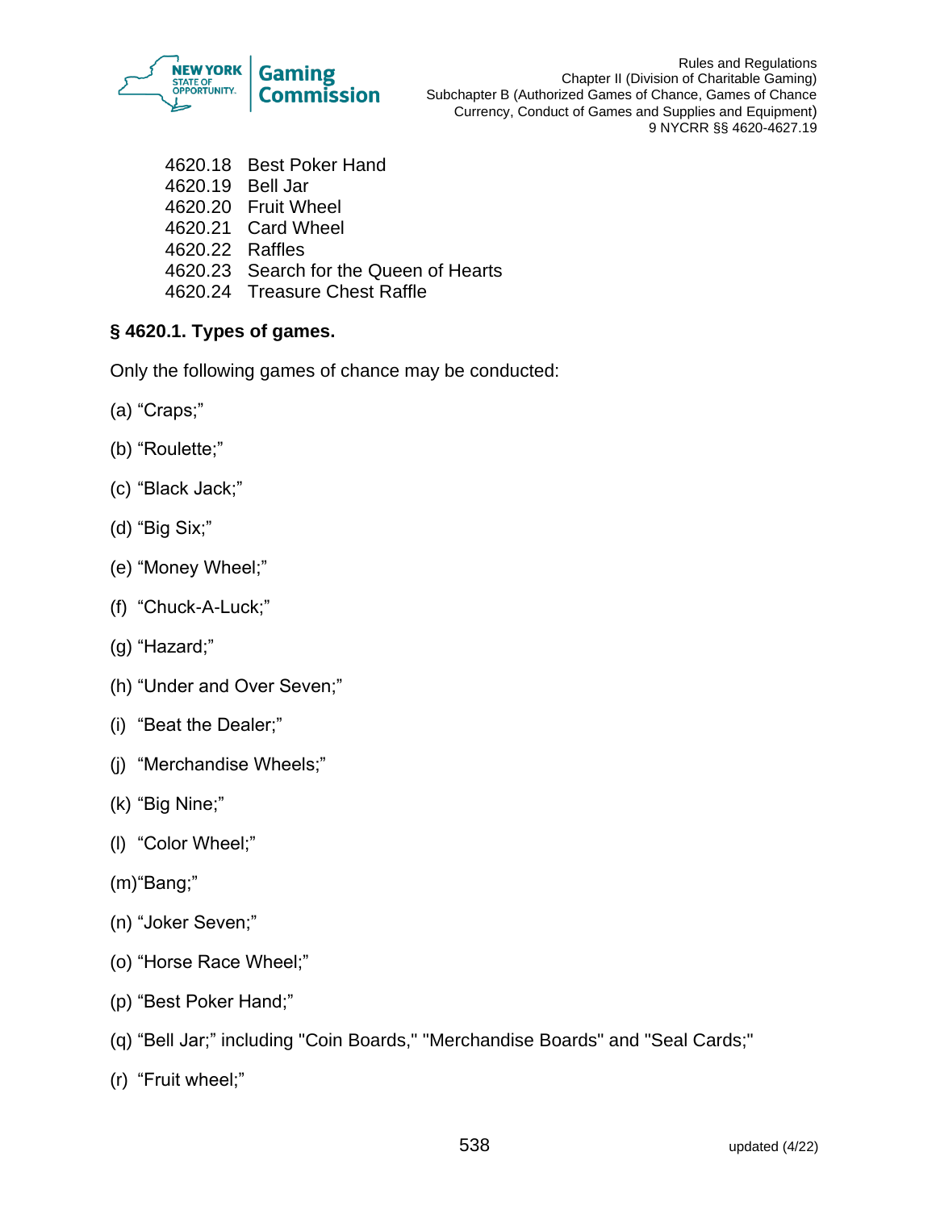4620.18 Best Poker Hand
4620.19 Bell Jar
4620.20 Fruit Wheel
4620.21 Card Wheel
4620.22 Raffles
4620.23 Search for the Queen of Hearts
4620.24 Treasure Chest Raffle

**§ 4620.1. Types of games.**

Only the following games of chance may be conducted:

(a) "Craps;"

(b) "Roulette;"

(c) "Black Jack;"

(d) "Big Six;"

(e) "Money Wheel;"

(f) "Chuck-A-Luck;"

(g) "Hazard;"

(h) "Under and Over Seven;"

(i) "Beat the Dealer;"

(j) "Merchandise Wheels;"

(k) "Big Nine;"

(l) "Color Wheel;"

(m) "Bang;"

(n) "Joker Seven;"

(o) "Horse Race Wheel;"

(p) "Best Poker Hand;"

(q) "Bell Jar;" including "Coin Boards," "Merchandise Boards" and "Seal Cards;"

(r) "Fruit wheel;"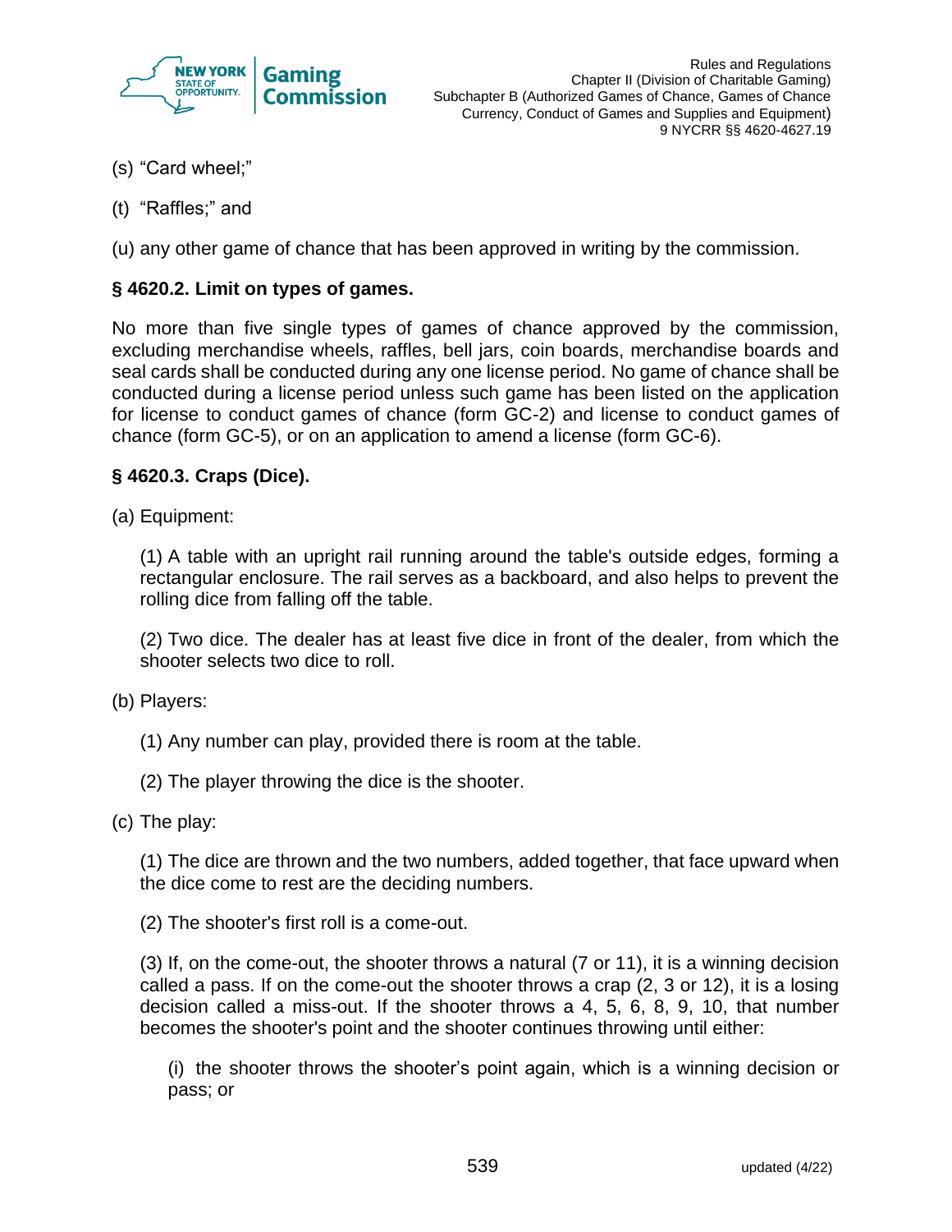(s) “Card wheel;”

(t) “Raffles;” and

(u) any other game of chance that has been approved in writing by the commission.

### § 4620.2. Limit on types of games.

No more than five single types of games of chance approved by the commission, excluding merchandise wheels, raffles, bell jars, coin boards, merchandise boards and seal cards shall be conducted during any one license period. No game of chance shall be conducted during a license period unless such game has been listed on the application for license to conduct games of chance (form GC-2) and license to conduct games of chance (form GC-5), or on an application to amend a license (form GC-6).

### § 4620.3. Craps (Dice).

(a) Equipment:

> (1) A table with an upright rail running around the table's outside edges, forming a rectangular enclosure. The rail serves as a backboard, and also helps to prevent the rolling dice from falling off the table.
>
> (2) Two dice. The dealer has at least five dice in front of the dealer, from which the shooter selects two dice to roll.

(b) Players:

> (1) Any number can play, provided there is room at the table.
>
> (2) The player throwing the dice is the shooter.

(c) The play:

> (1) The dice are thrown and the two numbers, added together, that face upward when the dice come to rest are the deciding numbers.
>
> (2) The shooter's first roll is a come-out.
>
> (3) If, on the come-out, the shooter throws a natural (7 or 11), it is a winning decision called a pass. If on the come-out the shooter throws a crap (2, 3 or 12), it is a losing decision called a miss-out. If the shooter throws a 4, 5, 6, 8, 9, 10, that number becomes the shooter's point and the shooter continues throwing until either:
>
> > (i) the shooter throws the shooter’s point again, which is a winning decision or pass; or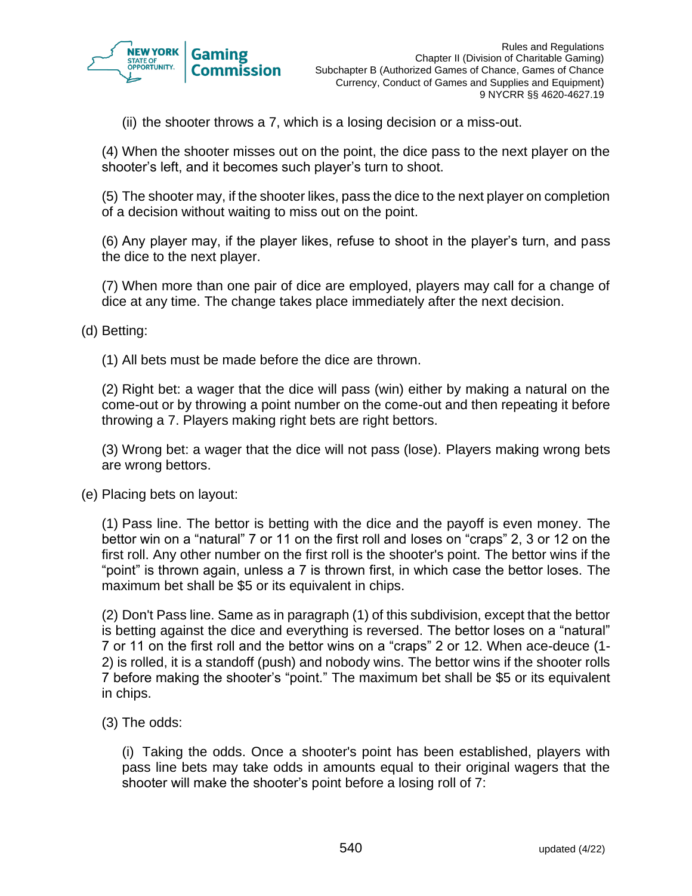(ii) the shooter throws a 7, which is a losing decision or a miss-out.

(4) When the shooter misses out on the point, the dice pass to the next player on the shooter's left, and it becomes such player's turn to shoot.

(5) The shooter may, if the shooter likes, pass the dice to the next player on completion of a decision without waiting to miss out on the point.

(6) Any player may, if the player likes, refuse to shoot in the player's turn, and pass the dice to the next player.

(7) When more than one pair of dice are employed, players may call for a change of dice at any time. The change takes place immediately after the next decision.

(d) Betting:

(1) All bets must be made before the dice are thrown.

(2) Right bet: a wager that the dice will pass (win) either by making a natural on the come-out or by throwing a point number on the come-out and then repeating it before throwing a 7. Players making right bets are right bettors.

(3) Wrong bet: a wager that the dice will not pass (lose). Players making wrong bets are wrong bettors.

(e) Placing bets on layout:

(1) Pass line. The bettor is betting with the dice and the payoff is even money. The bettor win on a "natural" 7 or 11 on the first roll and loses on "craps" 2, 3 or 12 on the first roll. Any other number on the first roll is the shooter's point. The bettor wins if the "point" is thrown again, unless a 7 is thrown first, in which case the bettor loses. The maximum bet shall be $5 or its equivalent in chips.

(2) Don't Pass line. Same as in paragraph (1) of this subdivision, except that the bettor is betting against the dice and everything is reversed. The bettor loses on a "natural" 7 or 11 on the first roll and the bettor wins on a "craps" 2 or 12. When ace-deuce (1-2) is rolled, it is a standoff (push) and nobody wins. The bettor wins if the shooter rolls 7 before making the shooter's "point." The maximum bet shall be $5 or its equivalent in chips.

(3) The odds:

(i) Taking the odds. Once a shooter's point has been established, players with pass line bets may take odds in amounts equal to their original wagers that the shooter will make the shooter's point before a losing roll of 7: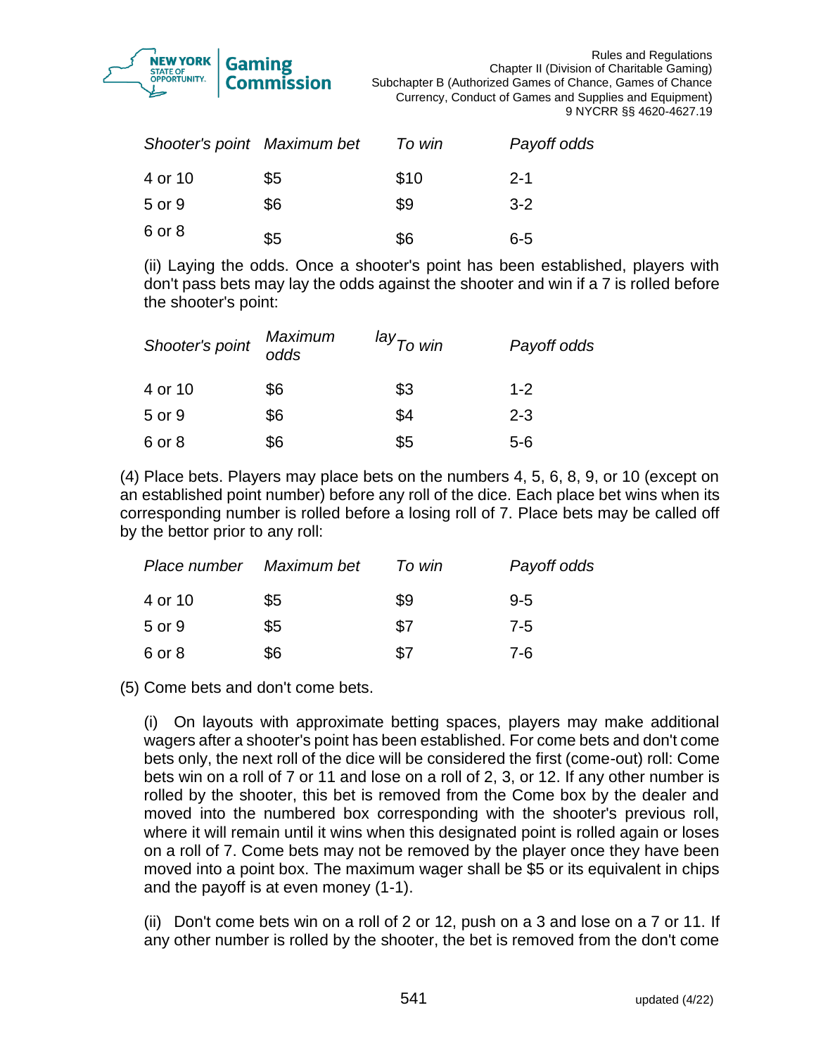| Shooter's point | Maximum bet | To win | Payoff odds |
|---|---|---|---|
| 4 or 10 | $5 | $10 | 2-1 |
| 5 or 9 | $6 | $9 | 3-2 |
| 6 or 8 | $5 | $6 | 6-5 |

(ii) Laying the odds. Once a shooter's point has been established, players with don't pass bets may lay the odds against the shooter and win if a 7 is rolled before the shooter's point:

| Shooter's point | Maximum odds | lay To win | Payoff odds |
|---|---|---|---|
| 4 or 10 | $6 | $3 | 1-2 |
| 5 or 9 | $6 | $4 | 2-3 |
| 6 or 8 | $6 | $5 | 5-6 |

(4) Place bets. Players may place bets on the numbers 4, 5, 6, 8, 9, or 10 (except on an established point number) before any roll of the dice. Each place bet wins when its corresponding number is rolled before a losing roll of 7. Place bets may be called off by the bettor prior to any roll:

| Place number | Maximum bet | To win | Payoff odds |
|---|---|---|---|
| 4 or 10 | $5 | $9 | 9-5 |
| 5 or 9 | $5 | $7 | 7-5 |
| 6 or 8 | $6 | $7 | 7-6 |

(5) Come bets and don't come bets.

(i) On layouts with approximate betting spaces, players may make additional wagers after a shooter's point has been established. For come bets and don't come bets only, the next roll of the dice will be considered the first (come-out) roll: Come bets win on a roll of 7 or 11 and lose on a roll of 2, 3, or 12. If any other number is rolled by the shooter, this bet is removed from the Come box by the dealer and moved into the numbered box corresponding with the shooter's previous roll, where it will remain until it wins when this designated point is rolled again or loses on a roll of 7. Come bets may not be removed by the player once they have been moved into a point box. The maximum wager shall be $5 or its equivalent in chips and the payoff is at even money (1-1).

(ii) Don't come bets win on a roll of 2 or 12, push on a 3 and lose on a 7 or 11. If any other number is rolled by the shooter, the bet is removed from the don't come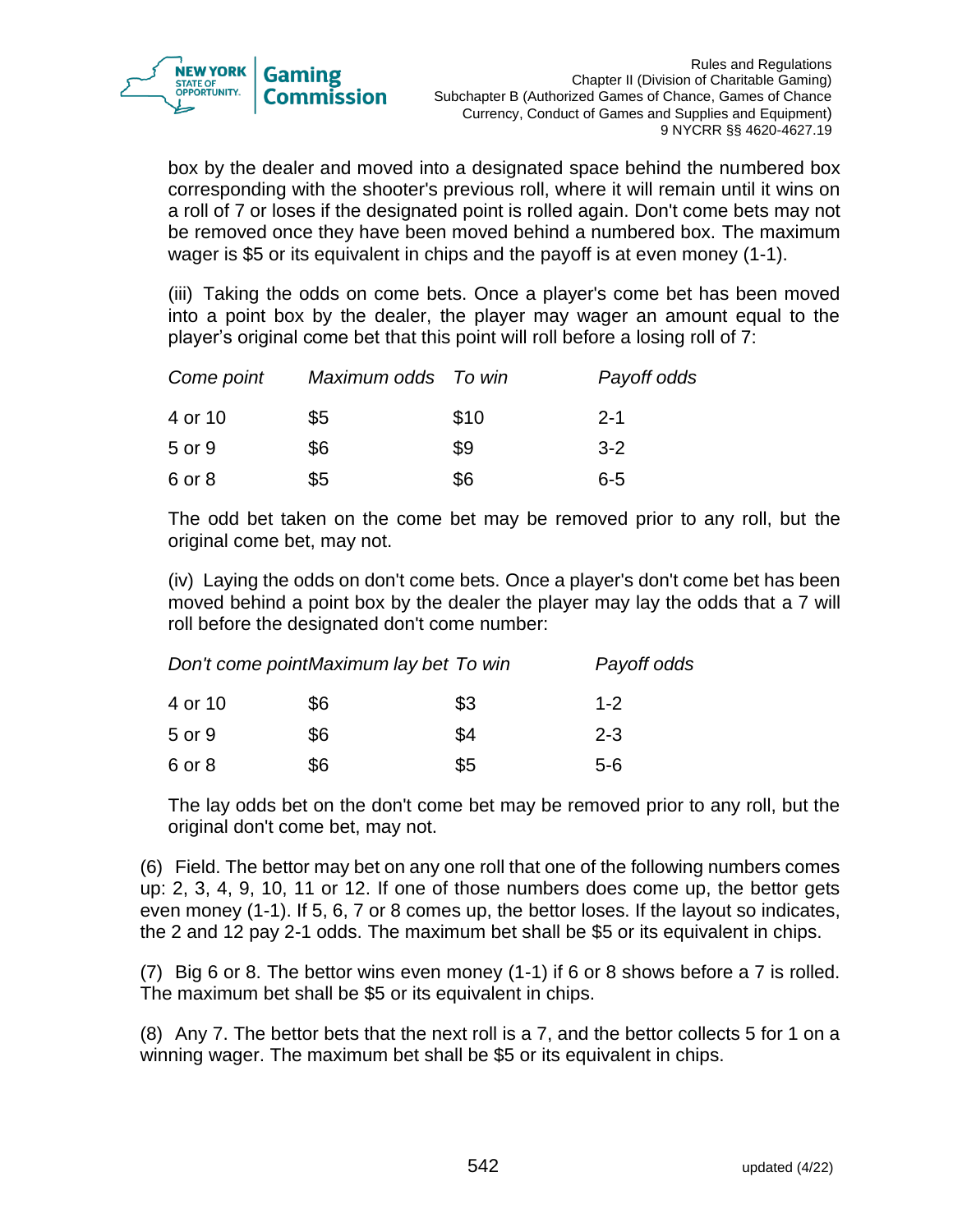box by the dealer and moved into a designated space behind the numbered box corresponding with the shooter's previous roll, where it will remain until it wins on a roll of 7 or loses if the designated point is rolled again. Don't come bets may not be removed once they have been moved behind a numbered box. The maximum wager is $5 or its equivalent in chips and the payoff is at even money (1-1).

(iii) Taking the odds on come bets. Once a player's come bet has been moved into a point box by the dealer, the player may wager an amount equal to the player's original come bet that this point will roll before a losing roll of 7:

| *Come point* | *Maximum odds* | *To win* | *Payoff odds* |
|---|---|---|---|
| 4 or 10 | $5 | $10 | 2-1 |
| 5 or 9 | $6 | $9 | 3-2 |
| 6 or 8 | $5 | $6 | 6-5 |

The odd bet taken on the come bet may be removed prior to any roll, but the original come bet, may not.

(iv) Laying the odds on don't come bets. Once a player's don't come bet has been moved behind a point box by the dealer the player may lay the odds that a 7 will roll before the designated don't come number:

| *Don't come point* | *Maximum lay bet* | *To win* | *Payoff odds* |
|---|---|---|---|
| 4 or 10 | $6 | $3 | 1-2 |
| 5 or 9 | $6 | $4 | 2-3 |
| 6 or 8 | $6 | $5 | 5-6 |

The lay odds bet on the don't come bet may be removed prior to any roll, but the original don't come bet, may not.

(6) Field. The bettor may bet on any one roll that one of the following numbers comes up: 2, 3, 4, 9, 10, 11 or 12. If one of those numbers does come up, the bettor gets even money (1-1). If 5, 6, 7 or 8 comes up, the bettor loses. If the layout so indicates, the 2 and 12 pay 2-1 odds. The maximum bet shall be $5 or its equivalent in chips.

(7) Big 6 or 8. The bettor wins even money (1-1) if 6 or 8 shows before a 7 is rolled. The maximum bet shall be $5 or its equivalent in chips.

(8) Any 7. The bettor bets that the next roll is a 7, and the bettor collects 5 for 1 on a winning wager. The maximum bet shall be $5 or its equivalent in chips.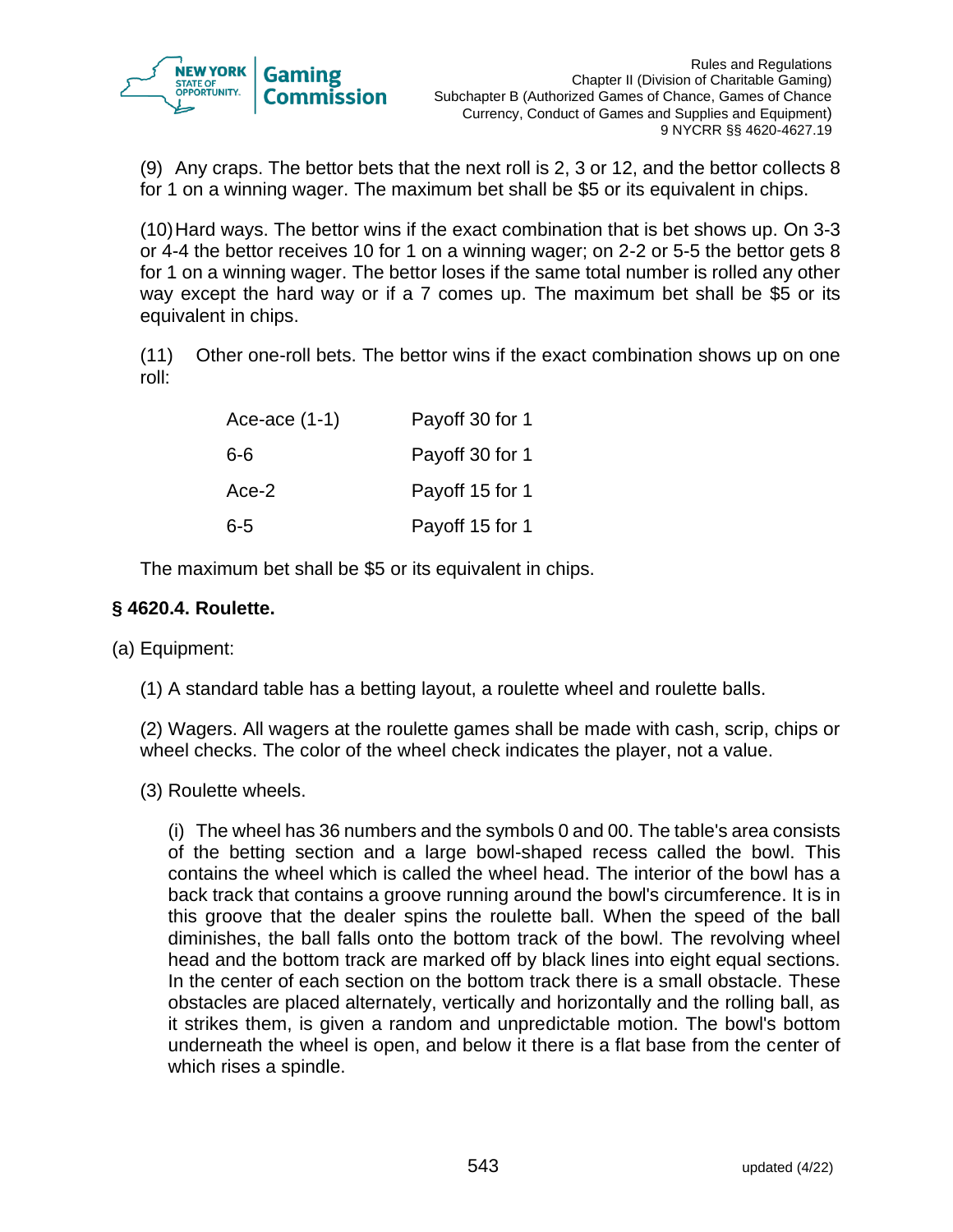(9) Any craps. The bettor bets that the next roll is 2, 3 or 12, and the bettor collects 8 for 1 on a winning wager. The maximum bet shall be $5 or its equivalent in chips.

(10) Hard ways. The bettor wins if the exact combination that is bet shows up. On 3-3 or 4-4 the bettor receives 10 for 1 on a winning wager; on 2-2 or 5-5 the bettor gets 8 for 1 on a winning wager. The bettor loses if the same total number is rolled any other way except the hard way or if a 7 comes up. The maximum bet shall be $5 or its equivalent in chips.

(11) Other one-roll bets. The bettor wins if the exact combination shows up on one roll:

| | |
|---|---|
| Ace-ace (1-1) | Payoff 30 for 1 |
| 6-6 | Payoff 30 for 1 |
| Ace-2 | Payoff 15 for 1 |
| 6-5 | Payoff 15 for 1 |

The maximum bet shall be $5 or its equivalent in chips.

### § 4620.4. Roulette.

(a) Equipment:

(1) A standard table has a betting layout, a roulette wheel and roulette balls.

(2) Wagers. All wagers at the roulette games shall be made with cash, scrip, chips or wheel checks. The color of the wheel check indicates the player, not a value.

(3) Roulette wheels.

(i) The wheel has 36 numbers and the symbols 0 and 00. The table's area consists of the betting section and a large bowl-shaped recess called the bowl. This contains the wheel which is called the wheel head. The interior of the bowl has a back track that contains a groove running around the bowl's circumference. It is in this groove that the dealer spins the roulette ball. When the speed of the ball diminishes, the ball falls onto the bottom track of the bowl. The revolving wheel head and the bottom track are marked off by black lines into eight equal sections. In the center of each section on the bottom track there is a small obstacle. These obstacles are placed alternately, vertically and horizontally and the rolling ball, as it strikes them, is given a random and unpredictable motion. The bowl's bottom underneath the wheel is open, and below it there is a flat base from the center of which rises a spindle.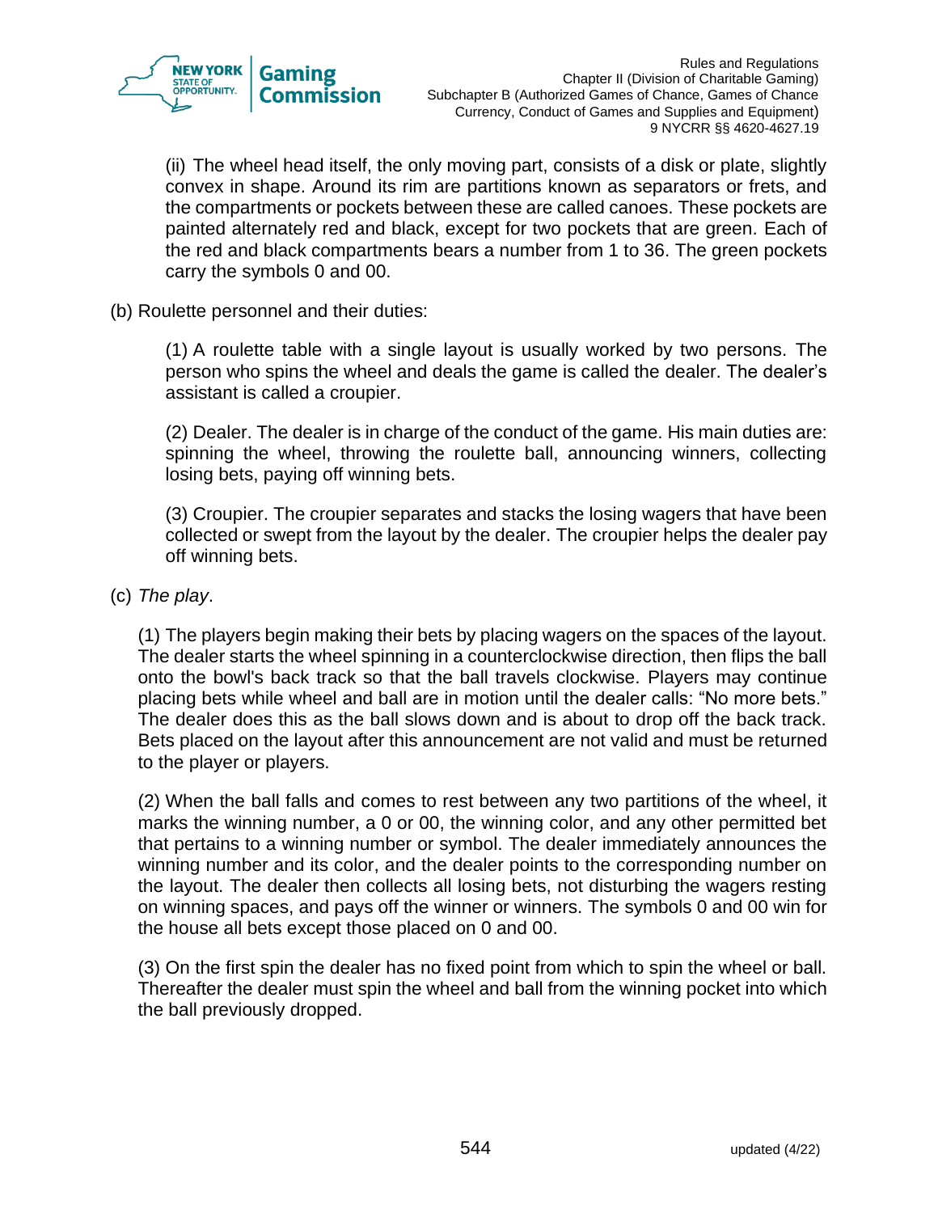(ii) The wheel head itself, the only moving part, consists of a disk or plate, slightly convex in shape. Around its rim are partitions known as separators or frets, and the compartments or pockets between these are called canoes. These pockets are painted alternately red and black, except for two pockets that are green. Each of the red and black compartments bears a number from 1 to 36. The green pockets carry the symbols 0 and 00.

(b) Roulette personnel and their duties:

(1) A roulette table with a single layout is usually worked by two persons. The person who spins the wheel and deals the game is called the dealer. The dealer's assistant is called a croupier.

(2) Dealer. The dealer is in charge of the conduct of the game. His main duties are: spinning the wheel, throwing the roulette ball, announcing winners, collecting losing bets, paying off winning bets.

(3) Croupier. The croupier separates and stacks the losing wagers that have been collected or swept from the layout by the dealer. The croupier helps the dealer pay off winning bets.

(c) *The play*.

(1) The players begin making their bets by placing wagers on the spaces of the layout. The dealer starts the wheel spinning in a counterclockwise direction, then flips the ball onto the bowl's back track so that the ball travels clockwise. Players may continue placing bets while wheel and ball are in motion until the dealer calls: "No more bets." The dealer does this as the ball slows down and is about to drop off the back track. Bets placed on the layout after this announcement are not valid and must be returned to the player or players.

(2) When the ball falls and comes to rest between any two partitions of the wheel, it marks the winning number, a 0 or 00, the winning color, and any other permitted bet that pertains to a winning number or symbol. The dealer immediately announces the winning number and its color, and the dealer points to the corresponding number on the layout. The dealer then collects all losing bets, not disturbing the wagers resting on winning spaces, and pays off the winner or winners. The symbols 0 and 00 win for the house all bets except those placed on 0 and 00.

(3) On the first spin the dealer has no fixed point from which to spin the wheel or ball. Thereafter the dealer must spin the wheel and ball from the winning pocket into which the ball previously dropped.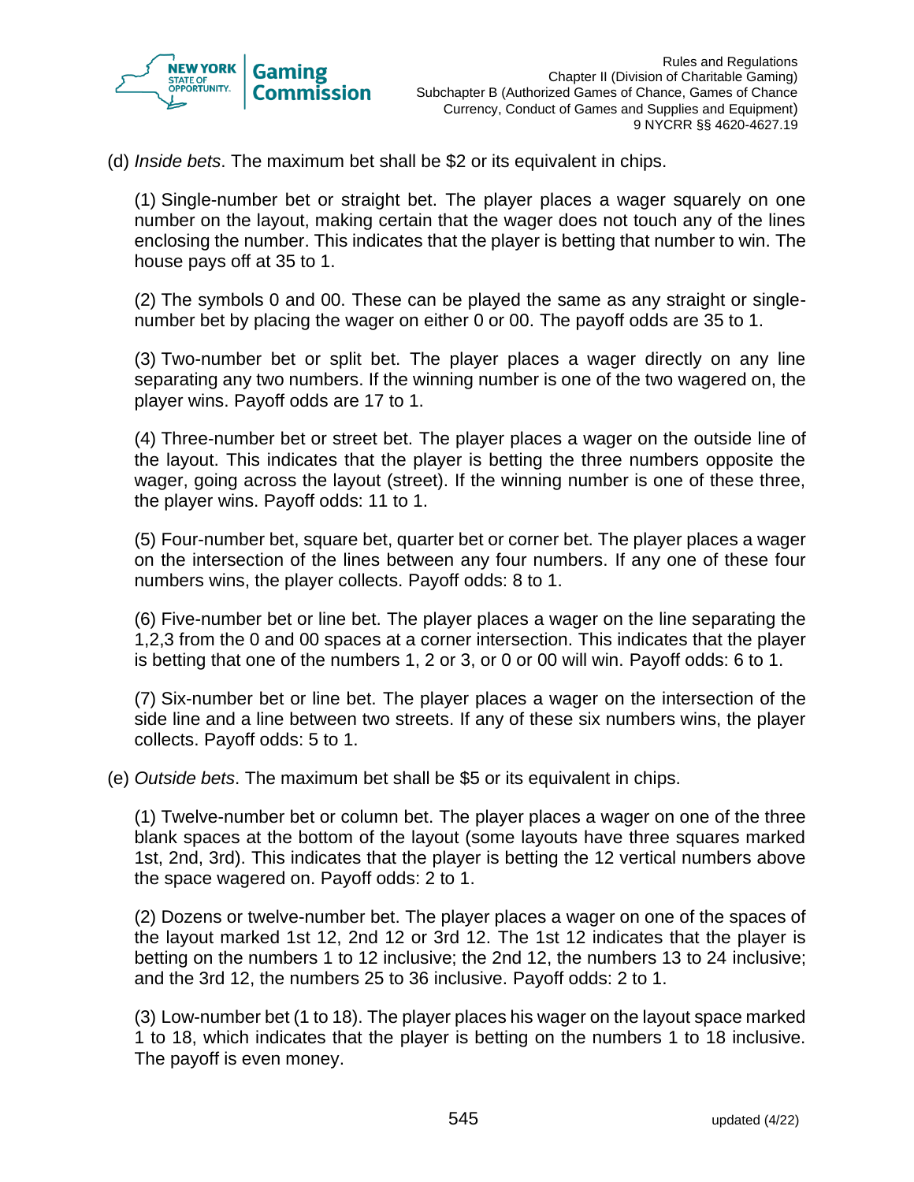(d) *Inside bets*. The maximum bet shall be $2 or its equivalent in chips.

(1) Single-number bet or straight bet. The player places a wager squarely on one number on the layout, making certain that the wager does not touch any of the lines enclosing the number. This indicates that the player is betting that number to win. The house pays off at 35 to 1.

(2) The symbols 0 and 00. These can be played the same as any straight or single-number bet by placing the wager on either 0 or 00. The payoff odds are 35 to 1.

(3) Two-number bet or split bet. The player places a wager directly on any line separating any two numbers. If the winning number is one of the two wagered on, the player wins. Payoff odds are 17 to 1.

(4) Three-number bet or street bet. The player places a wager on the outside line of the layout. This indicates that the player is betting the three numbers opposite the wager, going across the layout (street). If the winning number is one of these three, the player wins. Payoff odds: 11 to 1.

(5) Four-number bet, square bet, quarter bet or corner bet. The player places a wager on the intersection of the lines between any four numbers. If any one of these four numbers wins, the player collects. Payoff odds: 8 to 1.

(6) Five-number bet or line bet. The player places a wager on the line separating the 1,2,3 from the 0 and 00 spaces at a corner intersection. This indicates that the player is betting that one of the numbers 1, 2 or 3, or 0 or 00 will win. Payoff odds: 6 to 1.

(7) Six-number bet or line bet. The player places a wager on the intersection of the side line and a line between two streets. If any of these six numbers wins, the player collects. Payoff odds: 5 to 1.

(e) *Outside bets*. The maximum bet shall be $5 or its equivalent in chips.

(1) Twelve-number bet or column bet. The player places a wager on one of the three blank spaces at the bottom of the layout (some layouts have three squares marked 1st, 2nd, 3rd). This indicates that the player is betting the 12 vertical numbers above the space wagered on. Payoff odds: 2 to 1.

(2) Dozens or twelve-number bet. The player places a wager on one of the spaces of the layout marked 1st 12, 2nd 12 or 3rd 12. The 1st 12 indicates that the player is betting on the numbers 1 to 12 inclusive; the 2nd 12, the numbers 13 to 24 inclusive; and the 3rd 12, the numbers 25 to 36 inclusive. Payoff odds: 2 to 1.

(3) Low-number bet (1 to 18). The player places his wager on the layout space marked 1 to 18, which indicates that the player is betting on the numbers 1 to 18 inclusive. The payoff is even money.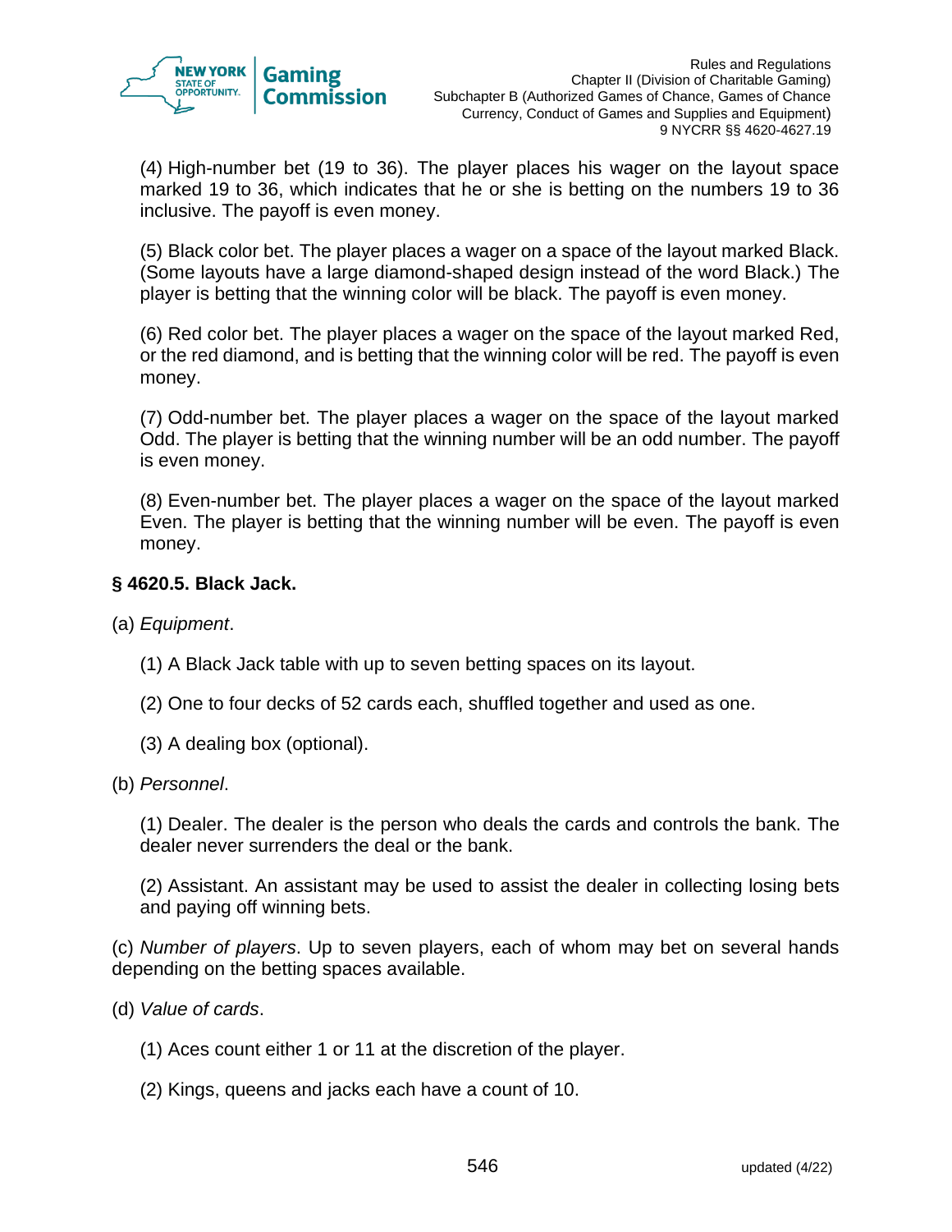(4) High-number bet (19 to 36). The player places his wager on the layout space marked 19 to 36, which indicates that he or she is betting on the numbers 19 to 36 inclusive. The payoff is even money.

(5) Black color bet. The player places a wager on a space of the layout marked Black. (Some layouts have a large diamond-shaped design instead of the word Black.) The player is betting that the winning color will be black. The payoff is even money.

(6) Red color bet. The player places a wager on the space of the layout marked Red, or the red diamond, and is betting that the winning color will be red. The payoff is even money.

(7) Odd-number bet. The player places a wager on the space of the layout marked Odd. The player is betting that the winning number will be an odd number. The payoff is even money.

(8) Even-number bet. The player places a wager on the space of the layout marked Even. The player is betting that the winning number will be even. The payoff is even money.

**§ 4620.5. Black Jack.**

(a) *Equipment*.

(1) A Black Jack table with up to seven betting spaces on its layout.

(2) One to four decks of 52 cards each, shuffled together and used as one.

(3) A dealing box (optional).

(b) *Personnel*.

(1) Dealer. The dealer is the person who deals the cards and controls the bank. The dealer never surrenders the deal or the bank.

(2) Assistant. An assistant may be used to assist the dealer in collecting losing bets and paying off winning bets.

(c) *Number of players*. Up to seven players, each of whom may bet on several hands depending on the betting spaces available.

(d) *Value of cards*.

(1) Aces count either 1 or 11 at the discretion of the player.

(2) Kings, queens and jacks each have a count of 10.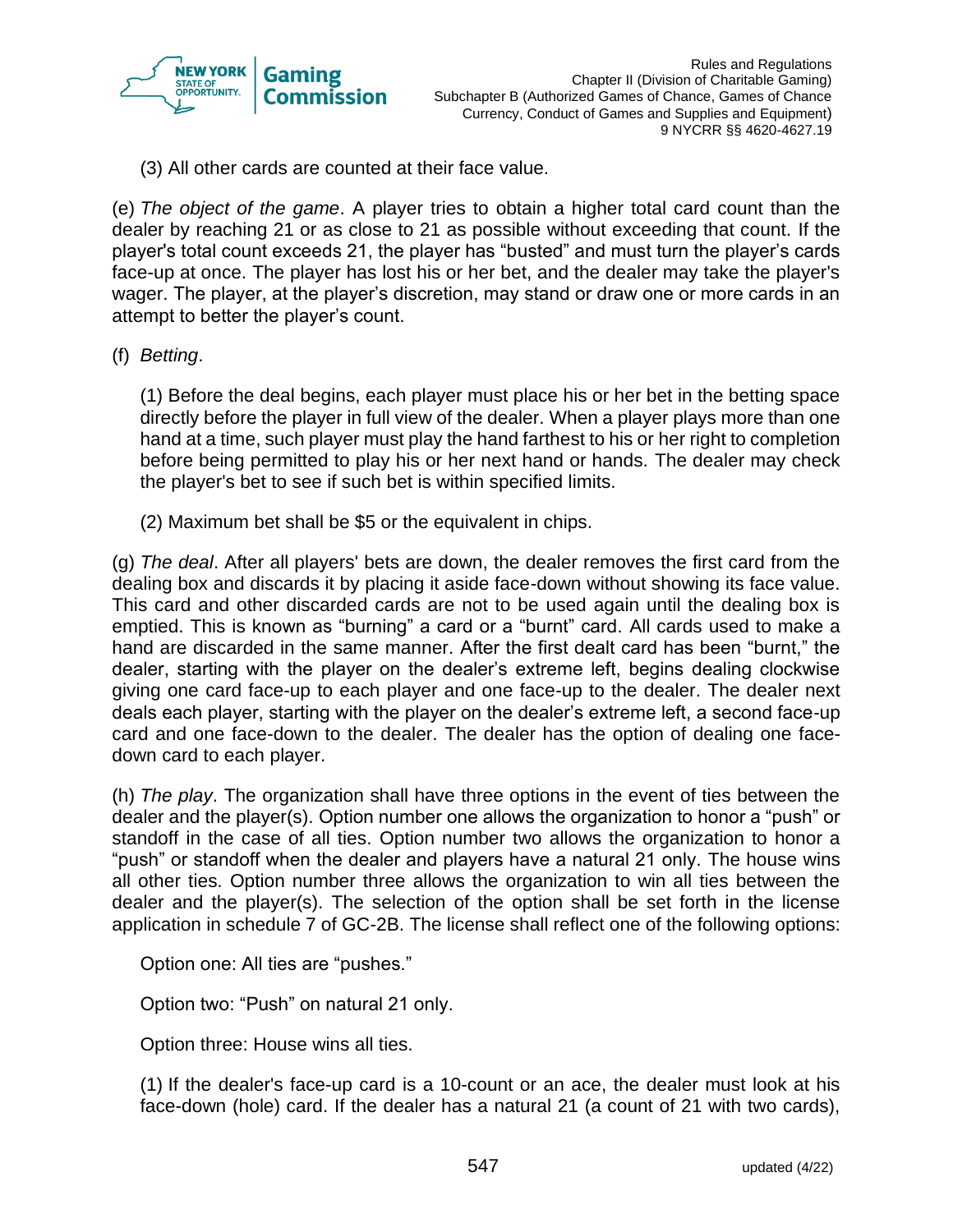(3) All other cards are counted at their face value.

(e) *The object of the game*. A player tries to obtain a higher total card count than the dealer by reaching 21 or as close to 21 as possible without exceeding that count. If the player's total count exceeds 21, the player has "busted" and must turn the player's cards face-up at once. The player has lost his or her bet, and the dealer may take the player's wager. The player, at the player's discretion, may stand or draw one or more cards in an attempt to better the player's count.

(f) *Betting*.

(1) Before the deal begins, each player must place his or her bet in the betting space directly before the player in full view of the dealer. When a player plays more than one hand at a time, such player must play the hand farthest to his or her right to completion before being permitted to play his or her next hand or hands. The dealer may check the player's bet to see if such bet is within specified limits.

(2) Maximum bet shall be $5 or the equivalent in chips.

(g) *The deal*. After all players' bets are down, the dealer removes the first card from the dealing box and discards it by placing it aside face-down without showing its face value. This card and other discarded cards are not to be used again until the dealing box is emptied. This is known as "burning" a card or a "burnt" card. All cards used to make a hand are discarded in the same manner. After the first dealt card has been "burnt," the dealer, starting with the player on the dealer's extreme left, begins dealing clockwise giving one card face-up to each player and one face-up to the dealer. The dealer next deals each player, starting with the player on the dealer's extreme left, a second face-up card and one face-down to the dealer. The dealer has the option of dealing one face-down card to each player.

(h) *The play*. The organization shall have three options in the event of ties between the dealer and the player(s). Option number one allows the organization to honor a "push" or standoff in the case of all ties. Option number two allows the organization to honor a "push" or standoff when the dealer and players have a natural 21 only. The house wins all other ties. Option number three allows the organization to win all ties between the dealer and the player(s). The selection of the option shall be set forth in the license application in schedule 7 of GC-2B. The license shall reflect one of the following options:

Option one: All ties are "pushes."

Option two: "Push" on natural 21 only.

Option three: House wins all ties.

(1) If the dealer's face-up card is a 10-count or an ace, the dealer must look at his face-down (hole) card. If the dealer has a natural 21 (a count of 21 with two cards),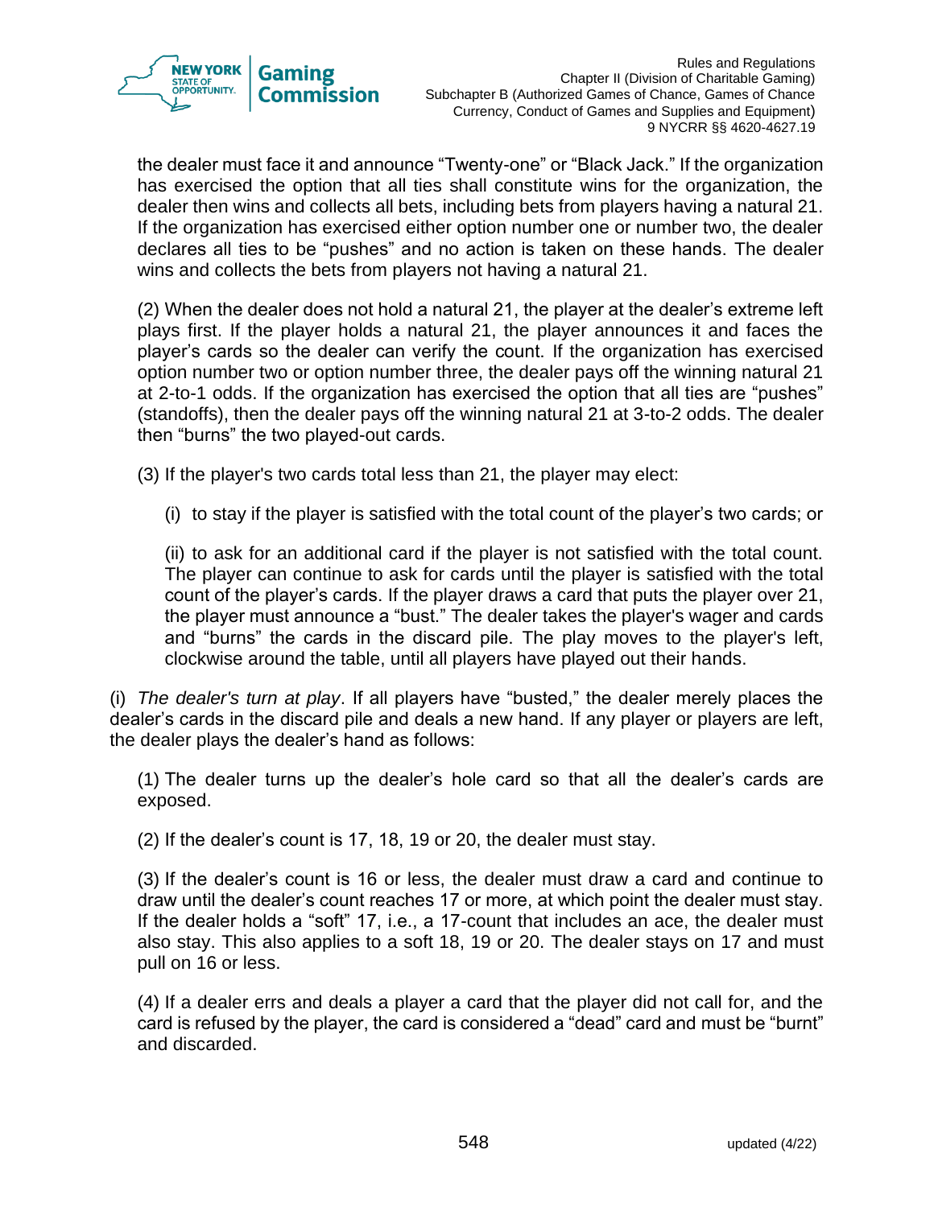the dealer must face it and announce "Twenty-one" or "Black Jack." If the organization has exercised the option that all ties shall constitute wins for the organization, the dealer then wins and collects all bets, including bets from players having a natural 21. If the organization has exercised either option number one or number two, the dealer declares all ties to be "pushes" and no action is taken on these hands. The dealer wins and collects the bets from players not having a natural 21.

(2) When the dealer does not hold a natural 21, the player at the dealer's extreme left plays first. If the player holds a natural 21, the player announces it and faces the player's cards so the dealer can verify the count. If the organization has exercised option number two or option number three, the dealer pays off the winning natural 21 at 2-to-1 odds. If the organization has exercised the option that all ties are "pushes" (standoffs), then the dealer pays off the winning natural 21 at 3-to-2 odds. The dealer then "burns" the two played-out cards.

(3) If the player's two cards total less than 21, the player may elect:

(i) to stay if the player is satisfied with the total count of the player's two cards; or

(ii) to ask for an additional card if the player is not satisfied with the total count. The player can continue to ask for cards until the player is satisfied with the total count of the player's cards. If the player draws a card that puts the player over 21, the player must announce a "bust." The dealer takes the player's wager and cards and "burns" the cards in the discard pile. The play moves to the player's left, clockwise around the table, until all players have played out their hands.

(i) *The dealer's turn at play*. If all players have "busted," the dealer merely places the dealer's cards in the discard pile and deals a new hand. If any player or players are left, the dealer plays the dealer's hand as follows:

(1) The dealer turns up the dealer's hole card so that all the dealer's cards are exposed.

(2) If the dealer's count is 17, 18, 19 or 20, the dealer must stay.

(3) If the dealer's count is 16 or less, the dealer must draw a card and continue to draw until the dealer's count reaches 17 or more, at which point the dealer must stay. If the dealer holds a "soft" 17, i.e., a 17-count that includes an ace, the dealer must also stay. This also applies to a soft 18, 19 or 20. The dealer stays on 17 and must pull on 16 or less.

(4) If a dealer errs and deals a player a card that the player did not call for, and the card is refused by the player, the card is considered a "dead" card and must be "burnt" and discarded.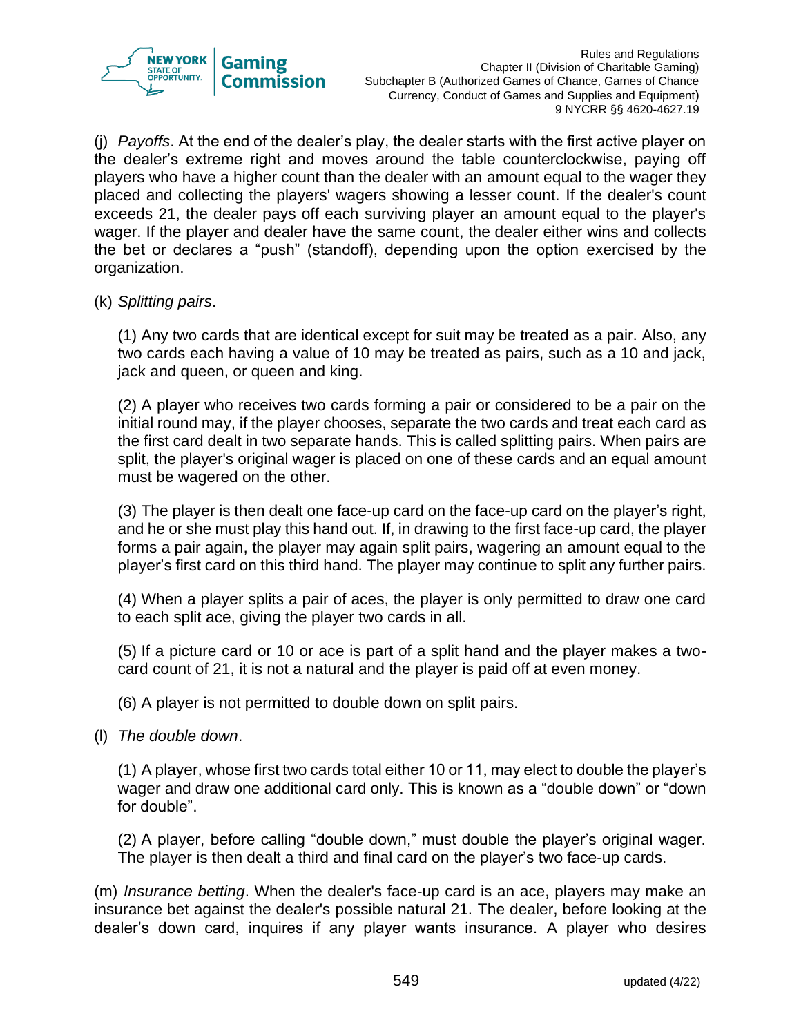(j) *Payoffs*. At the end of the dealer's play, the dealer starts with the first active player on the dealer's extreme right and moves around the table counterclockwise, paying off players who have a higher count than the dealer with an amount equal to the wager they placed and collecting the players' wagers showing a lesser count. If the dealer's count exceeds 21, the dealer pays off each surviving player an amount equal to the player's wager. If the player and dealer have the same count, the dealer either wins and collects the bet or declares a "push" (standoff), depending upon the option exercised by the organization.

(k) *Splitting pairs*.

(1) Any two cards that are identical except for suit may be treated as a pair. Also, any two cards each having a value of 10 may be treated as pairs, such as a 10 and jack, jack and queen, or queen and king.

(2) A player who receives two cards forming a pair or considered to be a pair on the initial round may, if the player chooses, separate the two cards and treat each card as the first card dealt in two separate hands. This is called splitting pairs. When pairs are split, the player's original wager is placed on one of these cards and an equal amount must be wagered on the other.

(3) The player is then dealt one face-up card on the face-up card on the player's right, and he or she must play this hand out. If, in drawing to the first face-up card, the player forms a pair again, the player may again split pairs, wagering an amount equal to the player's first card on this third hand. The player may continue to split any further pairs.

(4) When a player splits a pair of aces, the player is only permitted to draw one card to each split ace, giving the player two cards in all.

(5) If a picture card or 10 or ace is part of a split hand and the player makes a two-card count of 21, it is not a natural and the player is paid off at even money.

(6) A player is not permitted to double down on split pairs.

(l) *The double down*.

(1) A player, whose first two cards total either 10 or 11, may elect to double the player's wager and draw one additional card only. This is known as a "double down" or "down for double".

(2) A player, before calling "double down," must double the player's original wager. The player is then dealt a third and final card on the player's two face-up cards.

(m) *Insurance betting*. When the dealer's face-up card is an ace, players may make an insurance bet against the dealer's possible natural 21. The dealer, before looking at the dealer's down card, inquires if any player wants insurance. A player who desires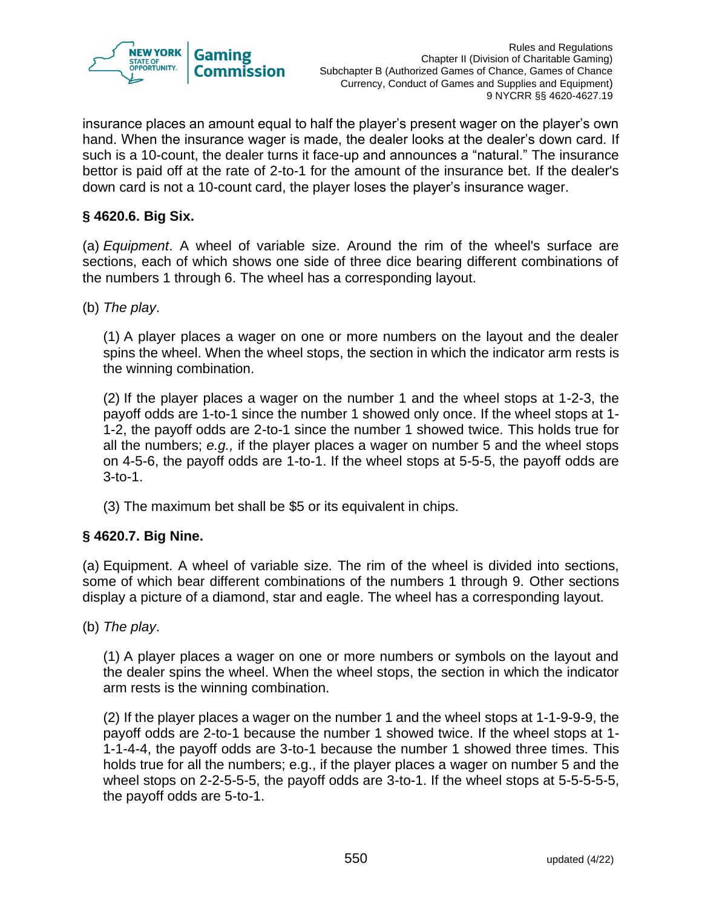insurance places an amount equal to half the player's present wager on the player's own hand. When the insurance wager is made, the dealer looks at the dealer's down card. If such is a 10-count, the dealer turns it face-up and announces a "natural." The insurance bettor is paid off at the rate of 2-to-1 for the amount of the insurance bet. If the dealer's down card is not a 10-count card, the player loses the player's insurance wager.

### § 4620.6. Big Six.

(a) *Equipment*. A wheel of variable size. Around the rim of the wheel's surface are sections, each of which shows one side of three dice bearing different combinations of the numbers 1 through 6. The wheel has a corresponding layout.

(b) *The play*.

(1) A player places a wager on one or more numbers on the layout and the dealer spins the wheel. When the wheel stops, the section in which the indicator arm rests is the winning combination.

(2) If the player places a wager on the number 1 and the wheel stops at 1-2-3, the payoff odds are 1-to-1 since the number 1 showed only once. If the wheel stops at 1-1-2, the payoff odds are 2-to-1 since the number 1 showed twice. This holds true for all the numbers; *e.g.,* if the player places a wager on number 5 and the wheel stops on 4-5-6, the payoff odds are 1-to-1. If the wheel stops at 5-5-5, the payoff odds are 3-to-1.

(3) The maximum bet shall be $5 or its equivalent in chips.

### § 4620.7. Big Nine.

(a) Equipment. A wheel of variable size. The rim of the wheel is divided into sections, some of which bear different combinations of the numbers 1 through 9. Other sections display a picture of a diamond, star and eagle. The wheel has a corresponding layout.

(b) *The play*.

(1) A player places a wager on one or more numbers or symbols on the layout and the dealer spins the wheel. When the wheel stops, the section in which the indicator arm rests is the winning combination.

(2) If the player places a wager on the number 1 and the wheel stops at 1-1-9-9-9, the payoff odds are 2-to-1 because the number 1 showed twice. If the wheel stops at 1-1-1-4-4, the payoff odds are 3-to-1 because the number 1 showed three times. This holds true for all the numbers; e.g., if the player places a wager on number 5 and the wheel stops on 2-2-5-5-5, the payoff odds are 3-to-1. If the wheel stops at 5-5-5-5-5, the payoff odds are 5-to-1.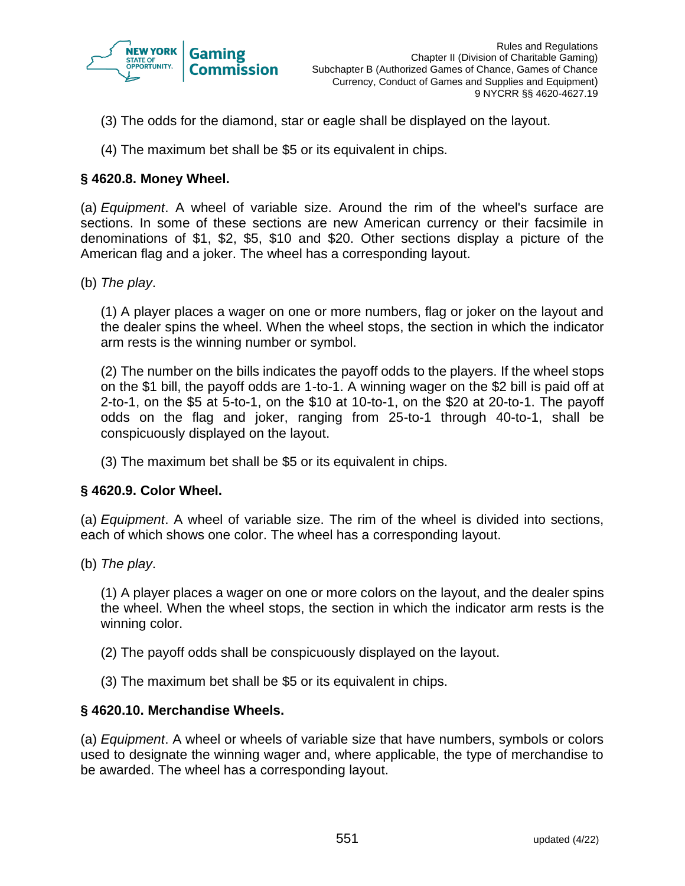(3) The odds for the diamond, star or eagle shall be displayed on the layout.

(4) The maximum bet shall be $5 or its equivalent in chips.

### § 4620.8. Money Wheel.

(a) *Equipment*. A wheel of variable size. Around the rim of the wheel's surface are sections. In some of these sections are new American currency or their facsimile in denominations of $1, $2, $5, $10 and $20. Other sections display a picture of the American flag and a joker. The wheel has a corresponding layout.

(b) *The play*.

(1) A player places a wager on one or more numbers, flag or joker on the layout and the dealer spins the wheel. When the wheel stops, the section in which the indicator arm rests is the winning number or symbol.

(2) The number on the bills indicates the payoff odds to the players. If the wheel stops on the $1 bill, the payoff odds are 1-to-1. A winning wager on the $2 bill is paid off at 2-to-1, on the $5 at 5-to-1, on the $10 at 10-to-1, on the $20 at 20-to-1. The payoff odds on the flag and joker, ranging from 25-to-1 through 40-to-1, shall be conspicuously displayed on the layout.

(3) The maximum bet shall be $5 or its equivalent in chips.

### § 4620.9. Color Wheel.

(a) *Equipment*. A wheel of variable size. The rim of the wheel is divided into sections, each of which shows one color. The wheel has a corresponding layout.

(b) *The play*.

(1) A player places a wager on one or more colors on the layout, and the dealer spins the wheel. When the wheel stops, the section in which the indicator arm rests is the winning color.

(2) The payoff odds shall be conspicuously displayed on the layout.

(3) The maximum bet shall be $5 or its equivalent in chips.

### § 4620.10. Merchandise Wheels.

(a) *Equipment*. A wheel or wheels of variable size that have numbers, symbols or colors used to designate the winning wager and, where applicable, the type of merchandise to be awarded. The wheel has a corresponding layout.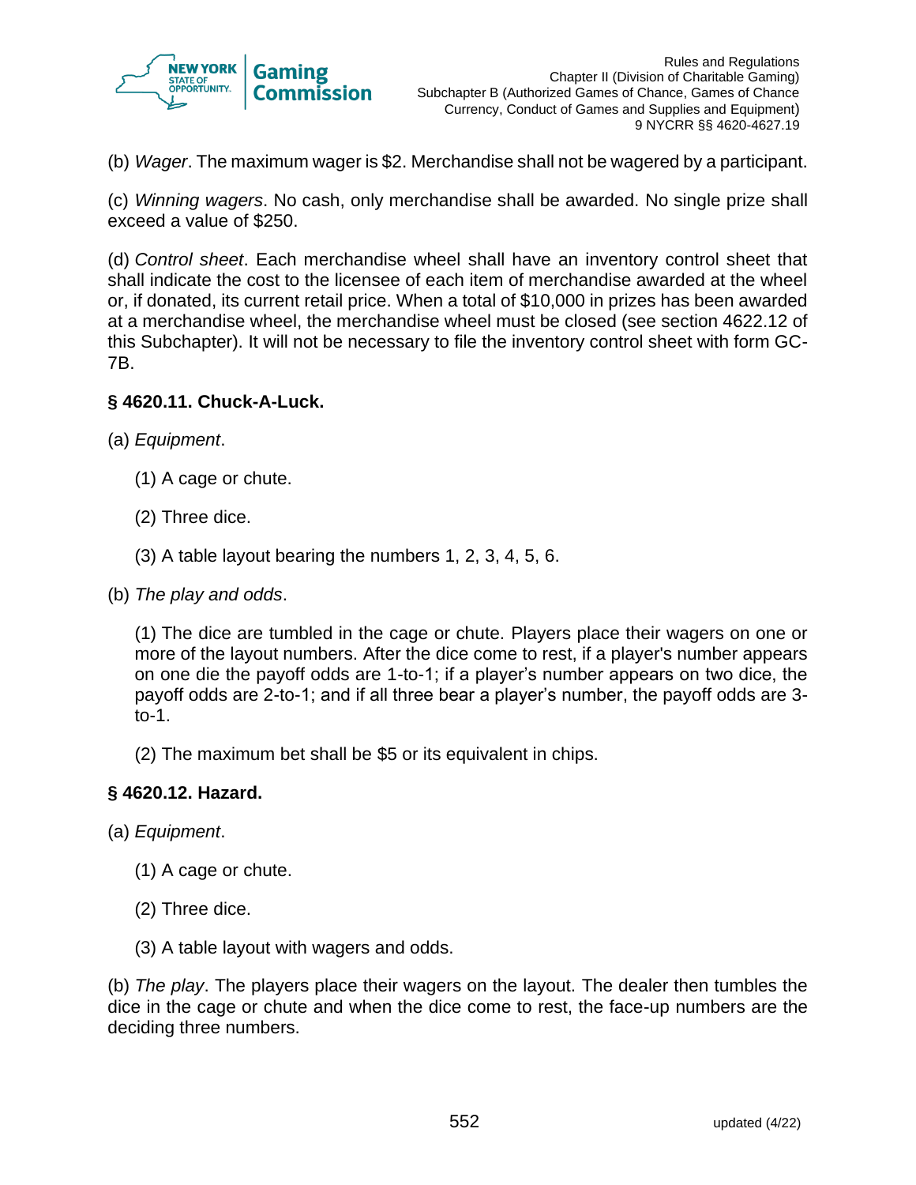(b) *Wager*. The maximum wager is $2. Merchandise shall not be wagered by a participant.

(c) *Winning wagers*. No cash, only merchandise shall be awarded. No single prize shall exceed a value of $250.

(d) *Control sheet*. Each merchandise wheel shall have an inventory control sheet that shall indicate the cost to the licensee of each item of merchandise awarded at the wheel or, if donated, its current retail price. When a total of $10,000 in prizes has been awarded at a merchandise wheel, the merchandise wheel must be closed (see section 4622.12 of this Subchapter). It will not be necessary to file the inventory control sheet with form GC-7B.

### § 4620.11. Chuck-A-Luck.

(a) *Equipment*.

(1) A cage or chute.

(2) Three dice.

(3) A table layout bearing the numbers 1, 2, 3, 4, 5, 6.

(b) *The play and odds*.

(1) The dice are tumbled in the cage or chute. Players place their wagers on one or more of the layout numbers. After the dice come to rest, if a player's number appears on one die the payoff odds are 1-to-1; if a player's number appears on two dice, the payoff odds are 2-to-1; and if all three bear a player's number, the payoff odds are 3-to-1.

(2) The maximum bet shall be $5 or its equivalent in chips.

### § 4620.12. Hazard.

(a) *Equipment*.

(1) A cage or chute.

(2) Three dice.

(3) A table layout with wagers and odds.

(b) *The play*. The players place their wagers on the layout. The dealer then tumbles the dice in the cage or chute and when the dice come to rest, the face-up numbers are the deciding three numbers.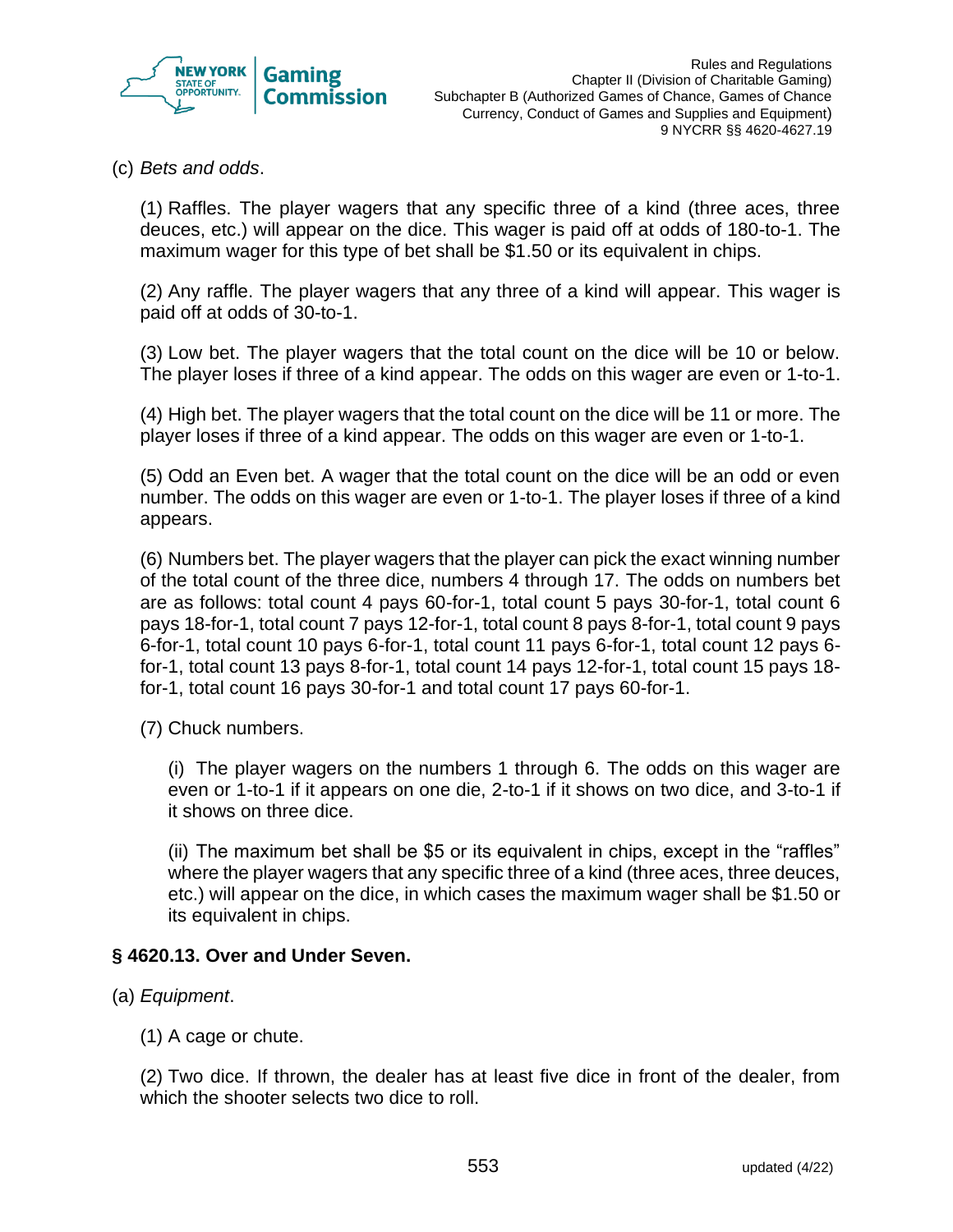(c) *Bets and odds*.

(1) Raffles. The player wagers that any specific three of a kind (three aces, three deuces, etc.) will appear on the dice. This wager is paid off at odds of 180-to-1. The maximum wager for this type of bet shall be $1.50 or its equivalent in chips.

(2) Any raffle. The player wagers that any three of a kind will appear. This wager is paid off at odds of 30-to-1.

(3) Low bet. The player wagers that the total count on the dice will be 10 or below. The player loses if three of a kind appear. The odds on this wager are even or 1-to-1.

(4) High bet. The player wagers that the total count on the dice will be 11 or more. The player loses if three of a kind appear. The odds on this wager are even or 1-to-1.

(5) Odd an Even bet. A wager that the total count on the dice will be an odd or even number. The odds on this wager are even or 1-to-1. The player loses if three of a kind appears.

(6) Numbers bet. The player wagers that the player can pick the exact winning number of the total count of the three dice, numbers 4 through 17. The odds on numbers bet are as follows: total count 4 pays 60-for-1, total count 5 pays 30-for-1, total count 6 pays 18-for-1, total count 7 pays 12-for-1, total count 8 pays 8-for-1, total count 9 pays 6-for-1, total count 10 pays 6-for-1, total count 11 pays 6-for-1, total count 12 pays 6-for-1, total count 13 pays 8-for-1, total count 14 pays 12-for-1, total count 15 pays 18-for-1, total count 16 pays 30-for-1 and total count 17 pays 60-for-1.

(7) Chuck numbers.

(i) The player wagers on the numbers 1 through 6. The odds on this wager are even or 1-to-1 if it appears on one die, 2-to-1 if it shows on two dice, and 3-to-1 if it shows on three dice.

(ii) The maximum bet shall be $5 or its equivalent in chips, except in the "raffles" where the player wagers that any specific three of a kind (three aces, three deuces, etc.) will appear on the dice, in which cases the maximum wager shall be $1.50 or its equivalent in chips.

### § 4620.13. Over and Under Seven.

(a) *Equipment*.

(1) A cage or chute.

(2) Two dice. If thrown, the dealer has at least five dice in front of the dealer, from which the shooter selects two dice to roll.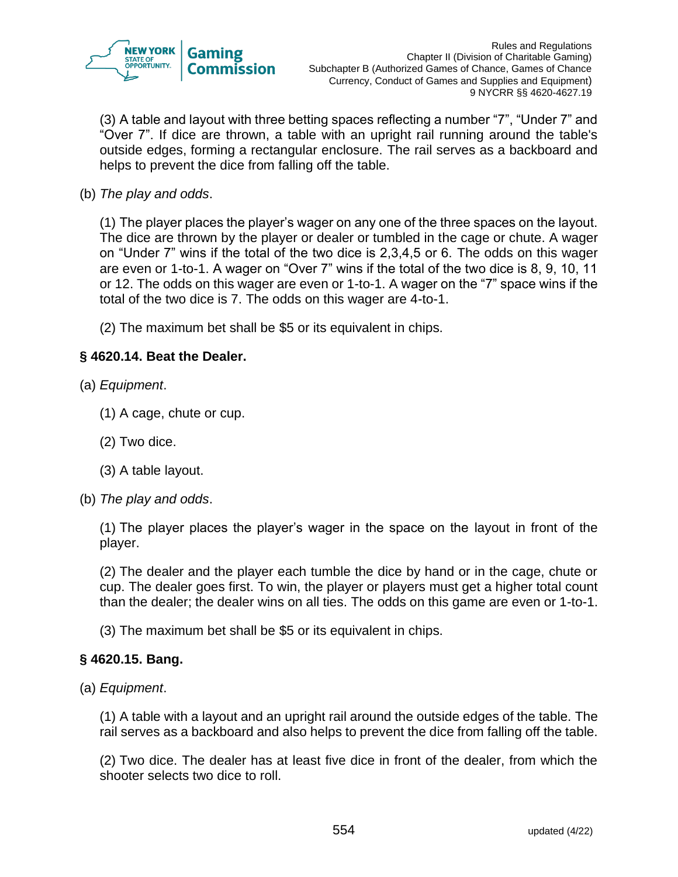(3) A table and layout with three betting spaces reflecting a number “7”, “Under 7” and “Over 7”. If dice are thrown, a table with an upright rail running around the table's outside edges, forming a rectangular enclosure. The rail serves as a backboard and helps to prevent the dice from falling off the table.

(b) *The play and odds*.

(1) The player places the player’s wager on any one of the three spaces on the layout. The dice are thrown by the player or dealer or tumbled in the cage or chute. A wager on “Under 7” wins if the total of the two dice is 2,3,4,5 or 6. The odds on this wager are even or 1-to-1. A wager on “Over 7” wins if the total of the two dice is 8, 9, 10, 11 or 12. The odds on this wager are even or 1-to-1. A wager on the “7” space wins if the total of the two dice is 7. The odds on this wager are 4-to-1.

(2) The maximum bet shall be $5 or its equivalent in chips.

**§ 4620.14. Beat the Dealer.**

(a) *Equipment*.

(1) A cage, chute or cup.

(2) Two dice.

(3) A table layout.

(b) *The play and odds*.

(1) The player places the player’s wager in the space on the layout in front of the player.

(2) The dealer and the player each tumble the dice by hand or in the cage, chute or cup. The dealer goes first. To win, the player or players must get a higher total count than the dealer; the dealer wins on all ties. The odds on this game are even or 1-to-1.

(3) The maximum bet shall be $5 or its equivalent in chips.

**§ 4620.15. Bang.**

(a) *Equipment*.

(1) A table with a layout and an upright rail around the outside edges of the table. The rail serves as a backboard and also helps to prevent the dice from falling off the table.

(2) Two dice. The dealer has at least five dice in front of the dealer, from which the shooter selects two dice to roll.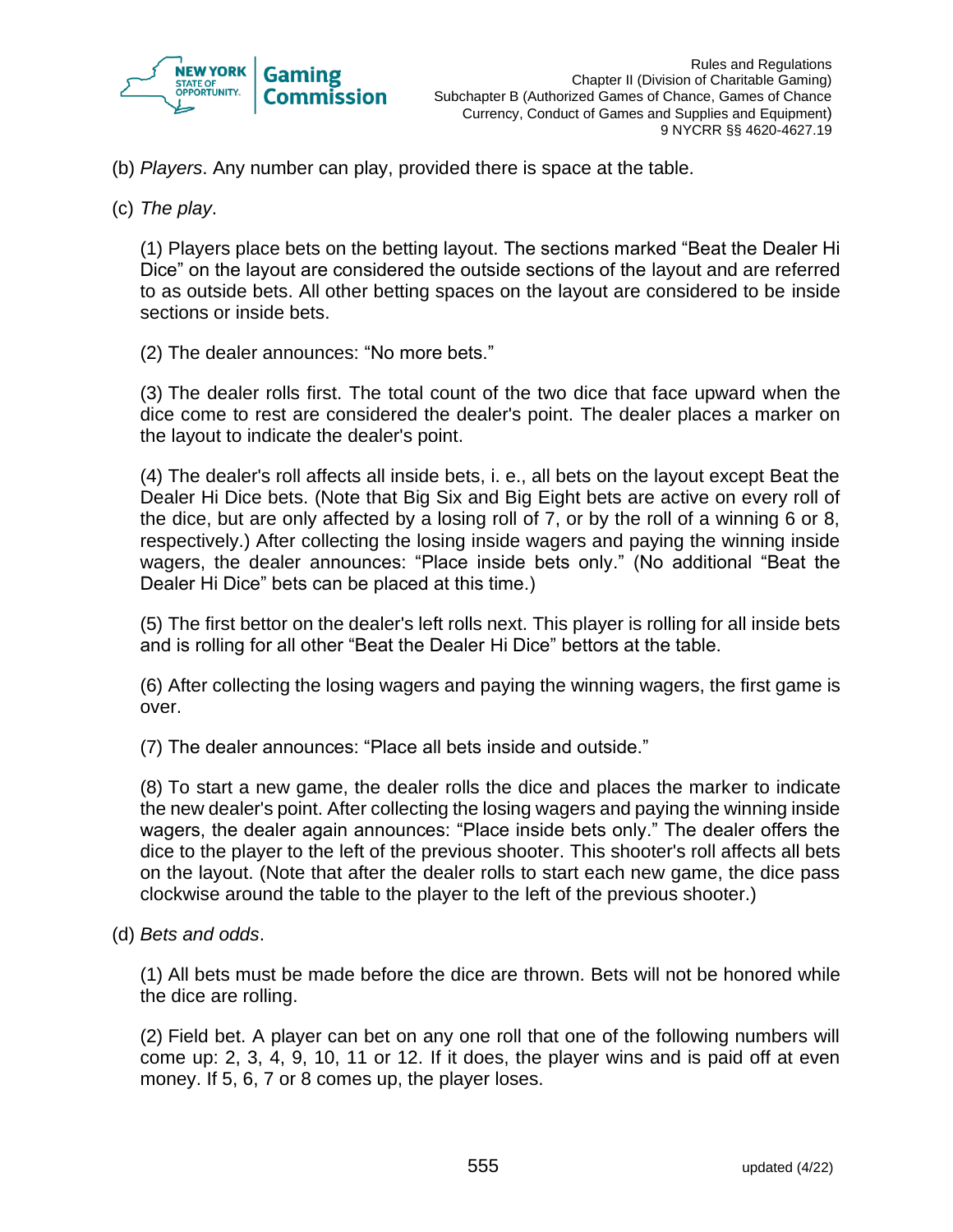(b) *Players*. Any number can play, provided there is space at the table.

(c) *The play*.

(1) Players place bets on the betting layout. The sections marked "Beat the Dealer Hi Dice" on the layout are considered the outside sections of the layout and are referred to as outside bets. All other betting spaces on the layout are considered to be inside sections or inside bets.

(2) The dealer announces: "No more bets."

(3) The dealer rolls first. The total count of the two dice that face upward when the dice come to rest are considered the dealer's point. The dealer places a marker on the layout to indicate the dealer's point.

(4) The dealer's roll affects all inside bets, i. e., all bets on the layout except Beat the Dealer Hi Dice bets. (Note that Big Six and Big Eight bets are active on every roll of the dice, but are only affected by a losing roll of 7, or by the roll of a winning 6 or 8, respectively.) After collecting the losing inside wagers and paying the winning inside wagers, the dealer announces: "Place inside bets only." (No additional "Beat the Dealer Hi Dice" bets can be placed at this time.)

(5) The first bettor on the dealer's left rolls next. This player is rolling for all inside bets and is rolling for all other "Beat the Dealer Hi Dice" bettors at the table.

(6) After collecting the losing wagers and paying the winning wagers, the first game is over.

(7) The dealer announces: "Place all bets inside and outside."

(8) To start a new game, the dealer rolls the dice and places the marker to indicate the new dealer's point. After collecting the losing wagers and paying the winning inside wagers, the dealer again announces: "Place inside bets only." The dealer offers the dice to the player to the left of the previous shooter. This shooter's roll affects all bets on the layout. (Note that after the dealer rolls to start each new game, the dice pass clockwise around the table to the player to the left of the previous shooter.)

(d) *Bets and odds*.

(1) All bets must be made before the dice are thrown. Bets will not be honored while the dice are rolling.

(2) Field bet. A player can bet on any one roll that one of the following numbers will come up: 2, 3, 4, 9, 10, 11 or 12. If it does, the player wins and is paid off at even money. If 5, 6, 7 or 8 comes up, the player loses.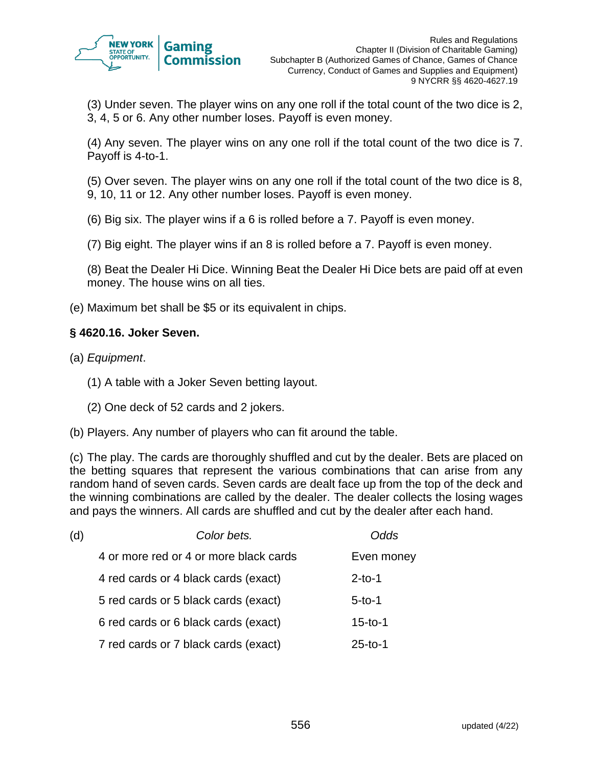(3) Under seven. The player wins on any one roll if the total count of the two dice is 2, 3, 4, 5 or 6. Any other number loses. Payoff is even money.

(4) Any seven. The player wins on any one roll if the total count of the two dice is 7. Payoff is 4-to-1.

(5) Over seven. The player wins on any one roll if the total count of the two dice is 8, 9, 10, 11 or 12. Any other number loses. Payoff is even money.

(6) Big six. The player wins if a 6 is rolled before a 7. Payoff is even money.

(7) Big eight. The player wins if an 8 is rolled before a 7. Payoff is even money.

(8) Beat the Dealer Hi Dice. Winning Beat the Dealer Hi Dice bets are paid off at even money. The house wins on all ties.

(e) Maximum bet shall be $5 or its equivalent in chips.

**§ 4620.16. Joker Seven.**

(a) *Equipment*.

(1) A table with a Joker Seven betting layout.

(2) One deck of 52 cards and 2 jokers.

(b) Players. Any number of players who can fit around the table.

(c) The play. The cards are thoroughly shuffled and cut by the dealer. Bets are placed on the betting squares that represent the various combinations that can arise from any random hand of seven cards. Seven cards are dealt face up from the top of the deck and the winning combinations are called by the dealer. The dealer collects the losing wages and pays the winners. All cards are shuffled and cut by the dealer after each hand.

(d)

| *Color bets.* | *Odds* |
|---|---|
| 4 or more red or 4 or more black cards | Even money |
| 4 red cards or 4 black cards (exact) | 2-to-1 |
| 5 red cards or 5 black cards (exact) | 5-to-1 |
| 6 red cards or 6 black cards (exact) | 15-to-1 |
| 7 red cards or 7 black cards (exact) | 25-to-1 |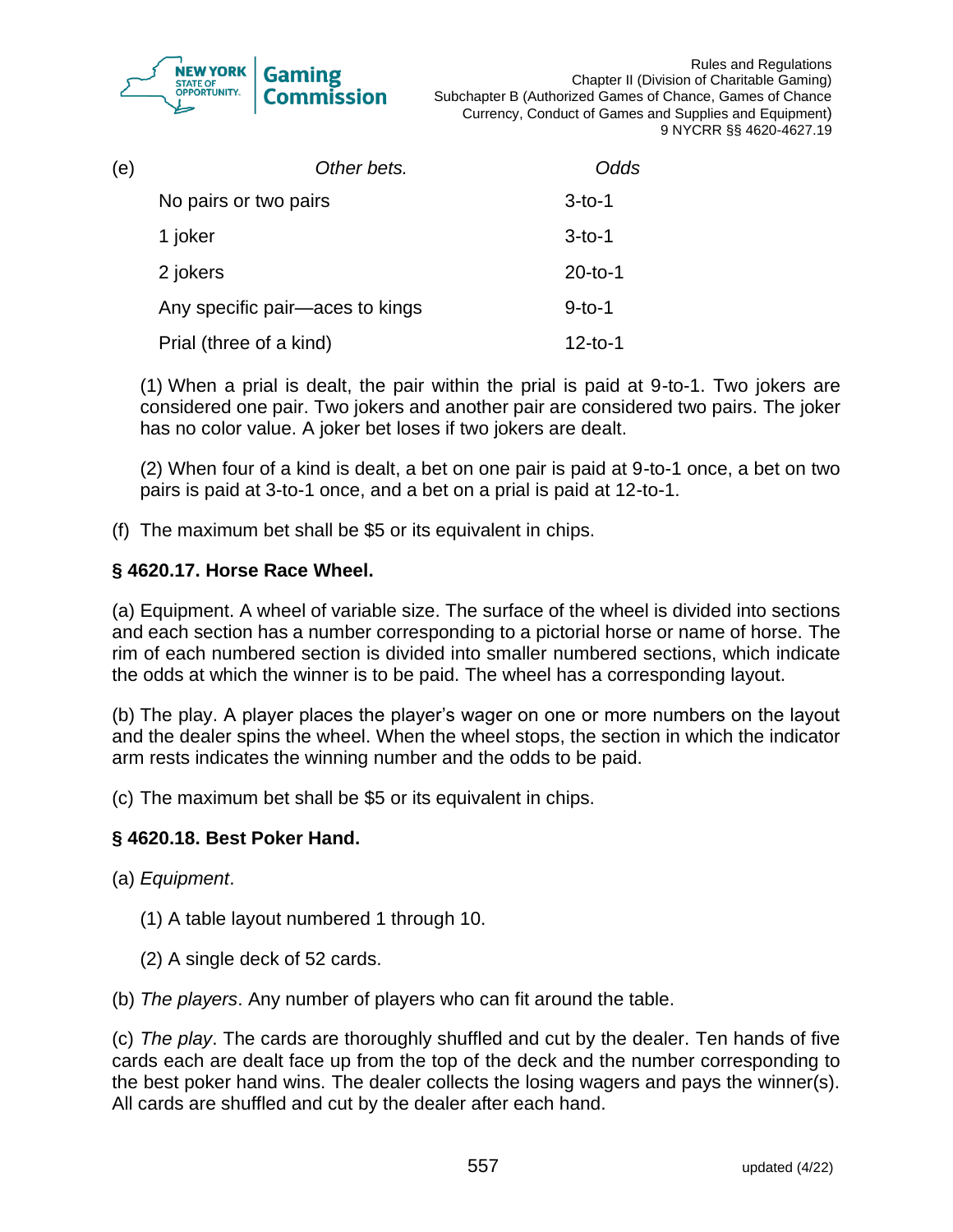| (e) Other bets. | Odds |
|---|---|
| No pairs or two pairs | 3-to-1 |
| 1 joker | 3-to-1 |
| 2 jokers | 20-to-1 |
| Any specific pair—aces to kings | 9-to-1 |
| Prial (three of a kind) | 12-to-1 |

(1) When a prial is dealt, the pair within the prial is paid at 9-to-1. Two jokers are considered one pair. Two jokers and another pair are considered two pairs. The joker has no color value. A joker bet loses if two jokers are dealt.

(2) When four of a kind is dealt, a bet on one pair is paid at 9-to-1 once, a bet on two pairs is paid at 3-to-1 once, and a bet on a prial is paid at 12-to-1.

(f) The maximum bet shall be $5 or its equivalent in chips.

### § 4620.17. Horse Race Wheel.

(a) Equipment. A wheel of variable size. The surface of the wheel is divided into sections and each section has a number corresponding to a pictorial horse or name of horse. The rim of each numbered section is divided into smaller numbered sections, which indicate the odds at which the winner is to be paid. The wheel has a corresponding layout.

(b) The play. A player places the player's wager on one or more numbers on the layout and the dealer spins the wheel. When the wheel stops, the section in which the indicator arm rests indicates the winning number and the odds to be paid.

(c) The maximum bet shall be $5 or its equivalent in chips.

### § 4620.18. Best Poker Hand.

(a) *Equipment*.

(1) A table layout numbered 1 through 10.

(2) A single deck of 52 cards.

(b) *The players*. Any number of players who can fit around the table.

(c) *The play*. The cards are thoroughly shuffled and cut by the dealer. Ten hands of five cards each are dealt face up from the top of the deck and the number corresponding to the best poker hand wins. The dealer collects the losing wagers and pays the winner(s). All cards are shuffled and cut by the dealer after each hand.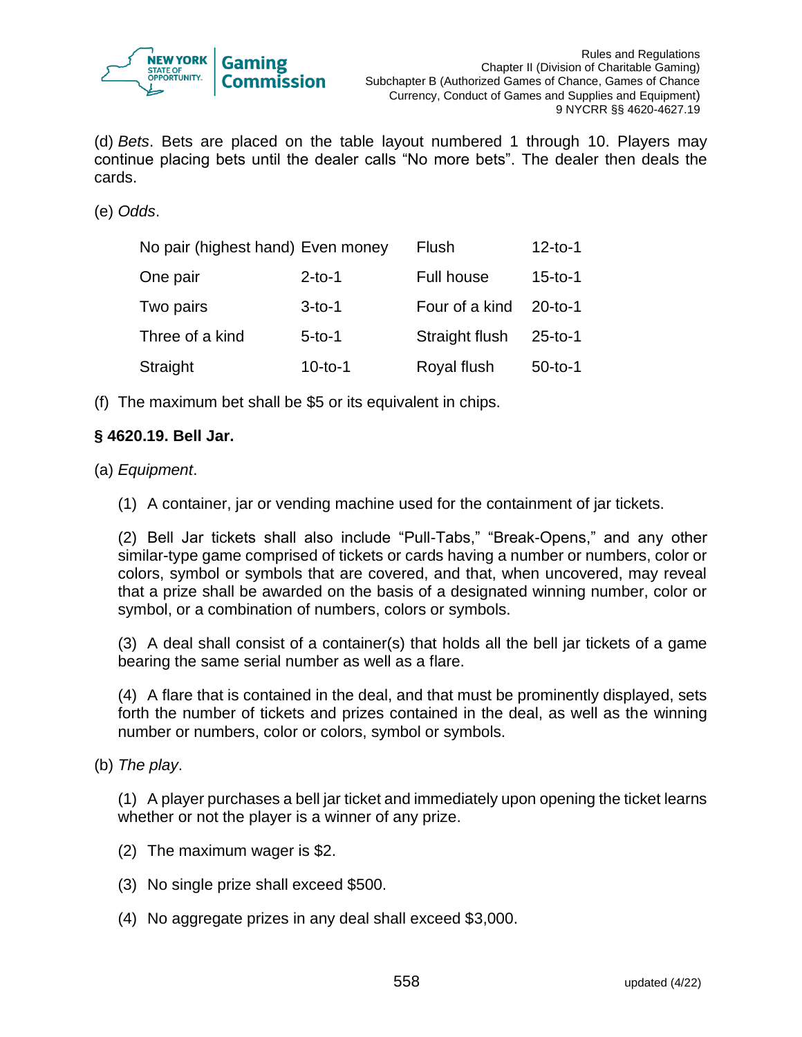(d) *Bets*. Bets are placed on the table layout numbered 1 through 10. Players may continue placing bets until the dealer calls "No more bets". The dealer then deals the cards.

(e) *Odds*.

| | | | |
|---|---|---|---|
| No pair (highest hand) | Even money | Flush | 12-to-1 |
| One pair | 2-to-1 | Full house | 15-to-1 |
| Two pairs | 3-to-1 | Four of a kind | 20-to-1 |
| Three of a kind | 5-to-1 | Straight flush | 25-to-1 |
| Straight | 10-to-1 | Royal flush | 50-to-1 |

(f) The maximum bet shall be $5 or its equivalent in chips.

**§ 4620.19. Bell Jar.**

(a) *Equipment*.

(1) A container, jar or vending machine used for the containment of jar tickets.

(2) Bell Jar tickets shall also include "Pull-Tabs," "Break-Opens," and any other similar-type game comprised of tickets or cards having a number or numbers, color or colors, symbol or symbols that are covered, and that, when uncovered, may reveal that a prize shall be awarded on the basis of a designated winning number, color or symbol, or a combination of numbers, colors or symbols.

(3) A deal shall consist of a container(s) that holds all the bell jar tickets of a game bearing the same serial number as well as a flare.

(4) A flare that is contained in the deal, and that must be prominently displayed, sets forth the number of tickets and prizes contained in the deal, as well as the winning number or numbers, color or colors, symbol or symbols.

(b) *The play*.

(1) A player purchases a bell jar ticket and immediately upon opening the ticket learns whether or not the player is a winner of any prize.

(2) The maximum wager is $2.

(3) No single prize shall exceed $500.

(4) No aggregate prizes in any deal shall exceed $3,000.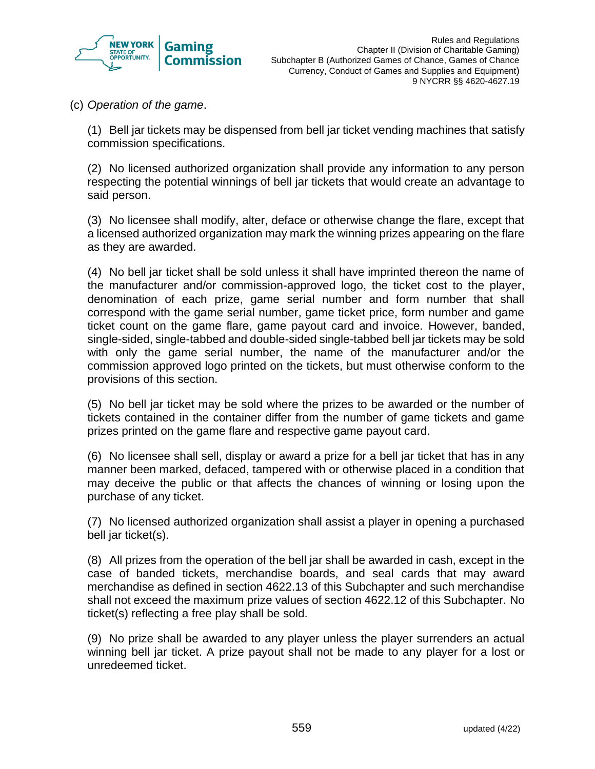(c) *Operation of the game*.

(1) Bell jar tickets may be dispensed from bell jar ticket vending machines that satisfy commission specifications.

(2) No licensed authorized organization shall provide any information to any person respecting the potential winnings of bell jar tickets that would create an advantage to said person.

(3) No licensee shall modify, alter, deface or otherwise change the flare, except that a licensed authorized organization may mark the winning prizes appearing on the flare as they are awarded.

(4) No bell jar ticket shall be sold unless it shall have imprinted thereon the name of the manufacturer and/or commission-approved logo, the ticket cost to the player, denomination of each prize, game serial number and form number that shall correspond with the game serial number, game ticket price, form number and game ticket count on the game flare, game payout card and invoice. However, banded, single-sided, single-tabbed and double-sided single-tabbed bell jar tickets may be sold with only the game serial number, the name of the manufacturer and/or the commission approved logo printed on the tickets, but must otherwise conform to the provisions of this section.

(5) No bell jar ticket may be sold where the prizes to be awarded or the number of tickets contained in the container differ from the number of game tickets and game prizes printed on the game flare and respective game payout card.

(6) No licensee shall sell, display or award a prize for a bell jar ticket that has in any manner been marked, defaced, tampered with or otherwise placed in a condition that may deceive the public or that affects the chances of winning or losing upon the purchase of any ticket.

(7) No licensed authorized organization shall assist a player in opening a purchased bell jar ticket(s).

(8) All prizes from the operation of the bell jar shall be awarded in cash, except in the case of banded tickets, merchandise boards, and seal cards that may award merchandise as defined in section 4622.13 of this Subchapter and such merchandise shall not exceed the maximum prize values of section 4622.12 of this Subchapter. No ticket(s) reflecting a free play shall be sold.

(9) No prize shall be awarded to any player unless the player surrenders an actual winning bell jar ticket. A prize payout shall not be made to any player for a lost or unredeemed ticket.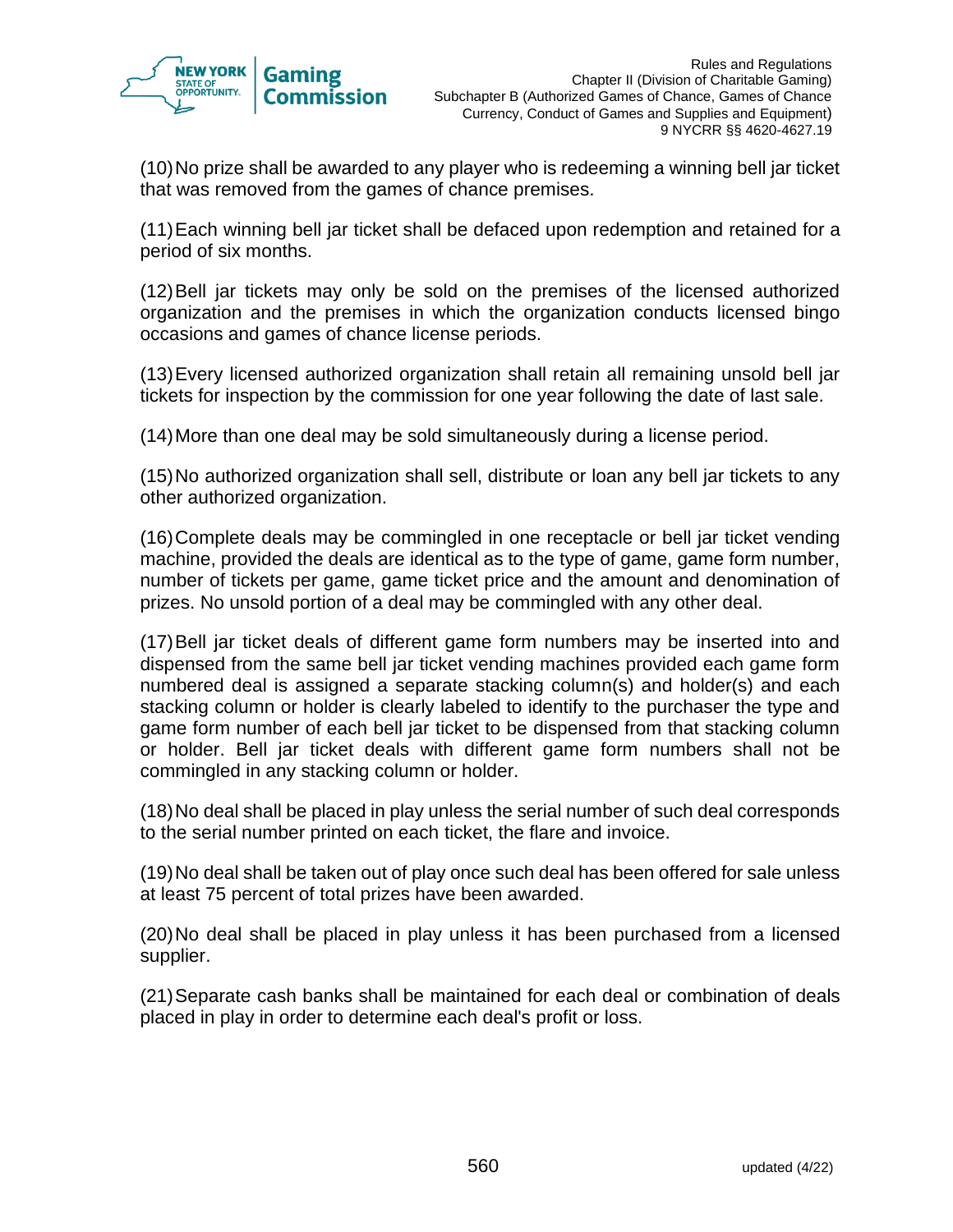(10) No prize shall be awarded to any player who is redeeming a winning bell jar ticket that was removed from the games of chance premises.

(11) Each winning bell jar ticket shall be defaced upon redemption and retained for a period of six months.

(12) Bell jar tickets may only be sold on the premises of the licensed authorized organization and the premises in which the organization conducts licensed bingo occasions and games of chance license periods.

(13) Every licensed authorized organization shall retain all remaining unsold bell jar tickets for inspection by the commission for one year following the date of last sale.

(14) More than one deal may be sold simultaneously during a license period.

(15) No authorized organization shall sell, distribute or loan any bell jar tickets to any other authorized organization.

(16) Complete deals may be commingled in one receptacle or bell jar ticket vending machine, provided the deals are identical as to the type of game, game form number, number of tickets per game, game ticket price and the amount and denomination of prizes. No unsold portion of a deal may be commingled with any other deal.

(17) Bell jar ticket deals of different game form numbers may be inserted into and dispensed from the same bell jar ticket vending machines provided each game form numbered deal is assigned a separate stacking column(s) and holder(s) and each stacking column or holder is clearly labeled to identify to the purchaser the type and game form number of each bell jar ticket to be dispensed from that stacking column or holder. Bell jar ticket deals with different game form numbers shall not be commingled in any stacking column or holder.

(18) No deal shall be placed in play unless the serial number of such deal corresponds to the serial number printed on each ticket, the flare and invoice.

(19) No deal shall be taken out of play once such deal has been offered for sale unless at least 75 percent of total prizes have been awarded.

(20) No deal shall be placed in play unless it has been purchased from a licensed supplier.

(21) Separate cash banks shall be maintained for each deal or combination of deals placed in play in order to determine each deal's profit or loss.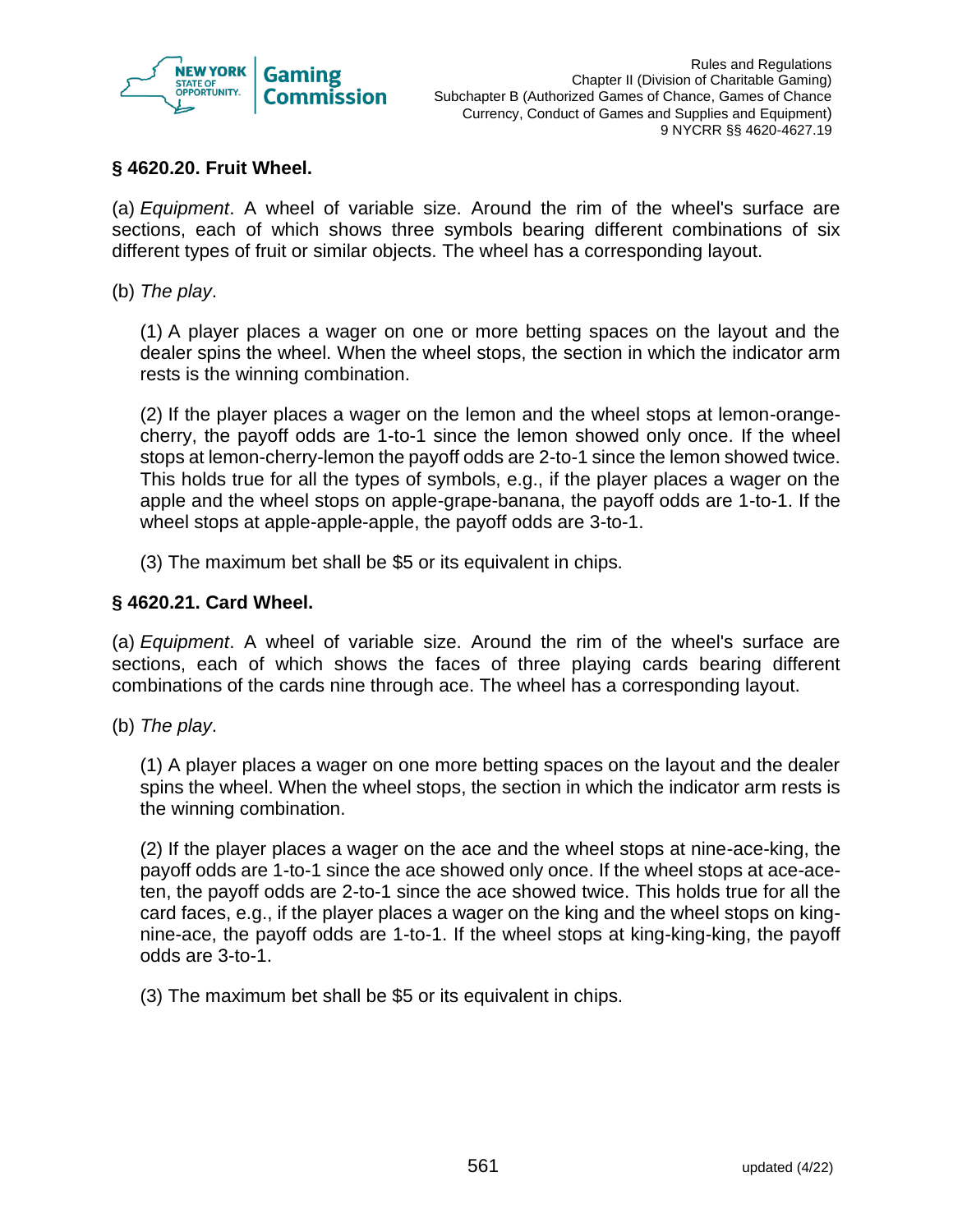### § 4620.20. Fruit Wheel.

(a) *Equipment*. A wheel of variable size. Around the rim of the wheel's surface are sections, each of which shows three symbols bearing different combinations of six different types of fruit or similar objects. The wheel has a corresponding layout.

(b) *The play*.

(1) A player places a wager on one or more betting spaces on the layout and the dealer spins the wheel. When the wheel stops, the section in which the indicator arm rests is the winning combination.

(2) If the player places a wager on the lemon and the wheel stops at lemon-orange-cherry, the payoff odds are 1-to-1 since the lemon showed only once. If the wheel stops at lemon-cherry-lemon the payoff odds are 2-to-1 since the lemon showed twice. This holds true for all the types of symbols, e.g., if the player places a wager on the apple and the wheel stops on apple-grape-banana, the payoff odds are 1-to-1. If the wheel stops at apple-apple-apple, the payoff odds are 3-to-1.

(3) The maximum bet shall be $5 or its equivalent in chips.

### § 4620.21. Card Wheel.

(a) *Equipment*. A wheel of variable size. Around the rim of the wheel's surface are sections, each of which shows the faces of three playing cards bearing different combinations of the cards nine through ace. The wheel has a corresponding layout.

(b) *The play*.

(1) A player places a wager on one more betting spaces on the layout and the dealer spins the wheel. When the wheel stops, the section in which the indicator arm rests is the winning combination.

(2) If the player places a wager on the ace and the wheel stops at nine-ace-king, the payoff odds are 1-to-1 since the ace showed only once. If the wheel stops at ace-ace-ten, the payoff odds are 2-to-1 since the ace showed twice. This holds true for all the card faces, e.g., if the player places a wager on the king and the wheel stops on king-nine-ace, the payoff odds are 1-to-1. If the wheel stops at king-king-king, the payoff odds are 3-to-1.

(3) The maximum bet shall be $5 or its equivalent in chips.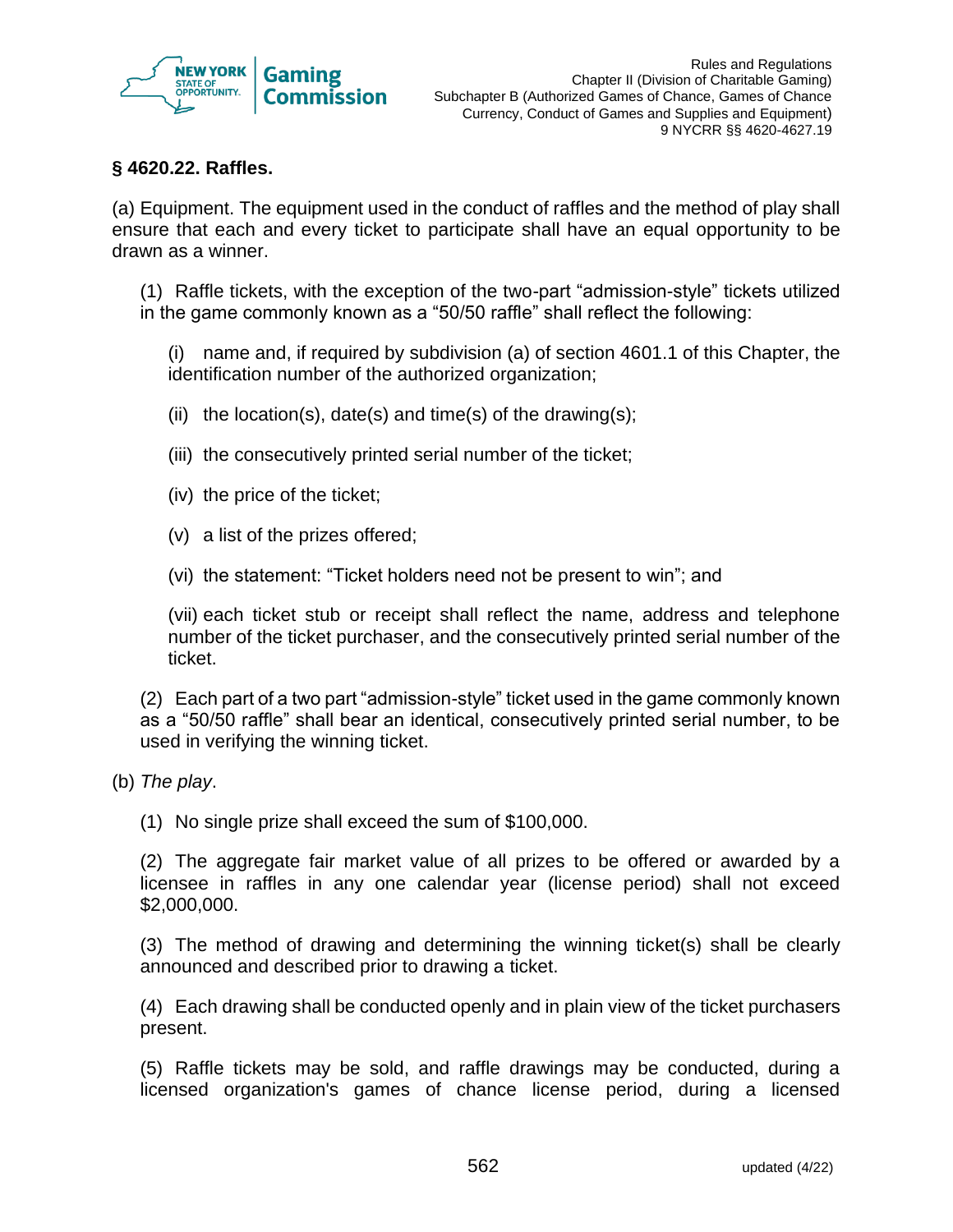### § 4620.22. Raffles.

(a) Equipment. The equipment used in the conduct of raffles and the method of play shall ensure that each and every ticket to participate shall have an equal opportunity to be drawn as a winner.

(1) Raffle tickets, with the exception of the two-part "admission-style" tickets utilized in the game commonly known as a "50/50 raffle" shall reflect the following:

(i) name and, if required by subdivision (a) of section 4601.1 of this Chapter, the identification number of the authorized organization;

(ii) the location(s), date(s) and time(s) of the drawing(s);

(iii) the consecutively printed serial number of the ticket;

(iv) the price of the ticket;

(v) a list of the prizes offered;

(vi) the statement: "Ticket holders need not be present to win"; and

(vii) each ticket stub or receipt shall reflect the name, address and telephone number of the ticket purchaser, and the consecutively printed serial number of the ticket.

(2) Each part of a two part "admission-style" ticket used in the game commonly known as a "50/50 raffle" shall bear an identical, consecutively printed serial number, to be used in verifying the winning ticket.

(b) *The play*.

(1) No single prize shall exceed the sum of $100,000.

(2) The aggregate fair market value of all prizes to be offered or awarded by a licensee in raffles in any one calendar year (license period) shall not exceed $2,000,000.

(3) The method of drawing and determining the winning ticket(s) shall be clearly announced and described prior to drawing a ticket.

(4) Each drawing shall be conducted openly and in plain view of the ticket purchasers present.

(5) Raffle tickets may be sold, and raffle drawings may be conducted, during a licensed organization's games of chance license period, during a licensed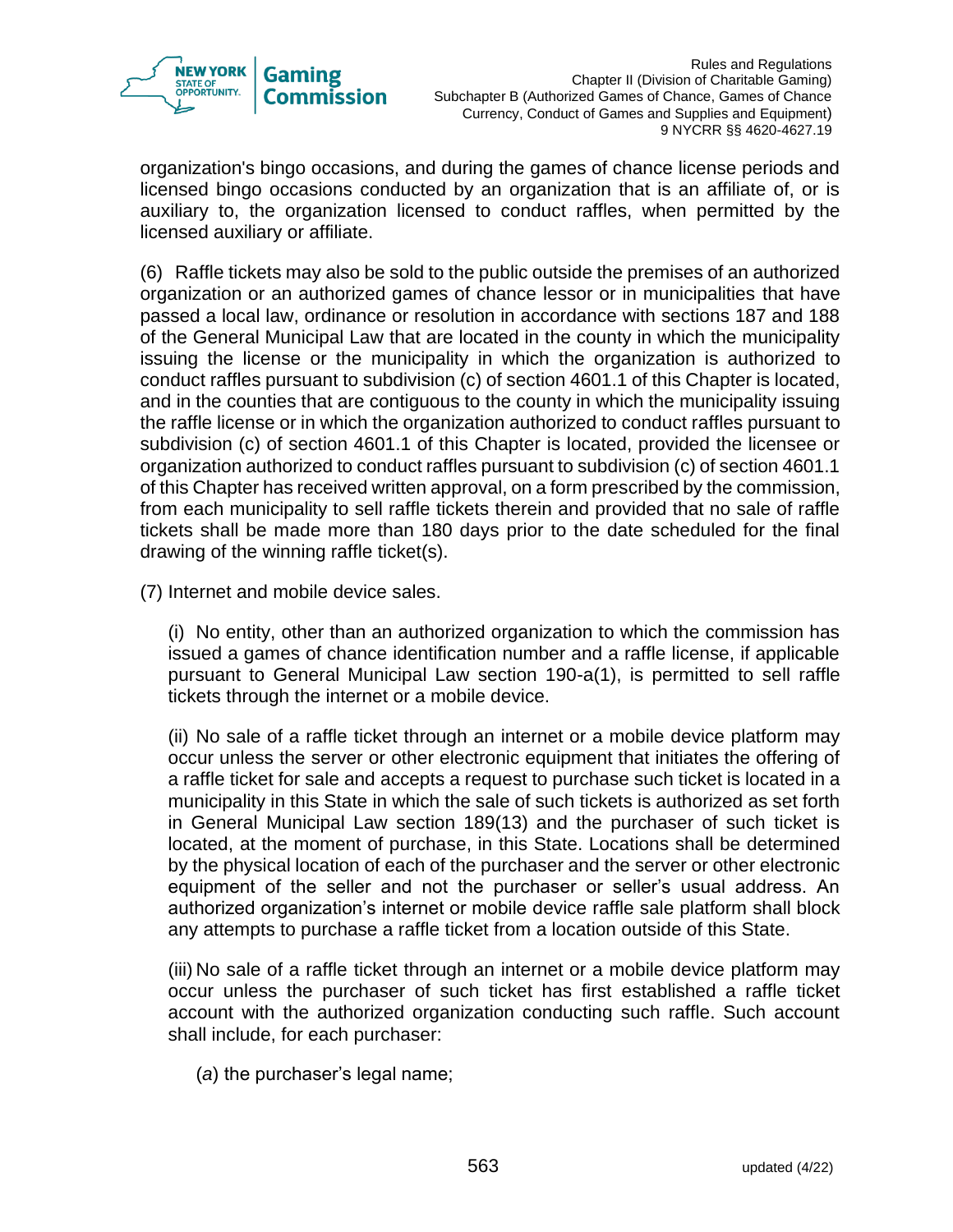organization's bingo occasions, and during the games of chance license periods and licensed bingo occasions conducted by an organization that is an affiliate of, or is auxiliary to, the organization licensed to conduct raffles, when permitted by the licensed auxiliary or affiliate.

(6) Raffle tickets may also be sold to the public outside the premises of an authorized organization or an authorized games of chance lessor or in municipalities that have passed a local law, ordinance or resolution in accordance with sections 187 and 188 of the General Municipal Law that are located in the county in which the municipality issuing the license or the municipality in which the organization is authorized to conduct raffles pursuant to subdivision (c) of section 4601.1 of this Chapter is located, and in the counties that are contiguous to the county in which the municipality issuing the raffle license or in which the organization authorized to conduct raffles pursuant to subdivision (c) of section 4601.1 of this Chapter is located, provided the licensee or organization authorized to conduct raffles pursuant to subdivision (c) of section 4601.1 of this Chapter has received written approval, on a form prescribed by the commission, from each municipality to sell raffle tickets therein and provided that no sale of raffle tickets shall be made more than 180 days prior to the date scheduled for the final drawing of the winning raffle ticket(s).

(7) Internet and mobile device sales.

(i) No entity, other than an authorized organization to which the commission has issued a games of chance identification number and a raffle license, if applicable pursuant to General Municipal Law section 190-a(1), is permitted to sell raffle tickets through the internet or a mobile device.

(ii) No sale of a raffle ticket through an internet or a mobile device platform may occur unless the server or other electronic equipment that initiates the offering of a raffle ticket for sale and accepts a request to purchase such ticket is located in a municipality in this State in which the sale of such tickets is authorized as set forth in General Municipal Law section 189(13) and the purchaser of such ticket is located, at the moment of purchase, in this State. Locations shall be determined by the physical location of each of the purchaser and the server or other electronic equipment of the seller and not the purchaser or seller's usual address. An authorized organization's internet or mobile device raffle sale platform shall block any attempts to purchase a raffle ticket from a location outside of this State.

(iii) No sale of a raffle ticket through an internet or a mobile device platform may occur unless the purchaser of such ticket has first established a raffle ticket account with the authorized organization conducting such raffle. Such account shall include, for each purchaser:

(*a*) the purchaser's legal name;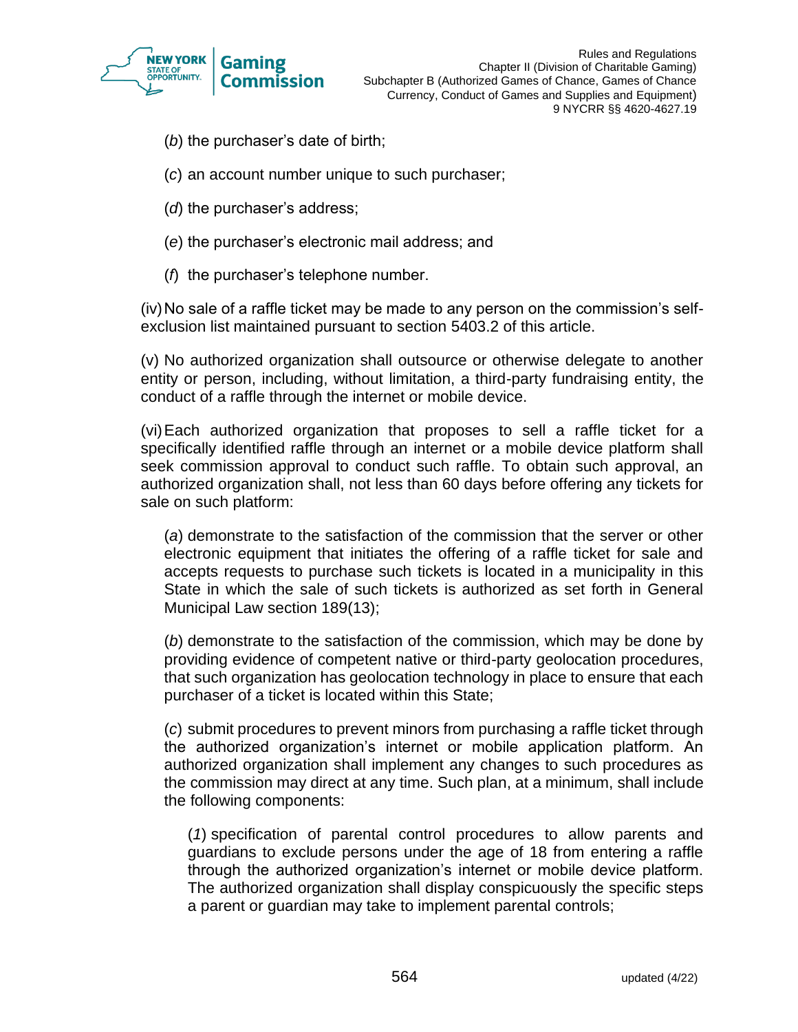(*b*) the purchaser's date of birth;

(*c*) an account number unique to such purchaser;

(*d*) the purchaser's address;

(*e*) the purchaser's electronic mail address; and

(*f*) the purchaser's telephone number.

(iv) No sale of a raffle ticket may be made to any person on the commission's self-exclusion list maintained pursuant to section 5403.2 of this article.

(v) No authorized organization shall outsource or otherwise delegate to another entity or person, including, without limitation, a third-party fundraising entity, the conduct of a raffle through the internet or mobile device.

(vi) Each authorized organization that proposes to sell a raffle ticket for a specifically identified raffle through an internet or a mobile device platform shall seek commission approval to conduct such raffle. To obtain such approval, an authorized organization shall, not less than 60 days before offering any tickets for sale on such platform:

(*a*) demonstrate to the satisfaction of the commission that the server or other electronic equipment that initiates the offering of a raffle ticket for sale and accepts requests to purchase such tickets is located in a municipality in this State in which the sale of such tickets is authorized as set forth in General Municipal Law section 189(13);

(*b*) demonstrate to the satisfaction of the commission, which may be done by providing evidence of competent native or third-party geolocation procedures, that such organization has geolocation technology in place to ensure that each purchaser of a ticket is located within this State;

(*c*) submit procedures to prevent minors from purchasing a raffle ticket through the authorized organization's internet or mobile application platform. An authorized organization shall implement any changes to such procedures as the commission may direct at any time. Such plan, at a minimum, shall include the following components:

(*1*) specification of parental control procedures to allow parents and guardians to exclude persons under the age of 18 from entering a raffle through the authorized organization's internet or mobile device platform. The authorized organization shall display conspicuously the specific steps a parent or guardian may take to implement parental controls;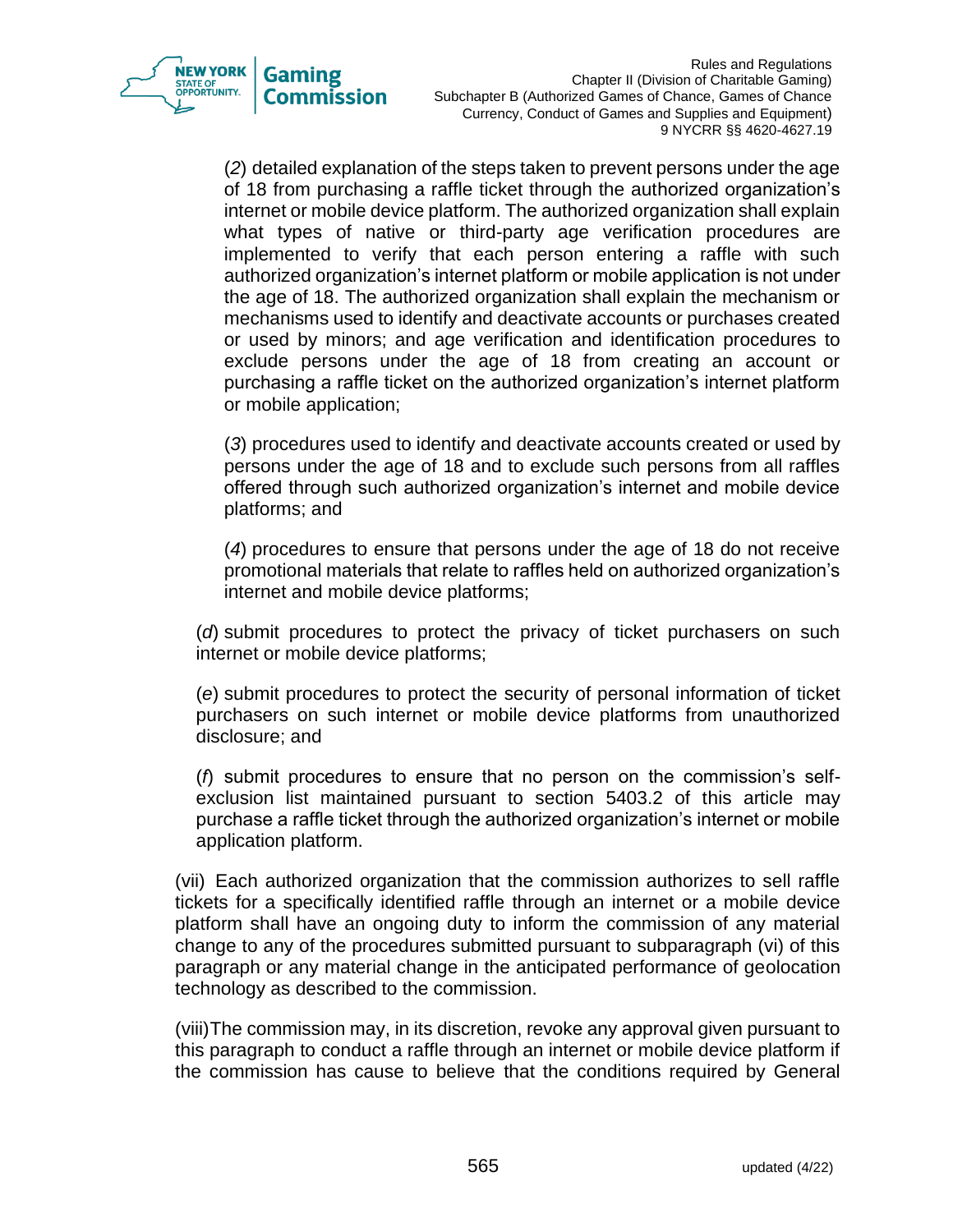(*2*) detailed explanation of the steps taken to prevent persons under the age of 18 from purchasing a raffle ticket through the authorized organization's internet or mobile device platform. The authorized organization shall explain what types of native or third-party age verification procedures are implemented to verify that each person entering a raffle with such authorized organization's internet platform or mobile application is not under the age of 18. The authorized organization shall explain the mechanism or mechanisms used to identify and deactivate accounts or purchases created or used by minors; and age verification and identification procedures to exclude persons under the age of 18 from creating an account or purchasing a raffle ticket on the authorized organization's internet platform or mobile application;

(*3*) procedures used to identify and deactivate accounts created or used by persons under the age of 18 and to exclude such persons from all raffles offered through such authorized organization's internet and mobile device platforms; and

(*4*) procedures to ensure that persons under the age of 18 do not receive promotional materials that relate to raffles held on authorized organization's internet and mobile device platforms;

(*d*) submit procedures to protect the privacy of ticket purchasers on such internet or mobile device platforms;

(*e*) submit procedures to protect the security of personal information of ticket purchasers on such internet or mobile device platforms from unauthorized disclosure; and

(*f*) submit procedures to ensure that no person on the commission's self-exclusion list maintained pursuant to section 5403.2 of this article may purchase a raffle ticket through the authorized organization's internet or mobile application platform.

(vii) Each authorized organization that the commission authorizes to sell raffle tickets for a specifically identified raffle through an internet or a mobile device platform shall have an ongoing duty to inform the commission of any material change to any of the procedures submitted pursuant to subparagraph (vi) of this paragraph or any material change in the anticipated performance of geolocation technology as described to the commission.

(viii) The commission may, in its discretion, revoke any approval given pursuant to this paragraph to conduct a raffle through an internet or mobile device platform if the commission has cause to believe that the conditions required by General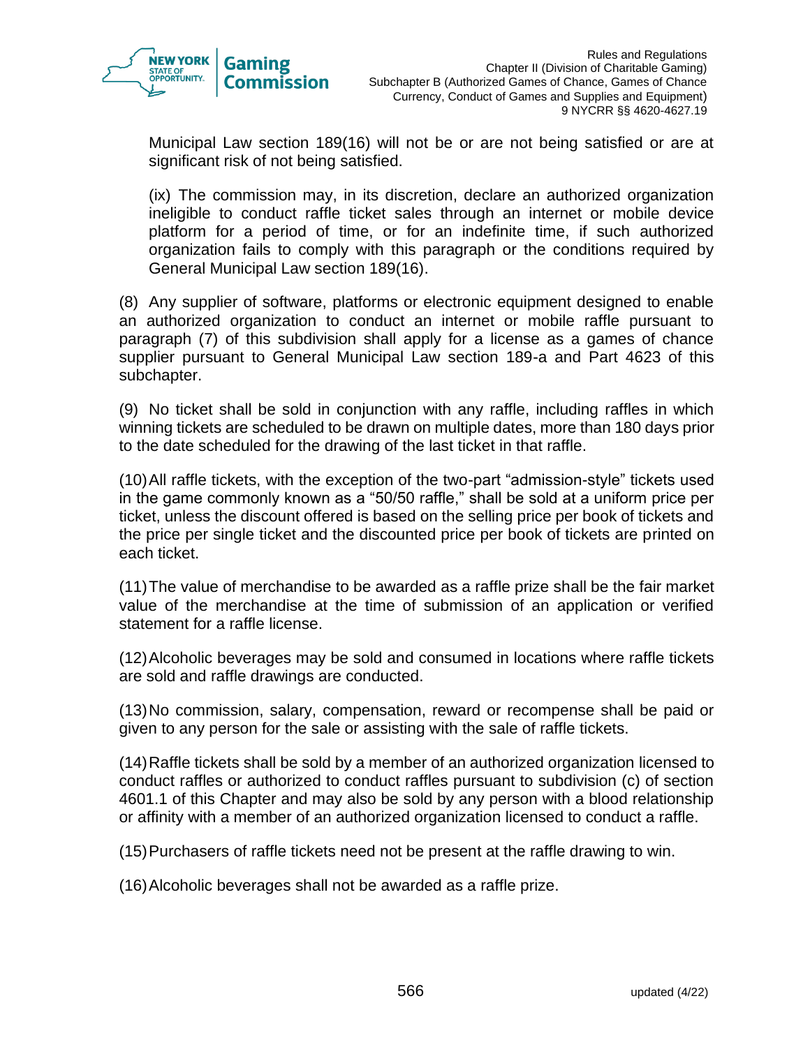Municipal Law section 189(16) will not be or are not being satisfied or are at significant risk of not being satisfied.

(ix) The commission may, in its discretion, declare an authorized organization ineligible to conduct raffle ticket sales through an internet or mobile device platform for a period of time, or for an indefinite time, if such authorized organization fails to comply with this paragraph or the conditions required by General Municipal Law section 189(16).

(8) Any supplier of software, platforms or electronic equipment designed to enable an authorized organization to conduct an internet or mobile raffle pursuant to paragraph (7) of this subdivision shall apply for a license as a games of chance supplier pursuant to General Municipal Law section 189-a and Part 4623 of this subchapter.

(9) No ticket shall be sold in conjunction with any raffle, including raffles in which winning tickets are scheduled to be drawn on multiple dates, more than 180 days prior to the date scheduled for the drawing of the last ticket in that raffle.

(10) All raffle tickets, with the exception of the two-part "admission-style" tickets used in the game commonly known as a "50/50 raffle," shall be sold at a uniform price per ticket, unless the discount offered is based on the selling price per book of tickets and the price per single ticket and the discounted price per book of tickets are printed on each ticket.

(11) The value of merchandise to be awarded as a raffle prize shall be the fair market value of the merchandise at the time of submission of an application or verified statement for a raffle license.

(12) Alcoholic beverages may be sold and consumed in locations where raffle tickets are sold and raffle drawings are conducted.

(13) No commission, salary, compensation, reward or recompense shall be paid or given to any person for the sale or assisting with the sale of raffle tickets.

(14) Raffle tickets shall be sold by a member of an authorized organization licensed to conduct raffles or authorized to conduct raffles pursuant to subdivision (c) of section 4601.1 of this Chapter and may also be sold by any person with a blood relationship or affinity with a member of an authorized organization licensed to conduct a raffle.

(15) Purchasers of raffle tickets need not be present at the raffle drawing to win.

(16) Alcoholic beverages shall not be awarded as a raffle prize.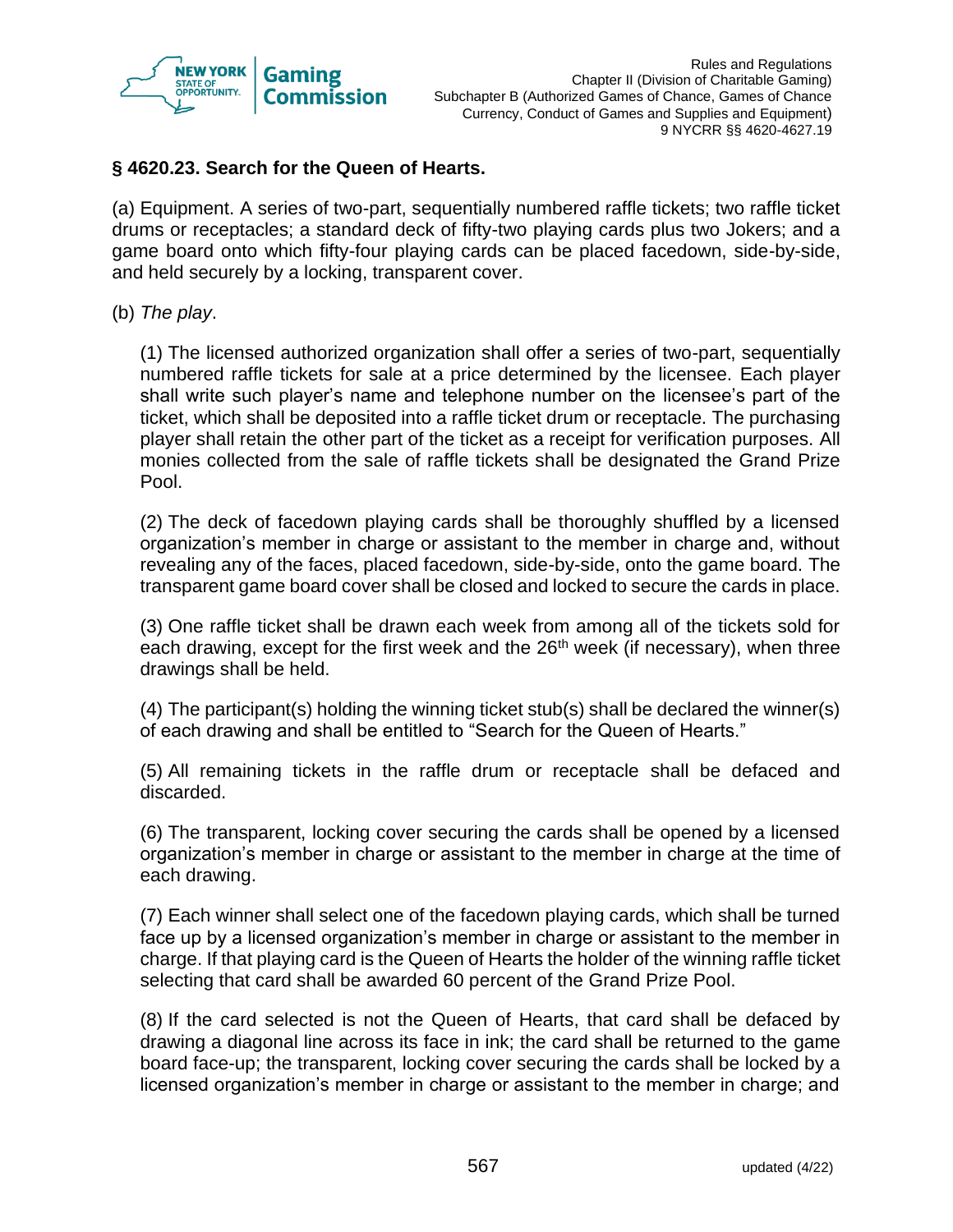### § 4620.23. Search for the Queen of Hearts.

(a) Equipment. A series of two-part, sequentially numbered raffle tickets; two raffle ticket drums or receptacles; a standard deck of fifty-two playing cards plus two Jokers; and a game board onto which fifty-four playing cards can be placed facedown, side-by-side, and held securely by a locking, transparent cover.

(b) *The play*.

(1) The licensed authorized organization shall offer a series of two-part, sequentially numbered raffle tickets for sale at a price determined by the licensee. Each player shall write such player's name and telephone number on the licensee's part of the ticket, which shall be deposited into a raffle ticket drum or receptacle. The purchasing player shall retain the other part of the ticket as a receipt for verification purposes. All monies collected from the sale of raffle tickets shall be designated the Grand Prize Pool.

(2) The deck of facedown playing cards shall be thoroughly shuffled by a licensed organization's member in charge or assistant to the member in charge and, without revealing any of the faces, placed facedown, side-by-side, onto the game board. The transparent game board cover shall be closed and locked to secure the cards in place.

(3) One raffle ticket shall be drawn each week from among all of the tickets sold for each drawing, except for the first week and the 26th week (if necessary), when three drawings shall be held.

(4) The participant(s) holding the winning ticket stub(s) shall be declared the winner(s) of each drawing and shall be entitled to "Search for the Queen of Hearts."

(5) All remaining tickets in the raffle drum or receptacle shall be defaced and discarded.

(6) The transparent, locking cover securing the cards shall be opened by a licensed organization's member in charge or assistant to the member in charge at the time of each drawing.

(7) Each winner shall select one of the facedown playing cards, which shall be turned face up by a licensed organization's member in charge or assistant to the member in charge. If that playing card is the Queen of Hearts the holder of the winning raffle ticket selecting that card shall be awarded 60 percent of the Grand Prize Pool.

(8) If the card selected is not the Queen of Hearts, that card shall be defaced by drawing a diagonal line across its face in ink; the card shall be returned to the game board face-up; the transparent, locking cover securing the cards shall be locked by a licensed organization's member in charge or assistant to the member in charge; and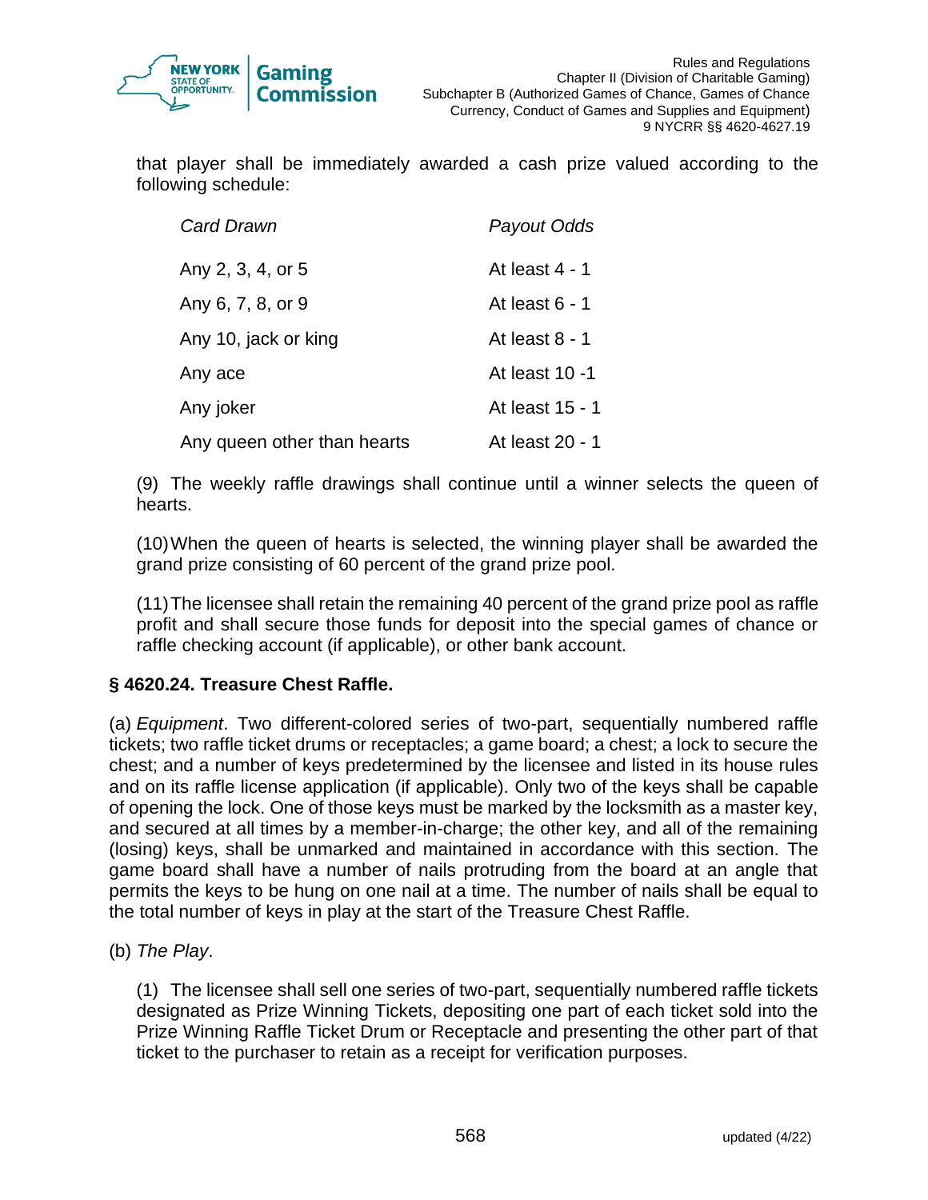that player shall be immediately awarded a cash prize valued according to the following schedule:

| *Card Drawn* | *Payout Odds* |
|---|---|
| Any 2, 3, 4, or 5 | At least 4 - 1 |
| Any 6, 7, 8, or 9 | At least 6 - 1 |
| Any 10, jack or king | At least 8 - 1 |
| Any ace | At least 10 -1 |
| Any joker | At least 15 - 1 |
| Any queen other than hearts | At least 20 - 1 |

(9) The weekly raffle drawings shall continue until a winner selects the queen of hearts.

(10) When the queen of hearts is selected, the winning player shall be awarded the grand prize consisting of 60 percent of the grand prize pool.

(11) The licensee shall retain the remaining 40 percent of the grand prize pool as raffle profit and shall secure those funds for deposit into the special games of chance or raffle checking account (if applicable), or other bank account.

### § 4620.24. Treasure Chest Raffle.

(a) *Equipment*. Two different-colored series of two-part, sequentially numbered raffle tickets; two raffle ticket drums or receptacles; a game board; a chest; a lock to secure the chest; and a number of keys predetermined by the licensee and listed in its house rules and on its raffle license application (if applicable). Only two of the keys shall be capable of opening the lock. One of those keys must be marked by the locksmith as a master key, and secured at all times by a member-in-charge; the other key, and all of the remaining (losing) keys, shall be unmarked and maintained in accordance with this section. The game board shall have a number of nails protruding from the board at an angle that permits the keys to be hung on one nail at a time. The number of nails shall be equal to the total number of keys in play at the start of the Treasure Chest Raffle.

(b) *The Play*.

(1) The licensee shall sell one series of two-part, sequentially numbered raffle tickets designated as Prize Winning Tickets, depositing one part of each ticket sold into the Prize Winning Raffle Ticket Drum or Receptacle and presenting the other part of that ticket to the purchaser to retain as a receipt for verification purposes.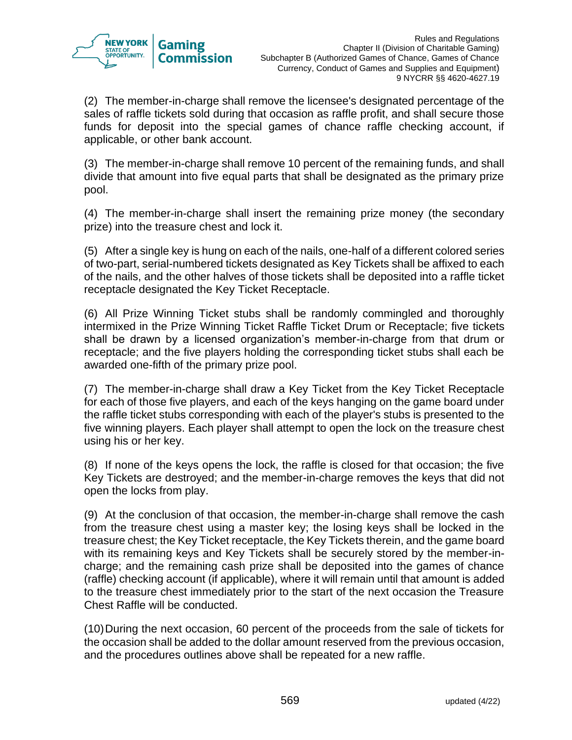(2) The member-in-charge shall remove the licensee's designated percentage of the sales of raffle tickets sold during that occasion as raffle profit, and shall secure those funds for deposit into the special games of chance raffle checking account, if applicable, or other bank account.

(3) The member-in-charge shall remove 10 percent of the remaining funds, and shall divide that amount into five equal parts that shall be designated as the primary prize pool.

(4) The member-in-charge shall insert the remaining prize money (the secondary prize) into the treasure chest and lock it.

(5) After a single key is hung on each of the nails, one-half of a different colored series of two-part, serial-numbered tickets designated as Key Tickets shall be affixed to each of the nails, and the other halves of those tickets shall be deposited into a raffle ticket receptacle designated the Key Ticket Receptacle.

(6) All Prize Winning Ticket stubs shall be randomly commingled and thoroughly intermixed in the Prize Winning Ticket Raffle Ticket Drum or Receptacle; five tickets shall be drawn by a licensed organization's member-in-charge from that drum or receptacle; and the five players holding the corresponding ticket stubs shall each be awarded one-fifth of the primary prize pool.

(7) The member-in-charge shall draw a Key Ticket from the Key Ticket Receptacle for each of those five players, and each of the keys hanging on the game board under the raffle ticket stubs corresponding with each of the player's stubs is presented to the five winning players. Each player shall attempt to open the lock on the treasure chest using his or her key.

(8) If none of the keys opens the lock, the raffle is closed for that occasion; the five Key Tickets are destroyed; and the member-in-charge removes the keys that did not open the locks from play.

(9) At the conclusion of that occasion, the member-in-charge shall remove the cash from the treasure chest using a master key; the losing keys shall be locked in the treasure chest; the Key Ticket receptacle, the Key Tickets therein, and the game board with its remaining keys and Key Tickets shall be securely stored by the member-in-charge; and the remaining cash prize shall be deposited into the games of chance (raffle) checking account (if applicable), where it will remain until that amount is added to the treasure chest immediately prior to the start of the next occasion the Treasure Chest Raffle will be conducted.

(10) During the next occasion, 60 percent of the proceeds from the sale of tickets for the occasion shall be added to the dollar amount reserved from the previous occasion, and the procedures outlines above shall be repeated for a new raffle.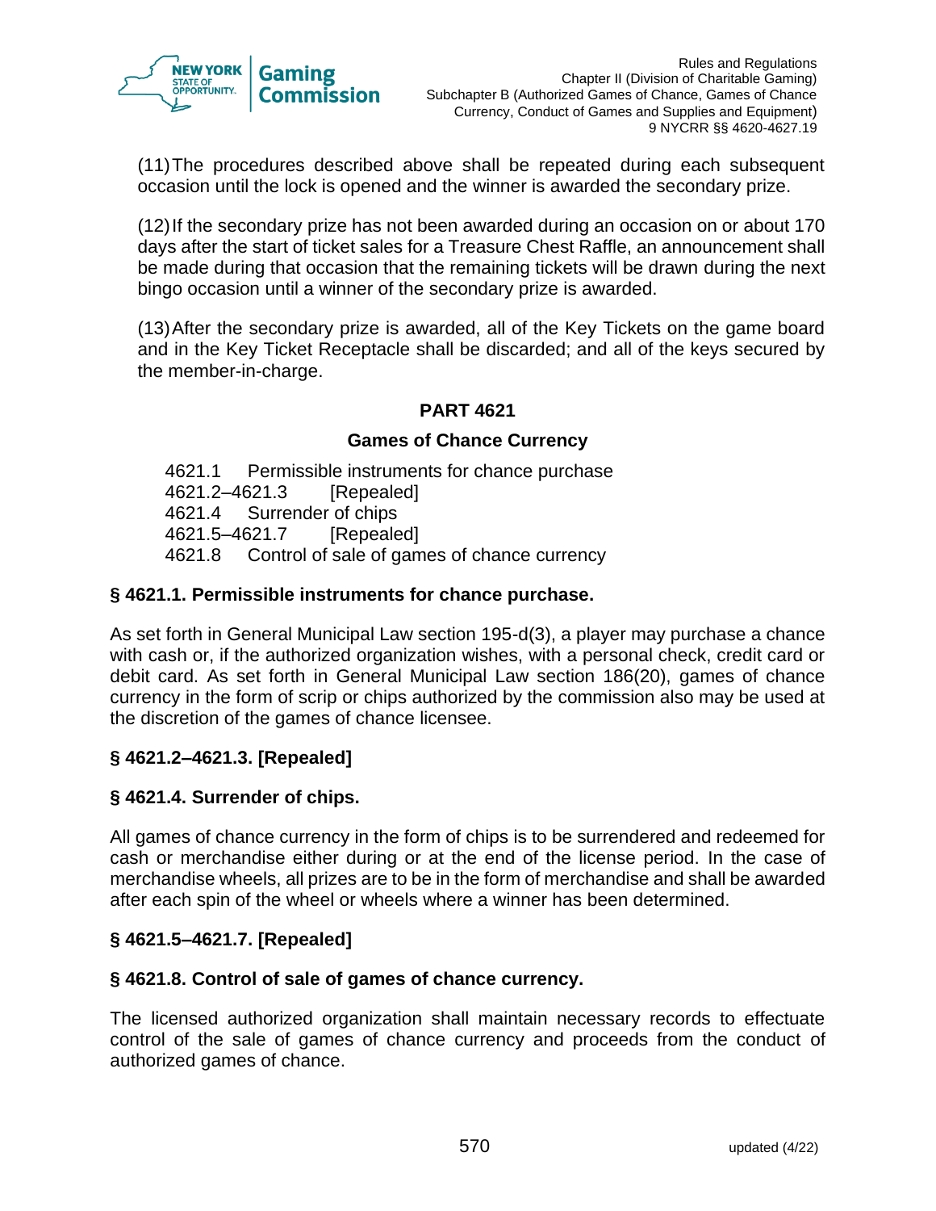(11) The procedures described above shall be repeated during each subsequent occasion until the lock is opened and the winner is awarded the secondary prize.

(12) If the secondary prize has not been awarded during an occasion on or about 170 days after the start of ticket sales for a Treasure Chest Raffle, an announcement shall be made during that occasion that the remaining tickets will be drawn during the next bingo occasion until a winner of the secondary prize is awarded.

(13) After the secondary prize is awarded, all of the Key Tickets on the game board and in the Key Ticket Receptacle shall be discarded; and all of the keys secured by the member-in-charge.

## PART 4621

## Games of Chance Currency

4621.1 Permissible instruments for chance purchase
4621.2–4621.3 [Repealed]
4621.4 Surrender of chips
4621.5–4621.7 [Repealed]
4621.8 Control of sale of games of chance currency

### § 4621.1. Permissible instruments for chance purchase.

As set forth in General Municipal Law section 195-d(3), a player may purchase a chance with cash or, if the authorized organization wishes, with a personal check, credit card or debit card. As set forth in General Municipal Law section 186(20), games of chance currency in the form of scrip or chips authorized by the commission also may be used at the discretion of the games of chance licensee.

### § 4621.2–4621.3. [Repealed]

### § 4621.4. Surrender of chips.

All games of chance currency in the form of chips is to be surrendered and redeemed for cash or merchandise either during or at the end of the license period. In the case of merchandise wheels, all prizes are to be in the form of merchandise and shall be awarded after each spin of the wheel or wheels where a winner has been determined.

### § 4621.5–4621.7. [Repealed]

### § 4621.8. Control of sale of games of chance currency.

The licensed authorized organization shall maintain necessary records to effectuate control of the sale of games of chance currency and proceeds from the conduct of authorized games of chance.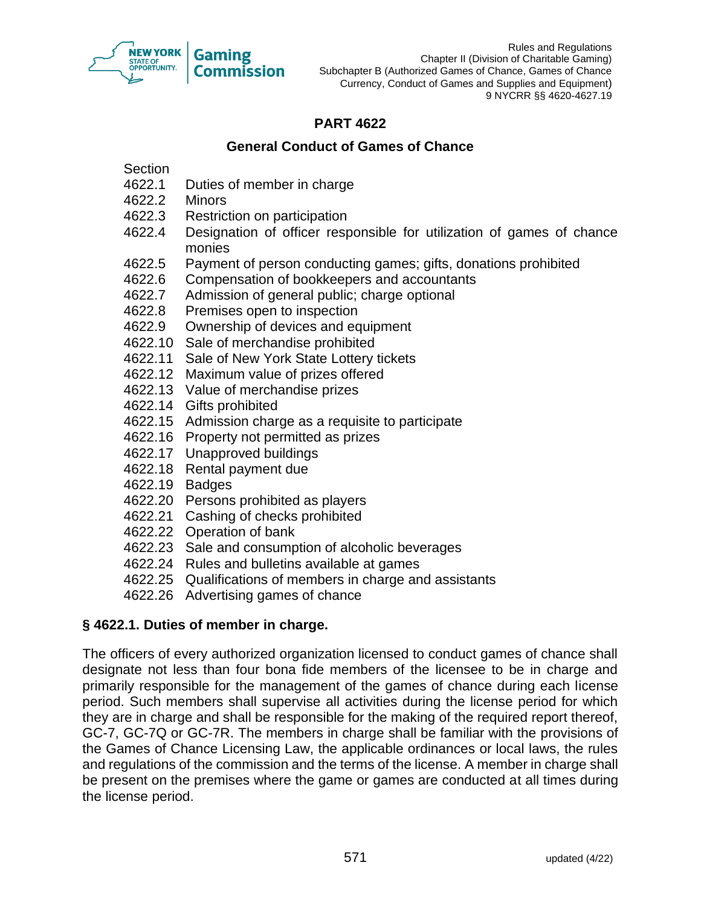# PART 4622

## General Conduct of Games of Chance

| Section | |
|---|---|
| 4622.1 | Duties of member in charge |
| 4622.2 | Minors |
| 4622.3 | Restriction on participation |
| 4622.4 | Designation of officer responsible for utilization of games of chance monies |
| 4622.5 | Payment of person conducting games; gifts, donations prohibited |
| 4622.6 | Compensation of bookkeepers and accountants |
| 4622.7 | Admission of general public; charge optional |
| 4622.8 | Premises open to inspection |
| 4622.9 | Ownership of devices and equipment |
| 4622.10 | Sale of merchandise prohibited |
| 4622.11 | Sale of New York State Lottery tickets |
| 4622.12 | Maximum value of prizes offered |
| 4622.13 | Value of merchandise prizes |
| 4622.14 | Gifts prohibited |
| 4622.15 | Admission charge as a requisite to participate |
| 4622.16 | Property not permitted as prizes |
| 4622.17 | Unapproved buildings |
| 4622.18 | Rental payment due |
| 4622.19 | Badges |
| 4622.20 | Persons prohibited as players |
| 4622.21 | Cashing of checks prohibited |
| 4622.22 | Operation of bank |
| 4622.23 | Sale and consumption of alcoholic beverages |
| 4622.24 | Rules and bulletins available at games |
| 4622.25 | Qualifications of members in charge and assistants |
| 4622.26 | Advertising games of chance |

### § 4622.1. Duties of member in charge.

The officers of every authorized organization licensed to conduct games of chance shall designate not less than four bona fide members of the licensee to be in charge and primarily responsible for the management of the games of chance during each license period. Such members shall supervise all activities during the license period for which they are in charge and shall be responsible for the making of the required report thereof, GC-7, GC-7Q or GC-7R. The members in charge shall be familiar with the provisions of the Games of Chance Licensing Law, the applicable ordinances or local laws, the rules and regulations of the commission and the terms of the license. A member in charge shall be present on the premises where the game or games are conducted at all times during the license period.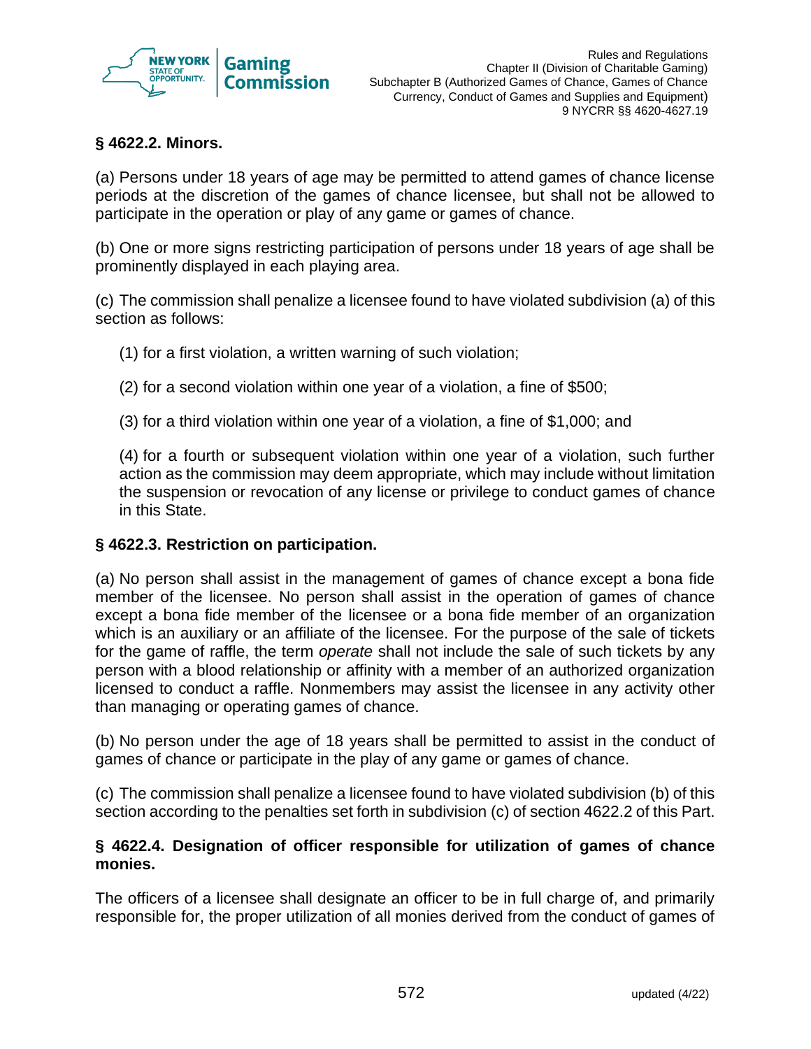**§ 4622.2. Minors.**

(a) Persons under 18 years of age may be permitted to attend games of chance license periods at the discretion of the games of chance licensee, but shall not be allowed to participate in the operation or play of any game or games of chance.

(b) One or more signs restricting participation of persons under 18 years of age shall be prominently displayed in each playing area.

(c) The commission shall penalize a licensee found to have violated subdivision (a) of this section as follows:

(1) for a first violation, a written warning of such violation;

(2) for a second violation within one year of a violation, a fine of $500;

(3) for a third violation within one year of a violation, a fine of $1,000; and

(4) for a fourth or subsequent violation within one year of a violation, such further action as the commission may deem appropriate, which may include without limitation the suspension or revocation of any license or privilege to conduct games of chance in this State.

**§ 4622.3. Restriction on participation.**

(a) No person shall assist in the management of games of chance except a bona fide member of the licensee. No person shall assist in the operation of games of chance except a bona fide member of the licensee or a bona fide member of an organization which is an auxiliary or an affiliate of the licensee. For the purpose of the sale of tickets for the game of raffle, the term *operate* shall not include the sale of such tickets by any person with a blood relationship or affinity with a member of an authorized organization licensed to conduct a raffle. Nonmembers may assist the licensee in any activity other than managing or operating games of chance.

(b) No person under the age of 18 years shall be permitted to assist in the conduct of games of chance or participate in the play of any game or games of chance.

(c) The commission shall penalize a licensee found to have violated subdivision (b) of this section according to the penalties set forth in subdivision (c) of section 4622.2 of this Part.

**§ 4622.4. Designation of officer responsible for utilization of games of chance monies.**

The officers of a licensee shall designate an officer to be in full charge of, and primarily responsible for, the proper utilization of all monies derived from the conduct of games of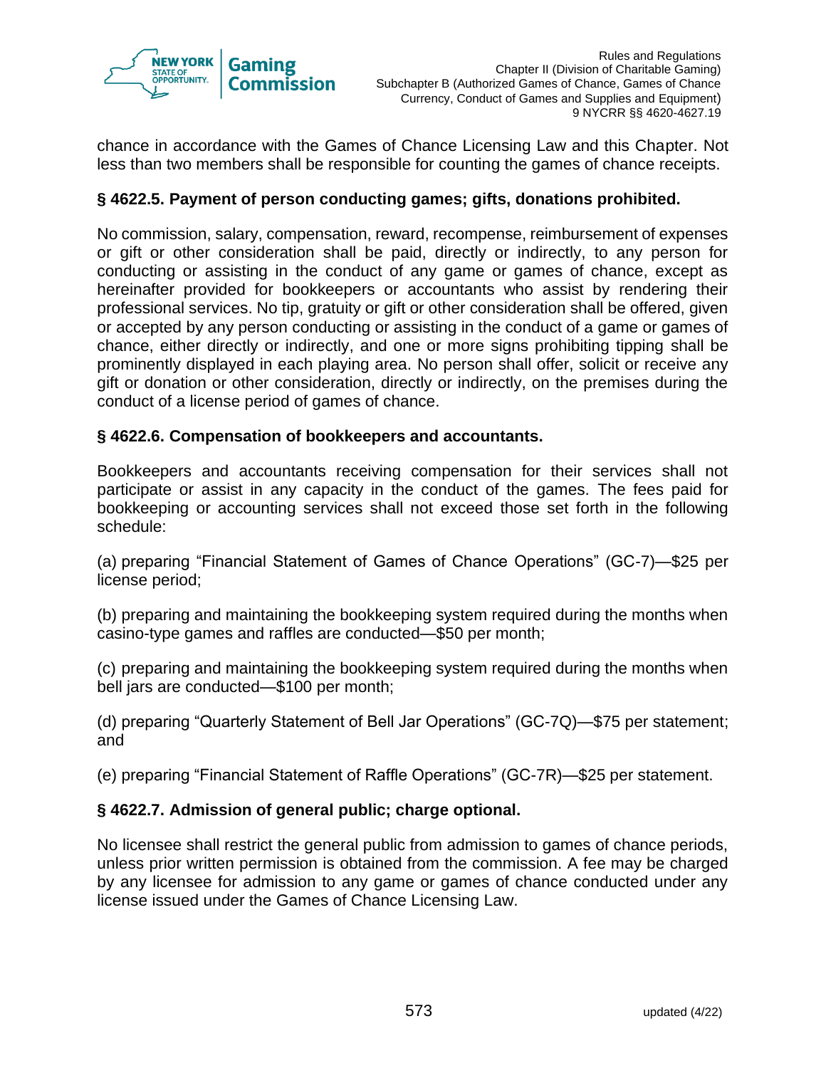chance in accordance with the Games of Chance Licensing Law and this Chapter. Not less than two members shall be responsible for counting the games of chance receipts.

### § 4622.5. Payment of person conducting games; gifts, donations prohibited.

No commission, salary, compensation, reward, recompense, reimbursement of expenses or gift or other consideration shall be paid, directly or indirectly, to any person for conducting or assisting in the conduct of any game or games of chance, except as hereinafter provided for bookkeepers or accountants who assist by rendering their professional services. No tip, gratuity or gift or other consideration shall be offered, given or accepted by any person conducting or assisting in the conduct of a game or games of chance, either directly or indirectly, and one or more signs prohibiting tipping shall be prominently displayed in each playing area. No person shall offer, solicit or receive any gift or donation or other consideration, directly or indirectly, on the premises during the conduct of a license period of games of chance.

### § 4622.6. Compensation of bookkeepers and accountants.

Bookkeepers and accountants receiving compensation for their services shall not participate or assist in any capacity in the conduct of the games. The fees paid for bookkeeping or accounting services shall not exceed those set forth in the following schedule:

(a) preparing "Financial Statement of Games of Chance Operations" (GC-7)—$25 per license period;

(b) preparing and maintaining the bookkeeping system required during the months when casino-type games and raffles are conducted—$50 per month;

(c) preparing and maintaining the bookkeeping system required during the months when bell jars are conducted—$100 per month;

(d) preparing "Quarterly Statement of Bell Jar Operations" (GC-7Q)—$75 per statement; and

(e) preparing "Financial Statement of Raffle Operations" (GC-7R)—$25 per statement.

### § 4622.7. Admission of general public; charge optional.

No licensee shall restrict the general public from admission to games of chance periods, unless prior written permission is obtained from the commission. A fee may be charged by any licensee for admission to any game or games of chance conducted under any license issued under the Games of Chance Licensing Law.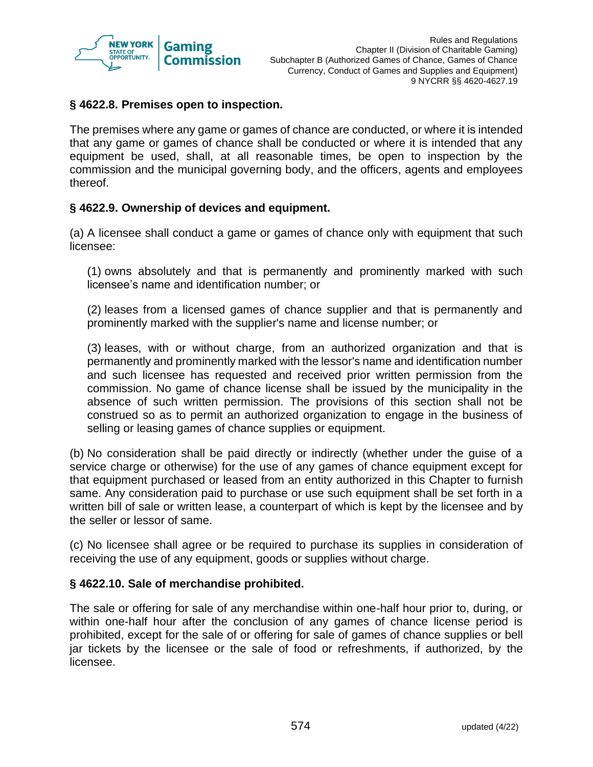### § 4622.8. Premises open to inspection.

The premises where any game or games of chance are conducted, or where it is intended that any game or games of chance shall be conducted or where it is intended that any equipment be used, shall, at all reasonable times, be open to inspection by the commission and the municipal governing body, and the officers, agents and employees thereof.

### § 4622.9. Ownership of devices and equipment.

(a) A licensee shall conduct a game or games of chance only with equipment that such licensee:

(1) owns absolutely and that is permanently and prominently marked with such licensee's name and identification number; or

(2) leases from a licensed games of chance supplier and that is permanently and prominently marked with the supplier's name and license number; or

(3) leases, with or without charge, from an authorized organization and that is permanently and prominently marked with the lessor's name and identification number and such licensee has requested and received prior written permission from the commission. No game of chance license shall be issued by the municipality in the absence of such written permission. The provisions of this section shall not be construed so as to permit an authorized organization to engage in the business of selling or leasing games of chance supplies or equipment.

(b) No consideration shall be paid directly or indirectly (whether under the guise of a service charge or otherwise) for the use of any games of chance equipment except for that equipment purchased or leased from an entity authorized in this Chapter to furnish same. Any consideration paid to purchase or use such equipment shall be set forth in a written bill of sale or written lease, a counterpart of which is kept by the licensee and by the seller or lessor of same.

(c) No licensee shall agree or be required to purchase its supplies in consideration of receiving the use of any equipment, goods or supplies without charge.

### § 4622.10. Sale of merchandise prohibited.

The sale or offering for sale of any merchandise within one-half hour prior to, during, or within one-half hour after the conclusion of any games of chance license period is prohibited, except for the sale of or offering for sale of games of chance supplies or bell jar tickets by the licensee or the sale of food or refreshments, if authorized, by the licensee.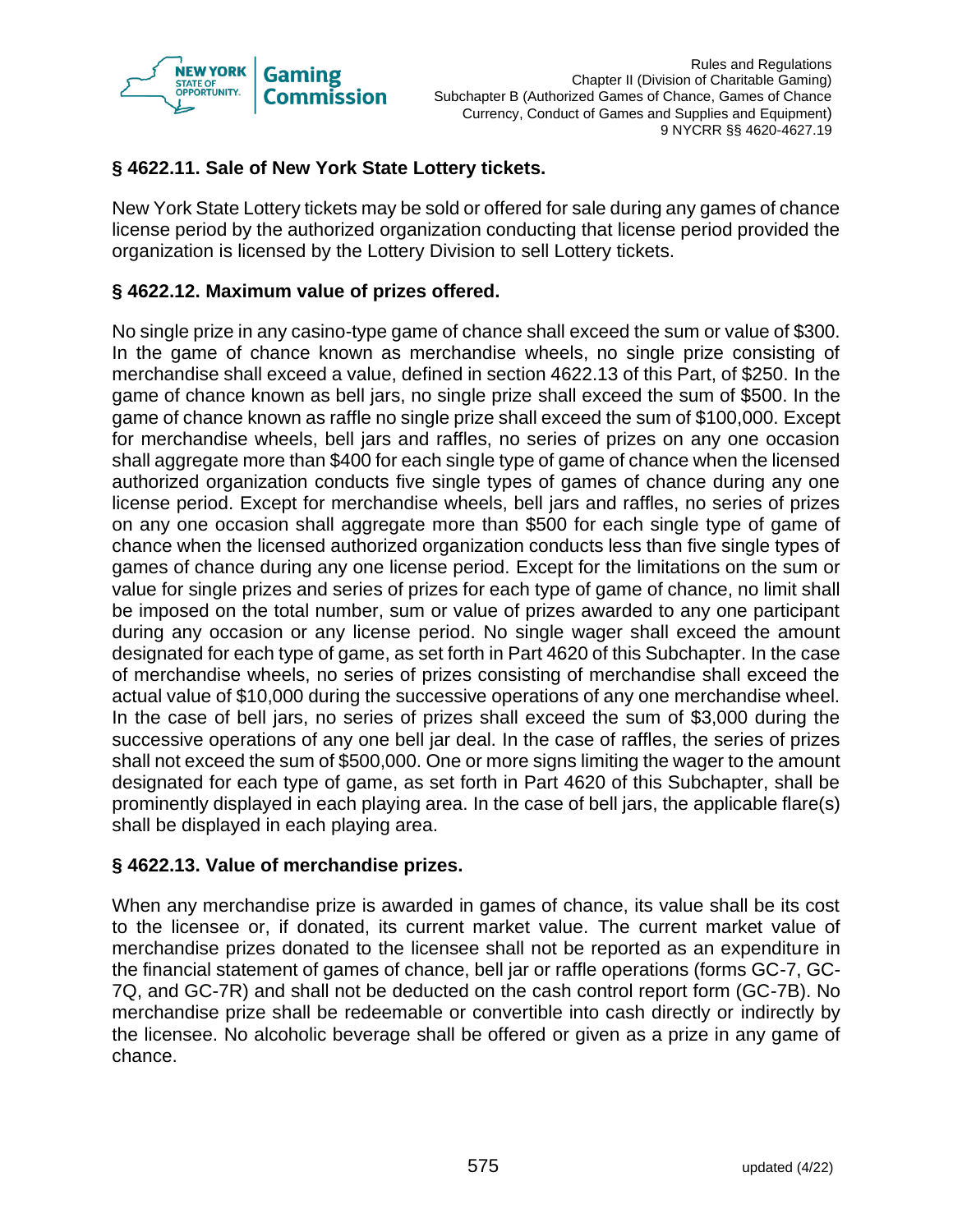### § 4622.11. Sale of New York State Lottery tickets.

New York State Lottery tickets may be sold or offered for sale during any games of chance license period by the authorized organization conducting that license period provided the organization is licensed by the Lottery Division to sell Lottery tickets.

### § 4622.12. Maximum value of prizes offered.

No single prize in any casino-type game of chance shall exceed the sum or value of $300. In the game of chance known as merchandise wheels, no single prize consisting of merchandise shall exceed a value, defined in section 4622.13 of this Part, of $250. In the game of chance known as bell jars, no single prize shall exceed the sum of $500. In the game of chance known as raffle no single prize shall exceed the sum of $100,000. Except for merchandise wheels, bell jars and raffles, no series of prizes on any one occasion shall aggregate more than $400 for each single type of game of chance when the licensed authorized organization conducts five single types of games of chance during any one license period. Except for merchandise wheels, bell jars and raffles, no series of prizes on any one occasion shall aggregate more than $500 for each single type of game of chance when the licensed authorized organization conducts less than five single types of games of chance during any one license period. Except for the limitations on the sum or value for single prizes and series of prizes for each type of game of chance, no limit shall be imposed on the total number, sum or value of prizes awarded to any one participant during any occasion or any license period. No single wager shall exceed the amount designated for each type of game, as set forth in Part 4620 of this Subchapter. In the case of merchandise wheels, no series of prizes consisting of merchandise shall exceed the actual value of $10,000 during the successive operations of any one merchandise wheel. In the case of bell jars, no series of prizes shall exceed the sum of $3,000 during the successive operations of any one bell jar deal. In the case of raffles, the series of prizes shall not exceed the sum of $500,000. One or more signs limiting the wager to the amount designated for each type of game, as set forth in Part 4620 of this Subchapter, shall be prominently displayed in each playing area. In the case of bell jars, the applicable flare(s) shall be displayed in each playing area.

### § 4622.13. Value of merchandise prizes.

When any merchandise prize is awarded in games of chance, its value shall be its cost to the licensee or, if donated, its current market value. The current market value of merchandise prizes donated to the licensee shall not be reported as an expenditure in the financial statement of games of chance, bell jar or raffle operations (forms GC-7, GC-7Q, and GC-7R) and shall not be deducted on the cash control report form (GC-7B). No merchandise prize shall be redeemable or convertible into cash directly or indirectly by the licensee. No alcoholic beverage shall be offered or given as a prize in any game of chance.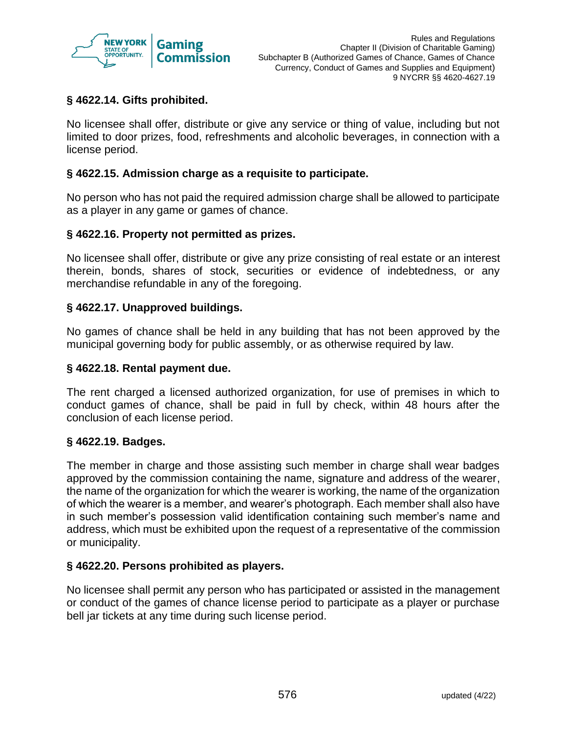### § 4622.14. Gifts prohibited.

No licensee shall offer, distribute or give any service or thing of value, including but not limited to door prizes, food, refreshments and alcoholic beverages, in connection with a license period.

### § 4622.15. Admission charge as a requisite to participate.

No person who has not paid the required admission charge shall be allowed to participate as a player in any game or games of chance.

### § 4622.16. Property not permitted as prizes.

No licensee shall offer, distribute or give any prize consisting of real estate or an interest therein, bonds, shares of stock, securities or evidence of indebtedness, or any merchandise refundable in any of the foregoing.

### § 4622.17. Unapproved buildings.

No games of chance shall be held in any building that has not been approved by the municipal governing body for public assembly, or as otherwise required by law.

### § 4622.18. Rental payment due.

The rent charged a licensed authorized organization, for use of premises in which to conduct games of chance, shall be paid in full by check, within 48 hours after the conclusion of each license period.

### § 4622.19. Badges.

The member in charge and those assisting such member in charge shall wear badges approved by the commission containing the name, signature and address of the wearer, the name of the organization for which the wearer is working, the name of the organization of which the wearer is a member, and wearer's photograph. Each member shall also have in such member's possession valid identification containing such member's name and address, which must be exhibited upon the request of a representative of the commission or municipality.

### § 4622.20. Persons prohibited as players.

No licensee shall permit any person who has participated or assisted in the management or conduct of the games of chance license period to participate as a player or purchase bell jar tickets at any time during such license period.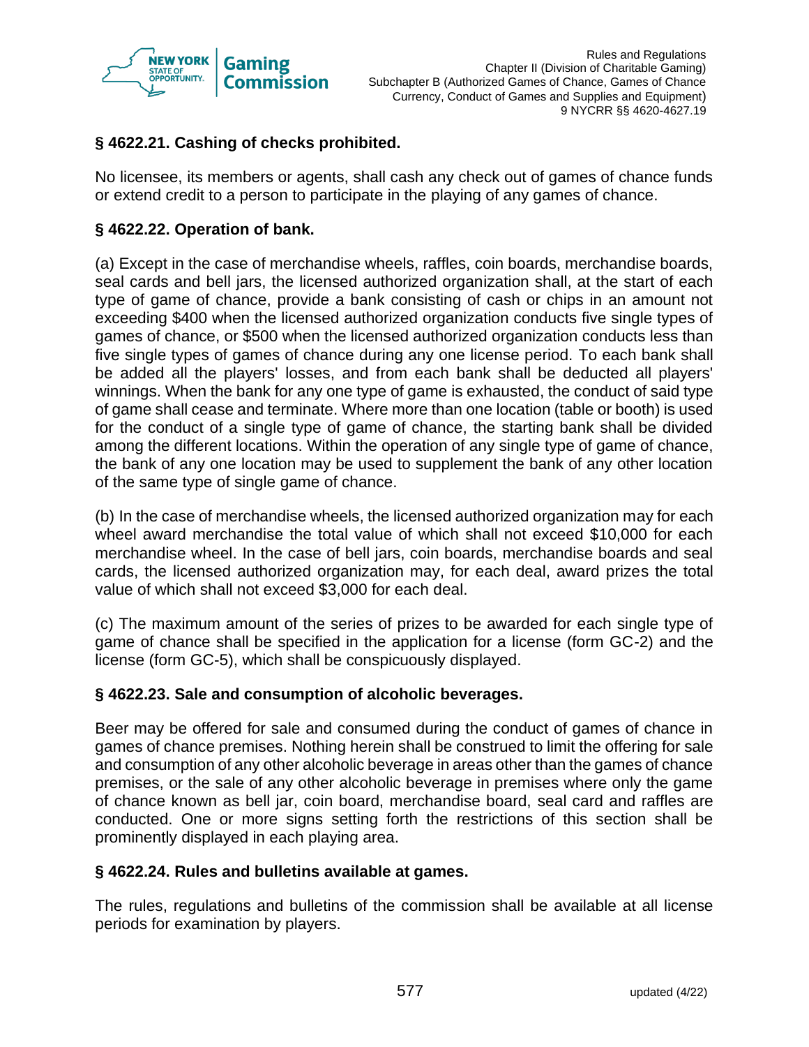## § 4622.21. Cashing of checks prohibited.

No licensee, its members or agents, shall cash any check out of games of chance funds or extend credit to a person to participate in the playing of any games of chance.

## § 4622.22. Operation of bank.

(a) Except in the case of merchandise wheels, raffles, coin boards, merchandise boards, seal cards and bell jars, the licensed authorized organization shall, at the start of each type of game of chance, provide a bank consisting of cash or chips in an amount not exceeding $400 when the licensed authorized organization conducts five single types of games of chance, or $500 when the licensed authorized organization conducts less than five single types of games of chance during any one license period. To each bank shall be added all the players' losses, and from each bank shall be deducted all players' winnings. When the bank for any one type of game is exhausted, the conduct of said type of game shall cease and terminate. Where more than one location (table or booth) is used for the conduct of a single type of game of chance, the starting bank shall be divided among the different locations. Within the operation of any single type of game of chance, the bank of any one location may be used to supplement the bank of any other location of the same type of single game of chance.

(b) In the case of merchandise wheels, the licensed authorized organization may for each wheel award merchandise the total value of which shall not exceed $10,000 for each merchandise wheel. In the case of bell jars, coin boards, merchandise boards and seal cards, the licensed authorized organization may, for each deal, award prizes the total value of which shall not exceed $3,000 for each deal.

(c) The maximum amount of the series of prizes to be awarded for each single type of game of chance shall be specified in the application for a license (form GC-2) and the license (form GC-5), which shall be conspicuously displayed.

## § 4622.23. Sale and consumption of alcoholic beverages.

Beer may be offered for sale and consumed during the conduct of games of chance in games of chance premises. Nothing herein shall be construed to limit the offering for sale and consumption of any other alcoholic beverage in areas other than the games of chance premises, or the sale of any other alcoholic beverage in premises where only the game of chance known as bell jar, coin board, merchandise board, seal card and raffles are conducted. One or more signs setting forth the restrictions of this section shall be prominently displayed in each playing area.

## § 4622.24. Rules and bulletins available at games.

The rules, regulations and bulletins of the commission shall be available at all license periods for examination by players.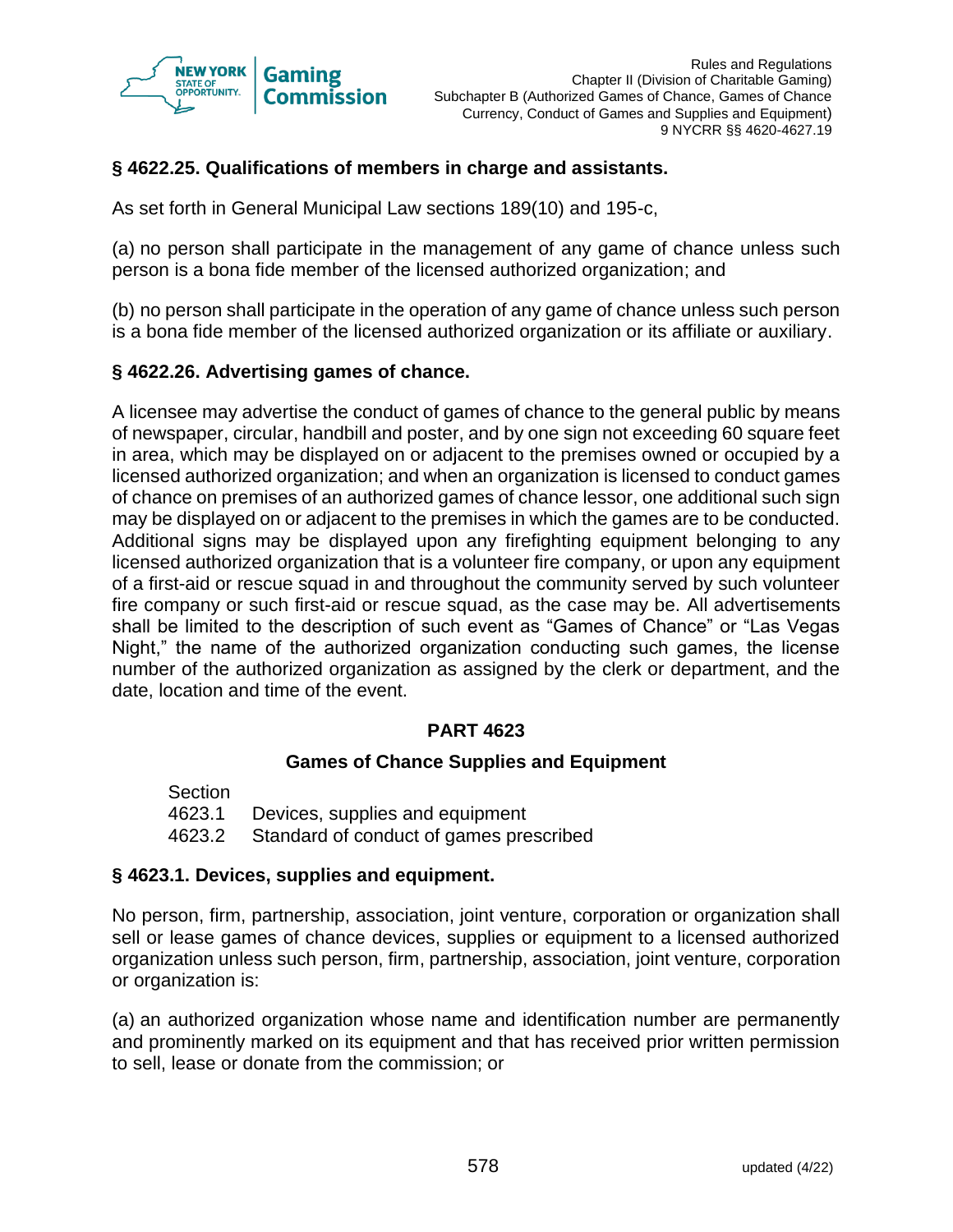### § 4622.25. Qualifications of members in charge and assistants.

As set forth in General Municipal Law sections 189(10) and 195-c,

(a) no person shall participate in the management of any game of chance unless such person is a bona fide member of the licensed authorized organization; and

(b) no person shall participate in the operation of any game of chance unless such person is a bona fide member of the licensed authorized organization or its affiliate or auxiliary.

### § 4622.26. Advertising games of chance.

A licensee may advertise the conduct of games of chance to the general public by means of newspaper, circular, handbill and poster, and by one sign not exceeding 60 square feet in area, which may be displayed on or adjacent to the premises owned or occupied by a licensed authorized organization; and when an organization is licensed to conduct games of chance on premises of an authorized games of chance lessor, one additional such sign may be displayed on or adjacent to the premises in which the games are to be conducted. Additional signs may be displayed upon any firefighting equipment belonging to any licensed authorized organization that is a volunteer fire company, or upon any equipment of a first-aid or rescue squad in and throughout the community served by such volunteer fire company or such first-aid or rescue squad, as the case may be. All advertisements shall be limited to the description of such event as "Games of Chance" or "Las Vegas Night," the name of the authorized organization conducting such games, the license number of the authorized organization as assigned by the clerk or department, and the date, location and time of the event.

## PART 4623

## Games of Chance Supplies and Equipment

Section
4623.1 Devices, supplies and equipment
4623.2 Standard of conduct of games prescribed

### § 4623.1. Devices, supplies and equipment.

No person, firm, partnership, association, joint venture, corporation or organization shall sell or lease games of chance devices, supplies or equipment to a licensed authorized organization unless such person, firm, partnership, association, joint venture, corporation or organization is:

(a) an authorized organization whose name and identification number are permanently and prominently marked on its equipment and that has received prior written permission to sell, lease or donate from the commission; or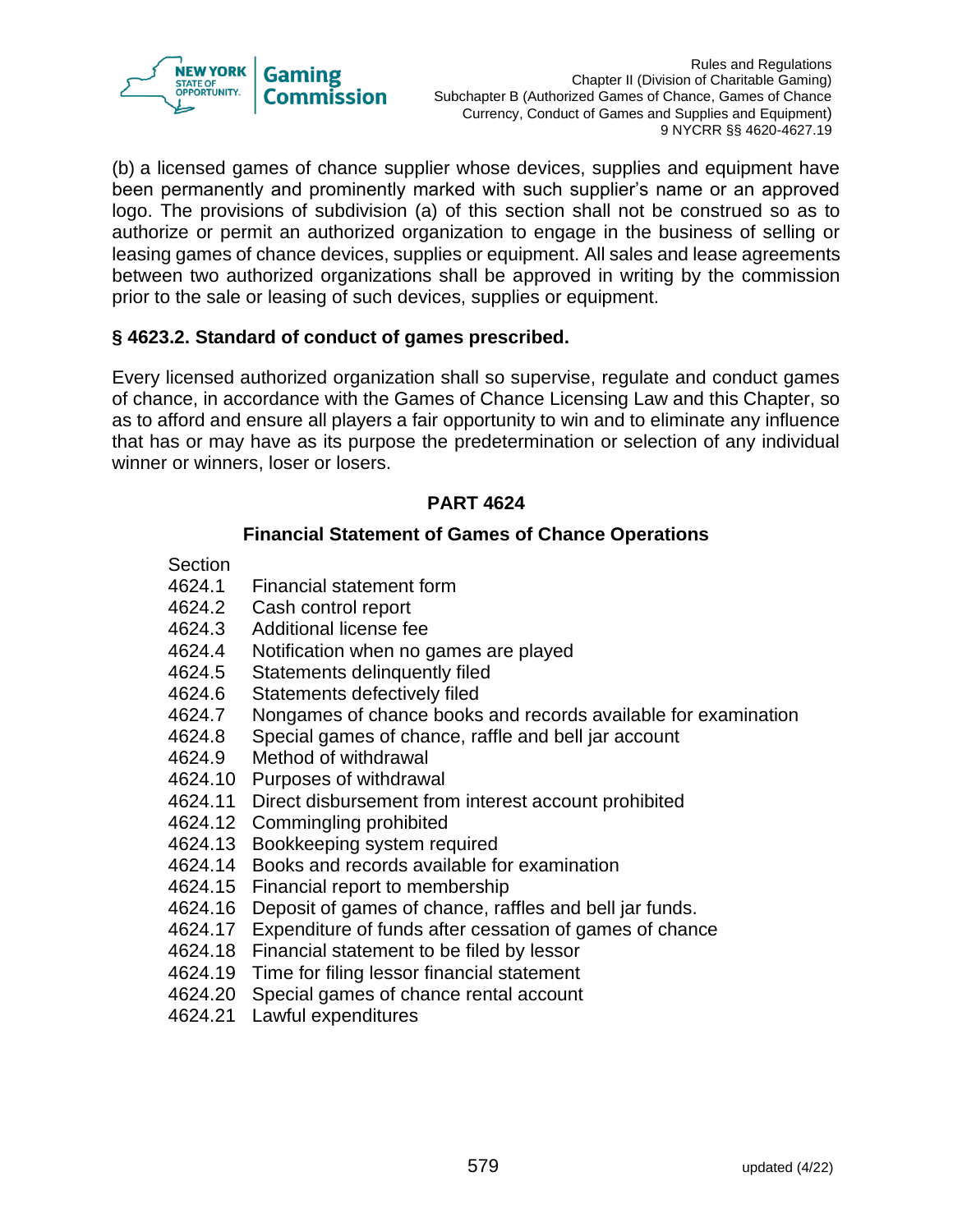(b) a licensed games of chance supplier whose devices, supplies and equipment have been permanently and prominently marked with such supplier's name or an approved logo. The provisions of subdivision (a) of this section shall not be construed so as to authorize or permit an authorized organization to engage in the business of selling or leasing games of chance devices, supplies or equipment. All sales and lease agreements between two authorized organizations shall be approved in writing by the commission prior to the sale or leasing of such devices, supplies or equipment.

**§ 4623.2. Standard of conduct of games prescribed.**

Every licensed authorized organization shall so supervise, regulate and conduct games of chance, in accordance with the Games of Chance Licensing Law and this Chapter, so as to afford and ensure all players a fair opportunity to win and to eliminate any influence that has or may have as its purpose the predetermination or selection of any individual winner or winners, loser or losers.

## PART 4624

### Financial Statement of Games of Chance Operations

Section
4624.1 Financial statement form
4624.2 Cash control report
4624.3 Additional license fee
4624.4 Notification when no games are played
4624.5 Statements delinquently filed
4624.6 Statements defectively filed
4624.7 Nongames of chance books and records available for examination
4624.8 Special games of chance, raffle and bell jar account
4624.9 Method of withdrawal
4624.10 Purposes of withdrawal
4624.11 Direct disbursement from interest account prohibited
4624.12 Commingling prohibited
4624.13 Bookkeeping system required
4624.14 Books and records available for examination
4624.15 Financial report to membership
4624.16 Deposit of games of chance, raffles and bell jar funds.
4624.17 Expenditure of funds after cessation of games of chance
4624.18 Financial statement to be filed by lessor
4624.19 Time for filing lessor financial statement
4624.20 Special games of chance rental account
4624.21 Lawful expenditures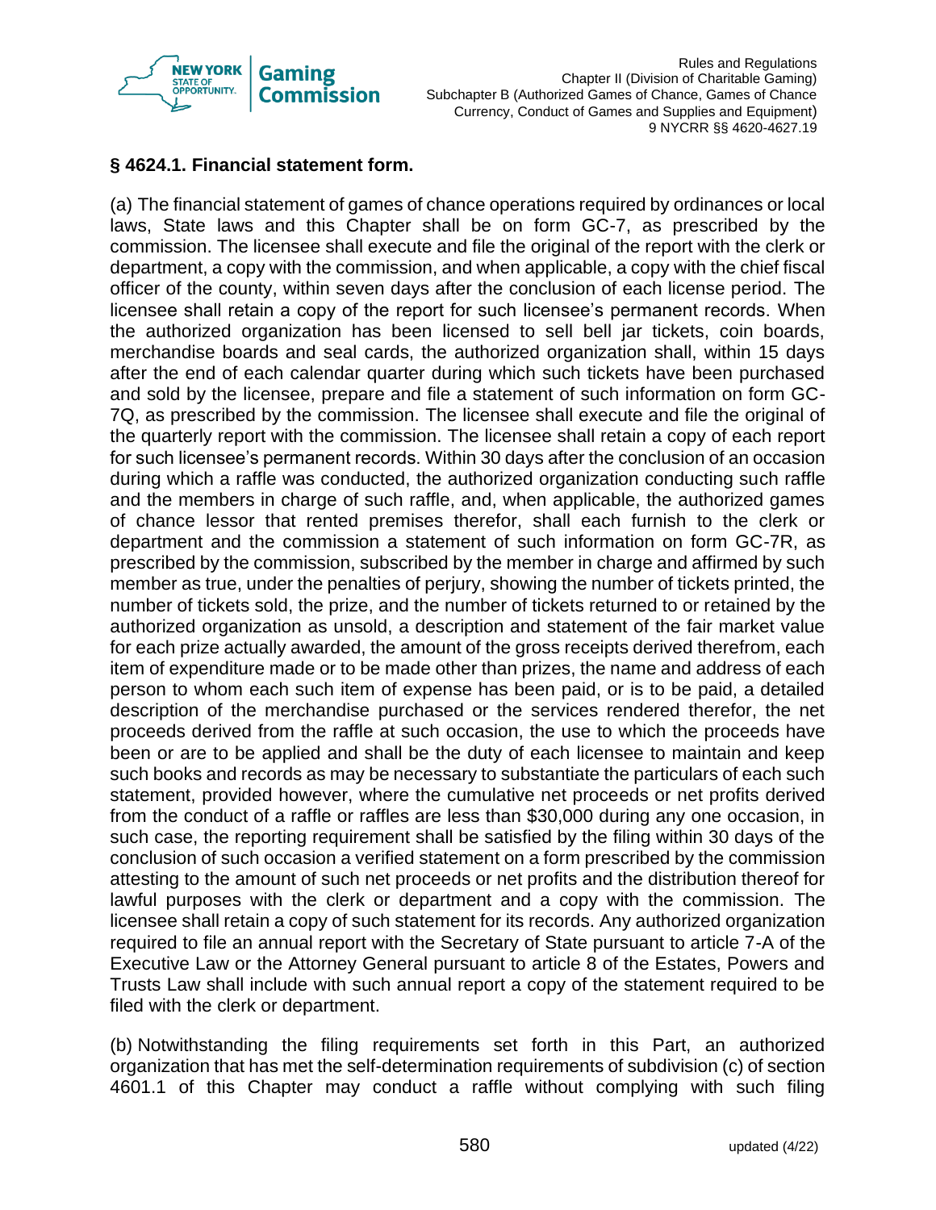### § 4624.1. Financial statement form.

(a) The financial statement of games of chance operations required by ordinances or local laws, State laws and this Chapter shall be on form GC-7, as prescribed by the commission. The licensee shall execute and file the original of the report with the clerk or department, a copy with the commission, and when applicable, a copy with the chief fiscal officer of the county, within seven days after the conclusion of each license period. The licensee shall retain a copy of the report for such licensee's permanent records. When the authorized organization has been licensed to sell bell jar tickets, coin boards, merchandise boards and seal cards, the authorized organization shall, within 15 days after the end of each calendar quarter during which such tickets have been purchased and sold by the licensee, prepare and file a statement of such information on form GC-7Q, as prescribed by the commission. The licensee shall execute and file the original of the quarterly report with the commission. The licensee shall retain a copy of each report for such licensee's permanent records. Within 30 days after the conclusion of an occasion during which a raffle was conducted, the authorized organization conducting such raffle and the members in charge of such raffle, and, when applicable, the authorized games of chance lessor that rented premises therefor, shall each furnish to the clerk or department and the commission a statement of such information on form GC-7R, as prescribed by the commission, subscribed by the member in charge and affirmed by such member as true, under the penalties of perjury, showing the number of tickets printed, the number of tickets sold, the prize, and the number of tickets returned to or retained by the authorized organization as unsold, a description and statement of the fair market value for each prize actually awarded, the amount of the gross receipts derived therefrom, each item of expenditure made or to be made other than prizes, the name and address of each person to whom each such item of expense has been paid, or is to be paid, a detailed description of the merchandise purchased or the services rendered therefor, the net proceeds derived from the raffle at such occasion, the use to which the proceeds have been or are to be applied and shall be the duty of each licensee to maintain and keep such books and records as may be necessary to substantiate the particulars of each such statement, provided however, where the cumulative net proceeds or net profits derived from the conduct of a raffle or raffles are less than $30,000 during any one occasion, in such case, the reporting requirement shall be satisfied by the filing within 30 days of the conclusion of such occasion a verified statement on a form prescribed by the commission attesting to the amount of such net proceeds or net profits and the distribution thereof for lawful purposes with the clerk or department and a copy with the commission. The licensee shall retain a copy of such statement for its records. Any authorized organization required to file an annual report with the Secretary of State pursuant to article 7-A of the Executive Law or the Attorney General pursuant to article 8 of the Estates, Powers and Trusts Law shall include with such annual report a copy of the statement required to be filed with the clerk or department.

(b) Notwithstanding the filing requirements set forth in this Part, an authorized organization that has met the self-determination requirements of subdivision (c) of section 4601.1 of this Chapter may conduct a raffle without complying with such filing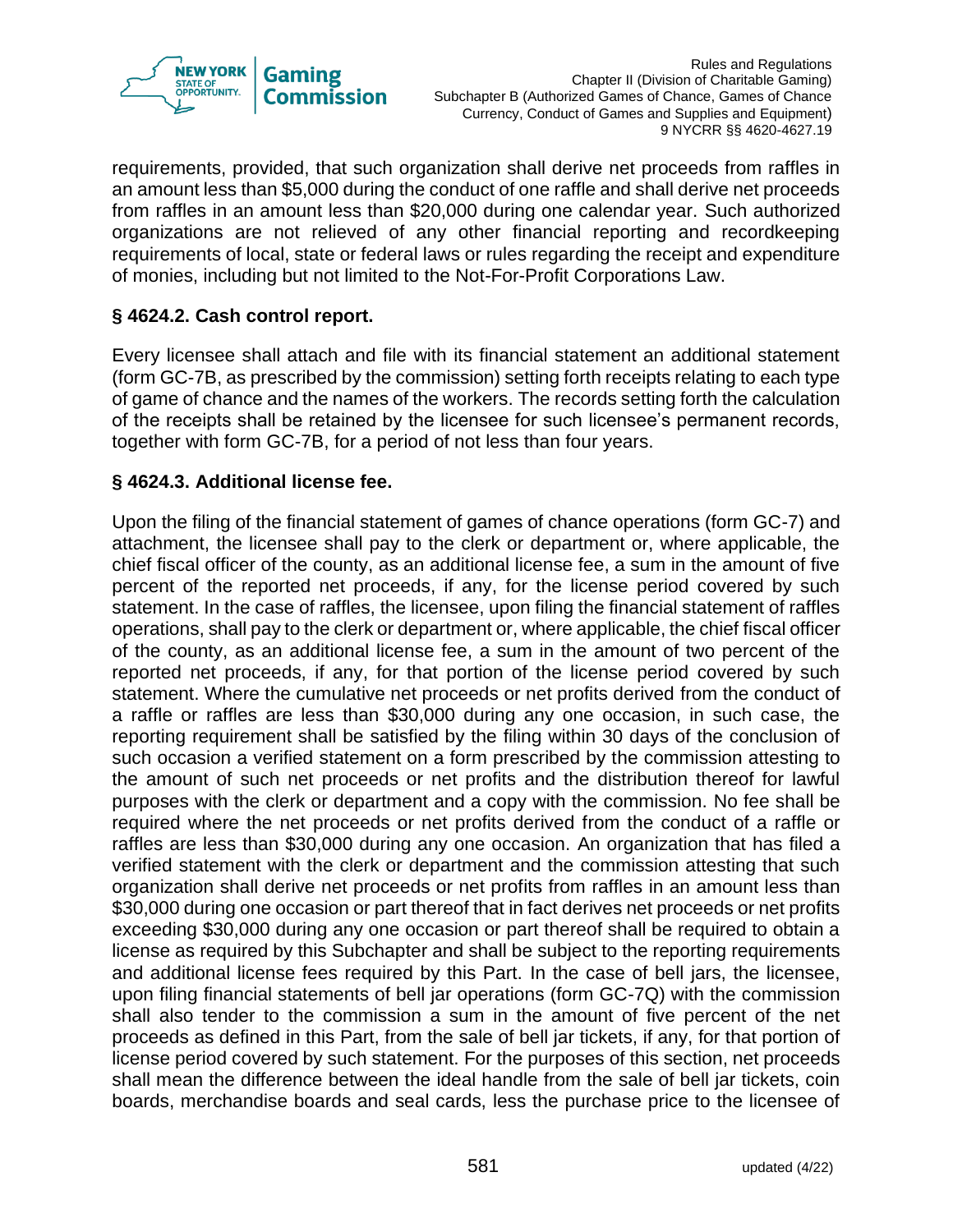requirements, provided, that such organization shall derive net proceeds from raffles in an amount less than $5,000 during the conduct of one raffle and shall derive net proceeds from raffles in an amount less than $20,000 during one calendar year. Such authorized organizations are not relieved of any other financial reporting and recordkeeping requirements of local, state or federal laws or rules regarding the receipt and expenditure of monies, including but not limited to the Not-For-Profit Corporations Law.

### § 4624.2. Cash control report.

Every licensee shall attach and file with its financial statement an additional statement (form GC-7B, as prescribed by the commission) setting forth receipts relating to each type of game of chance and the names of the workers. The records setting forth the calculation of the receipts shall be retained by the licensee for such licensee's permanent records, together with form GC-7B, for a period of not less than four years.

### § 4624.3. Additional license fee.

Upon the filing of the financial statement of games of chance operations (form GC-7) and attachment, the licensee shall pay to the clerk or department or, where applicable, the chief fiscal officer of the county, as an additional license fee, a sum in the amount of five percent of the reported net proceeds, if any, for the license period covered by such statement. In the case of raffles, the licensee, upon filing the financial statement of raffles operations, shall pay to the clerk or department or, where applicable, the chief fiscal officer of the county, as an additional license fee, a sum in the amount of two percent of the reported net proceeds, if any, for that portion of the license period covered by such statement. Where the cumulative net proceeds or net profits derived from the conduct of a raffle or raffles are less than $30,000 during any one occasion, in such case, the reporting requirement shall be satisfied by the filing within 30 days of the conclusion of such occasion a verified statement on a form prescribed by the commission attesting to the amount of such net proceeds or net profits and the distribution thereof for lawful purposes with the clerk or department and a copy with the commission. No fee shall be required where the net proceeds or net profits derived from the conduct of a raffle or raffles are less than $30,000 during any one occasion. An organization that has filed a verified statement with the clerk or department and the commission attesting that such organization shall derive net proceeds or net profits from raffles in an amount less than $30,000 during one occasion or part thereof that in fact derives net proceeds or net profits exceeding $30,000 during any one occasion or part thereof shall be required to obtain a license as required by this Subchapter and shall be subject to the reporting requirements and additional license fees required by this Part. In the case of bell jars, the licensee, upon filing financial statements of bell jar operations (form GC-7Q) with the commission shall also tender to the commission a sum in the amount of five percent of the net proceeds as defined in this Part, from the sale of bell jar tickets, if any, for that portion of license period covered by such statement. For the purposes of this section, net proceeds shall mean the difference between the ideal handle from the sale of bell jar tickets, coin boards, merchandise boards and seal cards, less the purchase price to the licensee of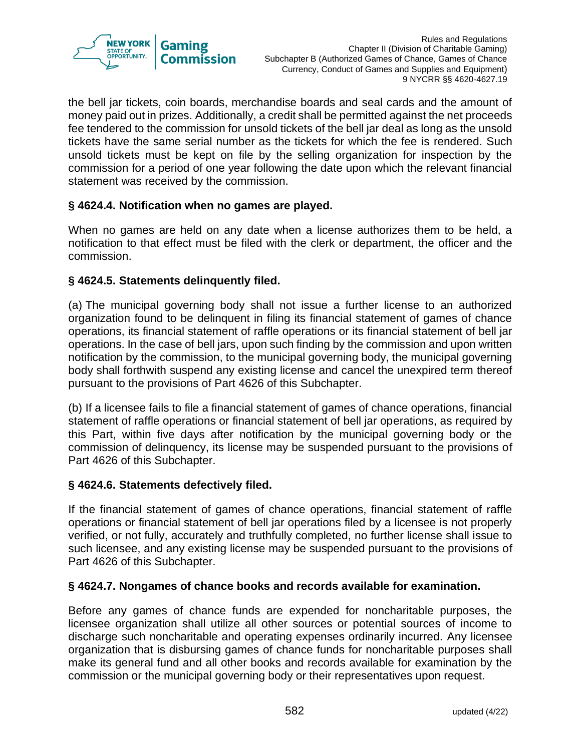the bell jar tickets, coin boards, merchandise boards and seal cards and the amount of money paid out in prizes. Additionally, a credit shall be permitted against the net proceeds fee tendered to the commission for unsold tickets of the bell jar deal as long as the unsold tickets have the same serial number as the tickets for which the fee is rendered. Such unsold tickets must be kept on file by the selling organization for inspection by the commission for a period of one year following the date upon which the relevant financial statement was received by the commission.

**§ 4624.4. Notification when no games are played.**

When no games are held on any date when a license authorizes them to be held, a notification to that effect must be filed with the clerk or department, the officer and the commission.

**§ 4624.5. Statements delinquently filed.**

(a) The municipal governing body shall not issue a further license to an authorized organization found to be delinquent in filing its financial statement of games of chance operations, its financial statement of raffle operations or its financial statement of bell jar operations. In the case of bell jars, upon such finding by the commission and upon written notification by the commission, to the municipal governing body, the municipal governing body shall forthwith suspend any existing license and cancel the unexpired term thereof pursuant to the provisions of Part 4626 of this Subchapter.

(b) If a licensee fails to file a financial statement of games of chance operations, financial statement of raffle operations or financial statement of bell jar operations, as required by this Part, within five days after notification by the municipal governing body or the commission of delinquency, its license may be suspended pursuant to the provisions of Part 4626 of this Subchapter.

**§ 4624.6. Statements defectively filed.**

If the financial statement of games of chance operations, financial statement of raffle operations or financial statement of bell jar operations filed by a licensee is not properly verified, or not fully, accurately and truthfully completed, no further license shall issue to such licensee, and any existing license may be suspended pursuant to the provisions of Part 4626 of this Subchapter.

**§ 4624.7. Nongames of chance books and records available for examination.**

Before any games of chance funds are expended for noncharitable purposes, the licensee organization shall utilize all other sources or potential sources of income to discharge such noncharitable and operating expenses ordinarily incurred. Any licensee organization that is disbursing games of chance funds for noncharitable purposes shall make its general fund and all other books and records available for examination by the commission or the municipal governing body or their representatives upon request.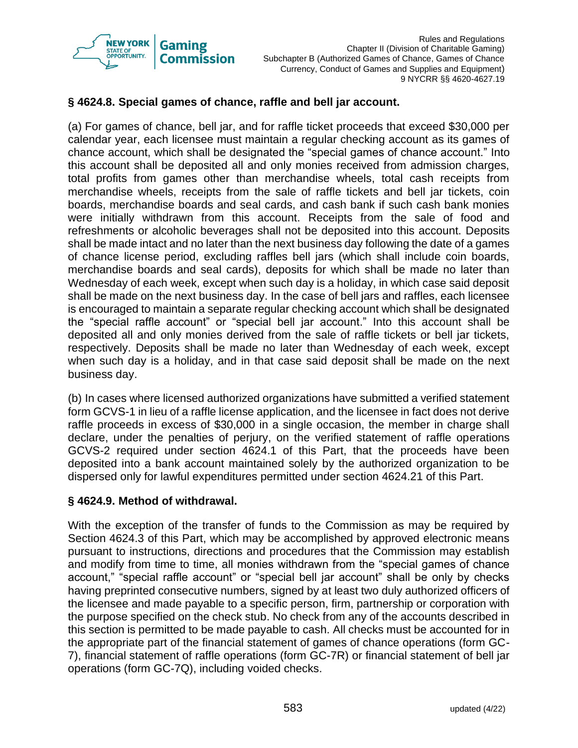### § 4624.8. Special games of chance, raffle and bell jar account.

(a) For games of chance, bell jar, and for raffle ticket proceeds that exceed $30,000 per calendar year, each licensee must maintain a regular checking account as its games of chance account, which shall be designated the "special games of chance account." Into this account shall be deposited all and only monies received from admission charges, total profits from games other than merchandise wheels, total cash receipts from merchandise wheels, receipts from the sale of raffle tickets and bell jar tickets, coin boards, merchandise boards and seal cards, and cash bank if such cash bank monies were initially withdrawn from this account. Receipts from the sale of food and refreshments or alcoholic beverages shall not be deposited into this account. Deposits shall be made intact and no later than the next business day following the date of a games of chance license period, excluding raffles bell jars (which shall include coin boards, merchandise boards and seal cards), deposits for which shall be made no later than Wednesday of each week, except when such day is a holiday, in which case said deposit shall be made on the next business day. In the case of bell jars and raffles, each licensee is encouraged to maintain a separate regular checking account which shall be designated the "special raffle account" or "special bell jar account." Into this account shall be deposited all and only monies derived from the sale of raffle tickets or bell jar tickets, respectively. Deposits shall be made no later than Wednesday of each week, except when such day is a holiday, and in that case said deposit shall be made on the next business day.

(b) In cases where licensed authorized organizations have submitted a verified statement form GCVS-1 in lieu of a raffle license application, and the licensee in fact does not derive raffle proceeds in excess of $30,000 in a single occasion, the member in charge shall declare, under the penalties of perjury, on the verified statement of raffle operations GCVS-2 required under section 4624.1 of this Part, that the proceeds have been deposited into a bank account maintained solely by the authorized organization to be dispersed only for lawful expenditures permitted under section 4624.21 of this Part.

### § 4624.9. Method of withdrawal.

With the exception of the transfer of funds to the Commission as may be required by Section 4624.3 of this Part, which may be accomplished by approved electronic means pursuant to instructions, directions and procedures that the Commission may establish and modify from time to time, all monies withdrawn from the "special games of chance account," "special raffle account" or "special bell jar account" shall be only by checks having preprinted consecutive numbers, signed by at least two duly authorized officers of the licensee and made payable to a specific person, firm, partnership or corporation with the purpose specified on the check stub. No check from any of the accounts described in this section is permitted to be made payable to cash. All checks must be accounted for in the appropriate part of the financial statement of games of chance operations (form GC-7), financial statement of raffle operations (form GC-7R) or financial statement of bell jar operations (form GC-7Q), including voided checks.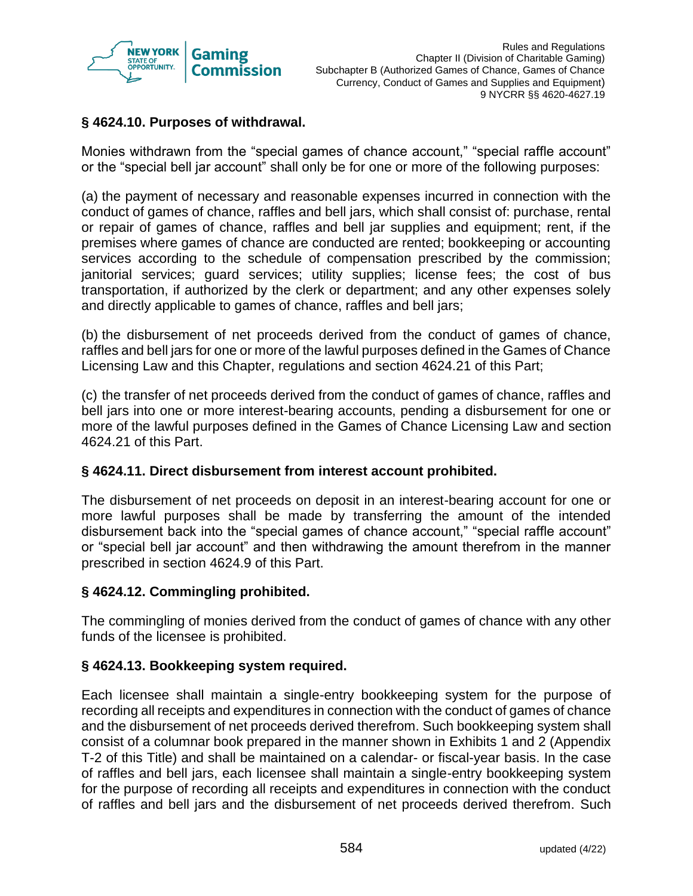### § 4624.10. Purposes of withdrawal.

Monies withdrawn from the "special games of chance account," "special raffle account" or the "special bell jar account" shall only be for one or more of the following purposes:

(a) the payment of necessary and reasonable expenses incurred in connection with the conduct of games of chance, raffles and bell jars, which shall consist of: purchase, rental or repair of games of chance, raffles and bell jar supplies and equipment; rent, if the premises where games of chance are conducted are rented; bookkeeping or accounting services according to the schedule of compensation prescribed by the commission; janitorial services; guard services; utility supplies; license fees; the cost of bus transportation, if authorized by the clerk or department; and any other expenses solely and directly applicable to games of chance, raffles and bell jars;

(b) the disbursement of net proceeds derived from the conduct of games of chance, raffles and bell jars for one or more of the lawful purposes defined in the Games of Chance Licensing Law and this Chapter, regulations and section 4624.21 of this Part;

(c) the transfer of net proceeds derived from the conduct of games of chance, raffles and bell jars into one or more interest-bearing accounts, pending a disbursement for one or more of the lawful purposes defined in the Games of Chance Licensing Law and section 4624.21 of this Part.

### § 4624.11. Direct disbursement from interest account prohibited.

The disbursement of net proceeds on deposit in an interest-bearing account for one or more lawful purposes shall be made by transferring the amount of the intended disbursement back into the "special games of chance account," "special raffle account" or "special bell jar account" and then withdrawing the amount therefrom in the manner prescribed in section 4624.9 of this Part.

### § 4624.12. Commingling prohibited.

The commingling of monies derived from the conduct of games of chance with any other funds of the licensee is prohibited.

### § 4624.13. Bookkeeping system required.

Each licensee shall maintain a single-entry bookkeeping system for the purpose of recording all receipts and expenditures in connection with the conduct of games of chance and the disbursement of net proceeds derived therefrom. Such bookkeeping system shall consist of a columnar book prepared in the manner shown in Exhibits 1 and 2 (Appendix T-2 of this Title) and shall be maintained on a calendar- or fiscal-year basis. In the case of raffles and bell jars, each licensee shall maintain a single-entry bookkeeping system for the purpose of recording all receipts and expenditures in connection with the conduct of raffles and bell jars and the disbursement of net proceeds derived therefrom. Such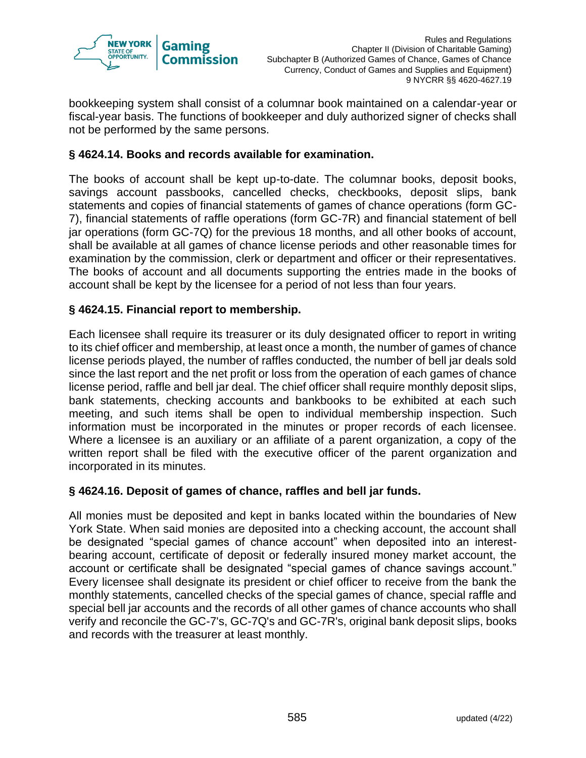bookkeeping system shall consist of a columnar book maintained on a calendar-year or fiscal-year basis. The functions of bookkeeper and duly authorized signer of checks shall not be performed by the same persons.

### § 4624.14. Books and records available for examination.

The books of account shall be kept up-to-date. The columnar books, deposit books, savings account passbooks, cancelled checks, checkbooks, deposit slips, bank statements and copies of financial statements of games of chance operations (form GC-7), financial statements of raffle operations (form GC-7R) and financial statement of bell jar operations (form GC-7Q) for the previous 18 months, and all other books of account, shall be available at all games of chance license periods and other reasonable times for examination by the commission, clerk or department and officer or their representatives. The books of account and all documents supporting the entries made in the books of account shall be kept by the licensee for a period of not less than four years.

### § 4624.15. Financial report to membership.

Each licensee shall require its treasurer or its duly designated officer to report in writing to its chief officer and membership, at least once a month, the number of games of chance license periods played, the number of raffles conducted, the number of bell jar deals sold since the last report and the net profit or loss from the operation of each games of chance license period, raffle and bell jar deal. The chief officer shall require monthly deposit slips, bank statements, checking accounts and bankbooks to be exhibited at each such meeting, and such items shall be open to individual membership inspection. Such information must be incorporated in the minutes or proper records of each licensee. Where a licensee is an auxiliary or an affiliate of a parent organization, a copy of the written report shall be filed with the executive officer of the parent organization and incorporated in its minutes.

### § 4624.16. Deposit of games of chance, raffles and bell jar funds.

All monies must be deposited and kept in banks located within the boundaries of New York State. When said monies are deposited into a checking account, the account shall be designated "special games of chance account" when deposited into an interest-bearing account, certificate of deposit or federally insured money market account, the account or certificate shall be designated "special games of chance savings account." Every licensee shall designate its president or chief officer to receive from the bank the monthly statements, cancelled checks of the special games of chance, special raffle and special bell jar accounts and the records of all other games of chance accounts who shall verify and reconcile the GC-7's, GC-7Q's and GC-7R's, original bank deposit slips, books and records with the treasurer at least monthly.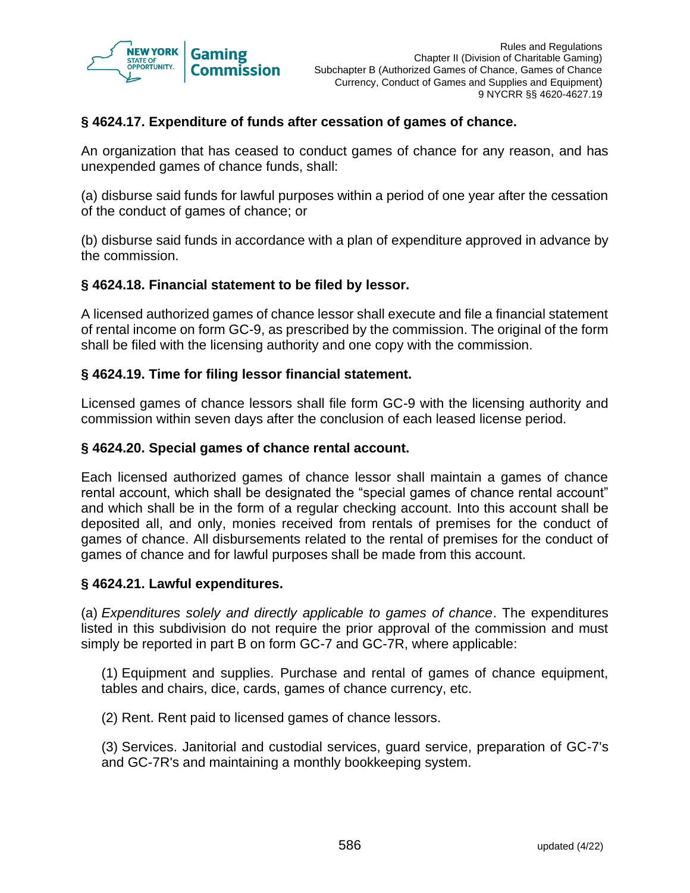### § 4624.17. Expenditure of funds after cessation of games of chance.

An organization that has ceased to conduct games of chance for any reason, and has unexpended games of chance funds, shall:

(a) disburse said funds for lawful purposes within a period of one year after the cessation of the conduct of games of chance; or

(b) disburse said funds in accordance with a plan of expenditure approved in advance by the commission.

### § 4624.18. Financial statement to be filed by lessor.

A licensed authorized games of chance lessor shall execute and file a financial statement of rental income on form GC-9, as prescribed by the commission. The original of the form shall be filed with the licensing authority and one copy with the commission.

### § 4624.19. Time for filing lessor financial statement.

Licensed games of chance lessors shall file form GC-9 with the licensing authority and commission within seven days after the conclusion of each leased license period.

### § 4624.20. Special games of chance rental account.

Each licensed authorized games of chance lessor shall maintain a games of chance rental account, which shall be designated the "special games of chance rental account" and which shall be in the form of a regular checking account. Into this account shall be deposited all, and only, monies received from rentals of premises for the conduct of games of chance. All disbursements related to the rental of premises for the conduct of games of chance and for lawful purposes shall be made from this account.

### § 4624.21. Lawful expenditures.

(a) *Expenditures solely and directly applicable to games of chance*. The expenditures listed in this subdivision do not require the prior approval of the commission and must simply be reported in part B on form GC-7 and GC-7R, where applicable:

(1) Equipment and supplies. Purchase and rental of games of chance equipment, tables and chairs, dice, cards, games of chance currency, etc.

(2) Rent. Rent paid to licensed games of chance lessors.

(3) Services. Janitorial and custodial services, guard service, preparation of GC-7's and GC-7R's and maintaining a monthly bookkeeping system.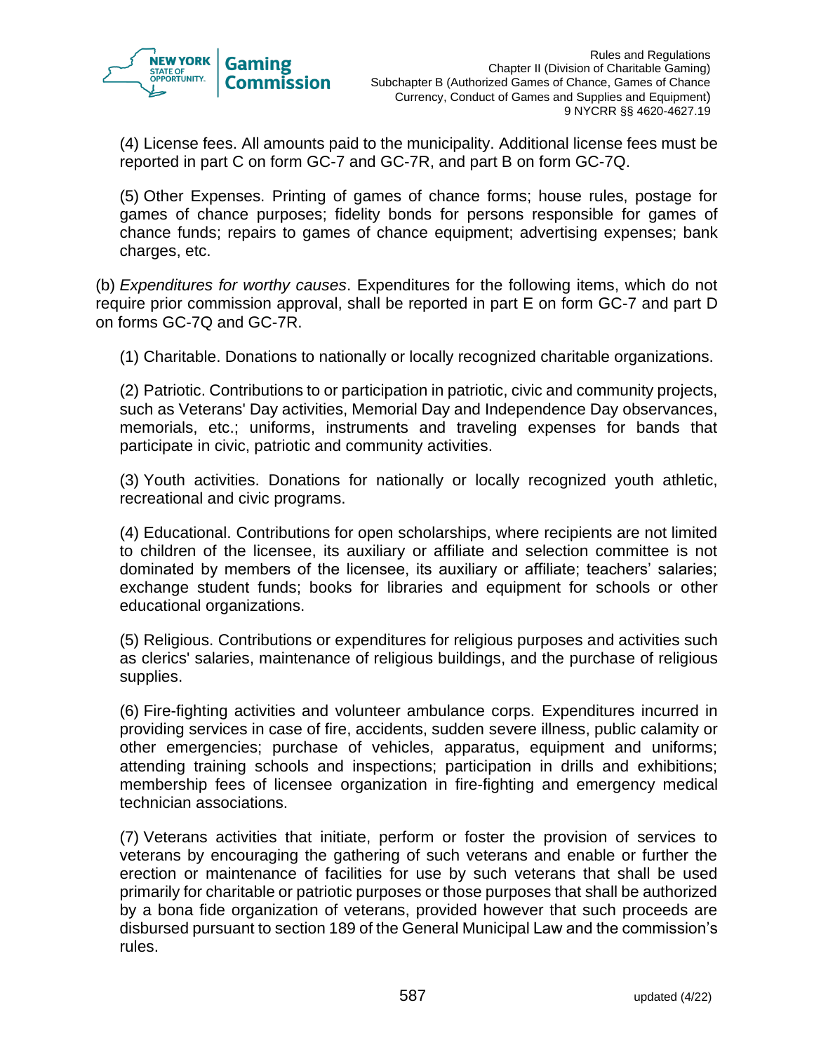(4) License fees. All amounts paid to the municipality. Additional license fees must be reported in part C on form GC-7 and GC-7R, and part B on form GC-7Q.

(5) Other Expenses. Printing of games of chance forms; house rules, postage for games of chance purposes; fidelity bonds for persons responsible for games of chance funds; repairs to games of chance equipment; advertising expenses; bank charges, etc.

(b) *Expenditures for worthy causes*. Expenditures for the following items, which do not require prior commission approval, shall be reported in part E on form GC-7 and part D on forms GC-7Q and GC-7R.

(1) Charitable. Donations to nationally or locally recognized charitable organizations.

(2) Patriotic. Contributions to or participation in patriotic, civic and community projects, such as Veterans' Day activities, Memorial Day and Independence Day observances, memorials, etc.; uniforms, instruments and traveling expenses for bands that participate in civic, patriotic and community activities.

(3) Youth activities. Donations for nationally or locally recognized youth athletic, recreational and civic programs.

(4) Educational. Contributions for open scholarships, where recipients are not limited to children of the licensee, its auxiliary or affiliate and selection committee is not dominated by members of the licensee, its auxiliary or affiliate; teachers' salaries; exchange student funds; books for libraries and equipment for schools or other educational organizations.

(5) Religious. Contributions or expenditures for religious purposes and activities such as clerics' salaries, maintenance of religious buildings, and the purchase of religious supplies.

(6) Fire-fighting activities and volunteer ambulance corps. Expenditures incurred in providing services in case of fire, accidents, sudden severe illness, public calamity or other emergencies; purchase of vehicles, apparatus, equipment and uniforms; attending training schools and inspections; participation in drills and exhibitions; membership fees of licensee organization in fire-fighting and emergency medical technician associations.

(7) Veterans activities that initiate, perform or foster the provision of services to veterans by encouraging the gathering of such veterans and enable or further the erection or maintenance of facilities for use by such veterans that shall be used primarily for charitable or patriotic purposes or those purposes that shall be authorized by a bona fide organization of veterans, provided however that such proceeds are disbursed pursuant to section 189 of the General Municipal Law and the commission's rules.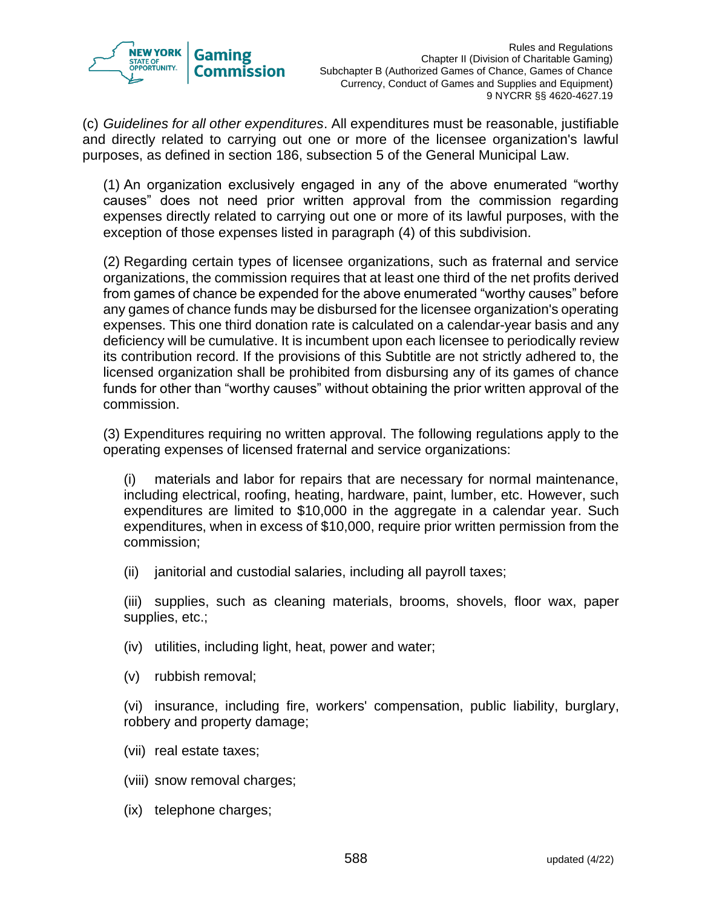(c) *Guidelines for all other expenditures*. All expenditures must be reasonable, justifiable and directly related to carrying out one or more of the licensee organization's lawful purposes, as defined in section 186, subsection 5 of the General Municipal Law.

(1) An organization exclusively engaged in any of the above enumerated "worthy causes" does not need prior written approval from the commission regarding expenses directly related to carrying out one or more of its lawful purposes, with the exception of those expenses listed in paragraph (4) of this subdivision.

(2) Regarding certain types of licensee organizations, such as fraternal and service organizations, the commission requires that at least one third of the net profits derived from games of chance be expended for the above enumerated "worthy causes" before any games of chance funds may be disbursed for the licensee organization's operating expenses. This one third donation rate is calculated on a calendar-year basis and any deficiency will be cumulative. It is incumbent upon each licensee to periodically review its contribution record. If the provisions of this Subtitle are not strictly adhered to, the licensed organization shall be prohibited from disbursing any of its games of chance funds for other than "worthy causes" without obtaining the prior written approval of the commission.

(3) Expenditures requiring no written approval. The following regulations apply to the operating expenses of licensed fraternal and service organizations:

(i) materials and labor for repairs that are necessary for normal maintenance, including electrical, roofing, heating, hardware, paint, lumber, etc. However, such expenditures are limited to $10,000 in the aggregate in a calendar year. Such expenditures, when in excess of $10,000, require prior written permission from the commission;

(ii) janitorial and custodial salaries, including all payroll taxes;

(iii) supplies, such as cleaning materials, brooms, shovels, floor wax, paper supplies, etc.;

(iv) utilities, including light, heat, power and water;

(v) rubbish removal;

(vi) insurance, including fire, workers' compensation, public liability, burglary, robbery and property damage;

(vii) real estate taxes;

(viii) snow removal charges;

(ix) telephone charges;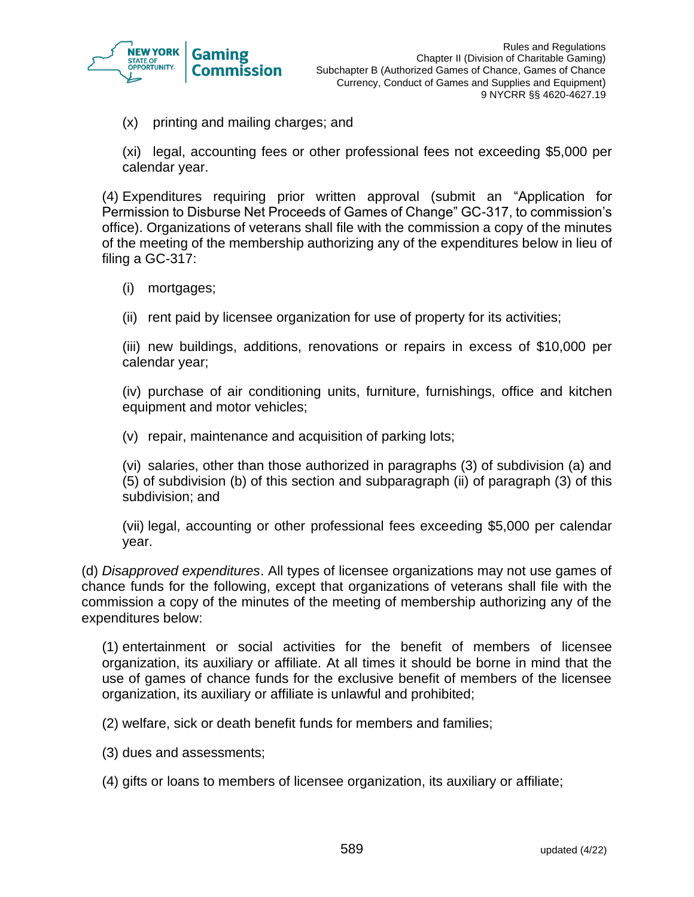(x) printing and mailing charges; and

(xi) legal, accounting fees or other professional fees not exceeding $5,000 per calendar year.

(4) Expenditures requiring prior written approval (submit an “Application for Permission to Disburse Net Proceeds of Games of Change” GC-317, to commission’s office). Organizations of veterans shall file with the commission a copy of the minutes of the meeting of the membership authorizing any of the expenditures below in lieu of filing a GC-317:

(i) mortgages;

(ii) rent paid by licensee organization for use of property for its activities;

(iii) new buildings, additions, renovations or repairs in excess of $10,000 per calendar year;

(iv) purchase of air conditioning units, furniture, furnishings, office and kitchen equipment and motor vehicles;

(v) repair, maintenance and acquisition of parking lots;

(vi) salaries, other than those authorized in paragraphs (3) of subdivision (a) and (5) of subdivision (b) of this section and subparagraph (ii) of paragraph (3) of this subdivision; and

(vii) legal, accounting or other professional fees exceeding $5,000 per calendar year.

(d) *Disapproved expenditures*. All types of licensee organizations may not use games of chance funds for the following, except that organizations of veterans shall file with the commission a copy of the minutes of the meeting of membership authorizing any of the expenditures below:

(1) entertainment or social activities for the benefit of members of licensee organization, its auxiliary or affiliate. At all times it should be borne in mind that the use of games of chance funds for the exclusive benefit of members of the licensee organization, its auxiliary or affiliate is unlawful and prohibited;

(2) welfare, sick or death benefit funds for members and families;

(3) dues and assessments;

(4) gifts or loans to members of licensee organization, its auxiliary or affiliate;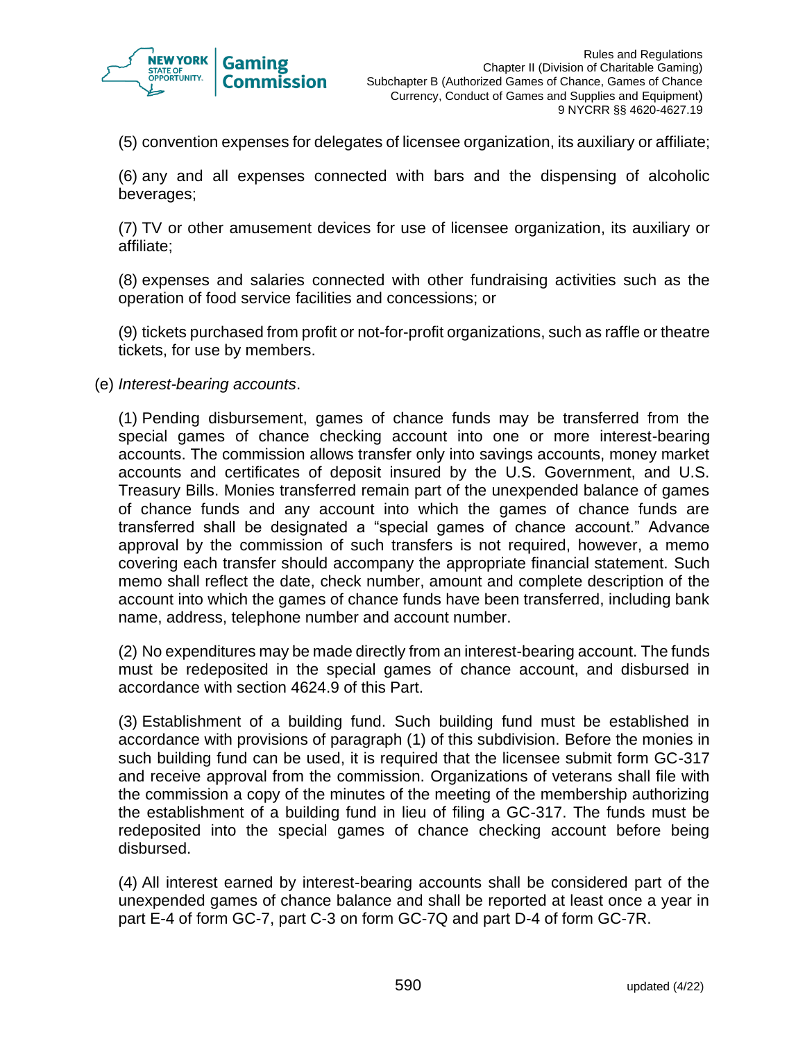(5) convention expenses for delegates of licensee organization, its auxiliary or affiliate;

(6) any and all expenses connected with bars and the dispensing of alcoholic beverages;

(7) TV or other amusement devices for use of licensee organization, its auxiliary or affiliate;

(8) expenses and salaries connected with other fundraising activities such as the operation of food service facilities and concessions; or

(9) tickets purchased from profit or not-for-profit organizations, such as raffle or theatre tickets, for use by members.

(e) *Interest-bearing accounts*.

(1) Pending disbursement, games of chance funds may be transferred from the special games of chance checking account into one or more interest-bearing accounts. The commission allows transfer only into savings accounts, money market accounts and certificates of deposit insured by the U.S. Government, and U.S. Treasury Bills. Monies transferred remain part of the unexpended balance of games of chance funds and any account into which the games of chance funds are transferred shall be designated a "special games of chance account." Advance approval by the commission of such transfers is not required, however, a memo covering each transfer should accompany the appropriate financial statement. Such memo shall reflect the date, check number, amount and complete description of the account into which the games of chance funds have been transferred, including bank name, address, telephone number and account number.

(2) No expenditures may be made directly from an interest-bearing account. The funds must be redeposited in the special games of chance account, and disbursed in accordance with section 4624.9 of this Part.

(3) Establishment of a building fund. Such building fund must be established in accordance with provisions of paragraph (1) of this subdivision. Before the monies in such building fund can be used, it is required that the licensee submit form GC-317 and receive approval from the commission. Organizations of veterans shall file with the commission a copy of the minutes of the meeting of the membership authorizing the establishment of a building fund in lieu of filing a GC-317. The funds must be redeposited into the special games of chance checking account before being disbursed.

(4) All interest earned by interest-bearing accounts shall be considered part of the unexpended games of chance balance and shall be reported at least once a year in part E-4 of form GC-7, part C-3 on form GC-7Q and part D-4 of form GC-7R.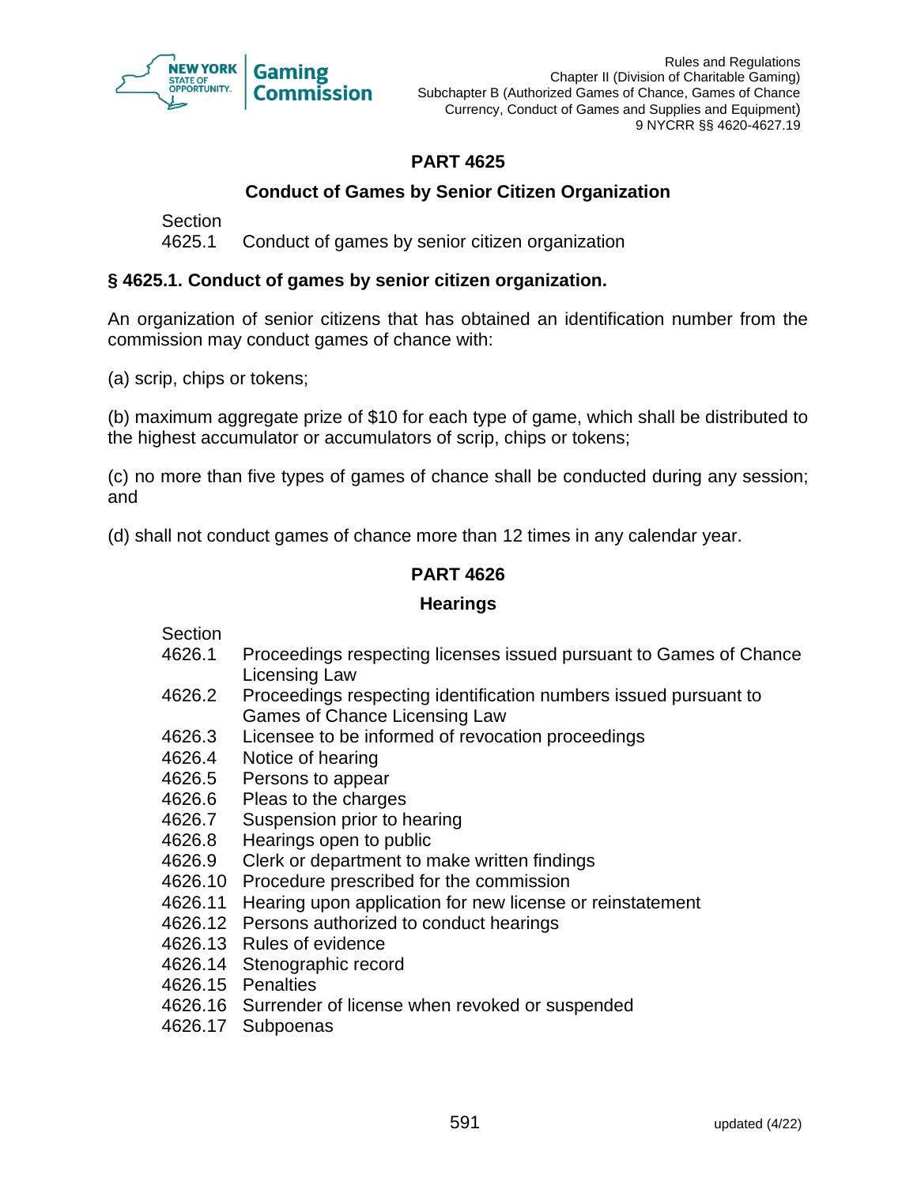## PART 4625

### Conduct of Games by Senior Citizen Organization

Section
4625.1 Conduct of games by senior citizen organization

### § 4625.1. Conduct of games by senior citizen organization.

An organization of senior citizens that has obtained an identification number from the commission may conduct games of chance with:

(a) scrip, chips or tokens;

(b) maximum aggregate prize of $10 for each type of game, which shall be distributed to the highest accumulator or accumulators of scrip, chips or tokens;

(c) no more than five types of games of chance shall be conducted during any session; and

(d) shall not conduct games of chance more than 12 times in any calendar year.

## PART 4626

### Hearings

Section
4626.1 Proceedings respecting licenses issued pursuant to Games of Chance Licensing Law
4626.2 Proceedings respecting identification numbers issued pursuant to Games of Chance Licensing Law
4626.3 Licensee to be informed of revocation proceedings
4626.4 Notice of hearing
4626.5 Persons to appear
4626.6 Pleas to the charges
4626.7 Suspension prior to hearing
4626.8 Hearings open to public
4626.9 Clerk or department to make written findings
4626.10 Procedure prescribed for the commission
4626.11 Hearing upon application for new license or reinstatement
4626.12 Persons authorized to conduct hearings
4626.13 Rules of evidence
4626.14 Stenographic record
4626.15 Penalties
4626.16 Surrender of license when revoked or suspended
4626.17 Subpoenas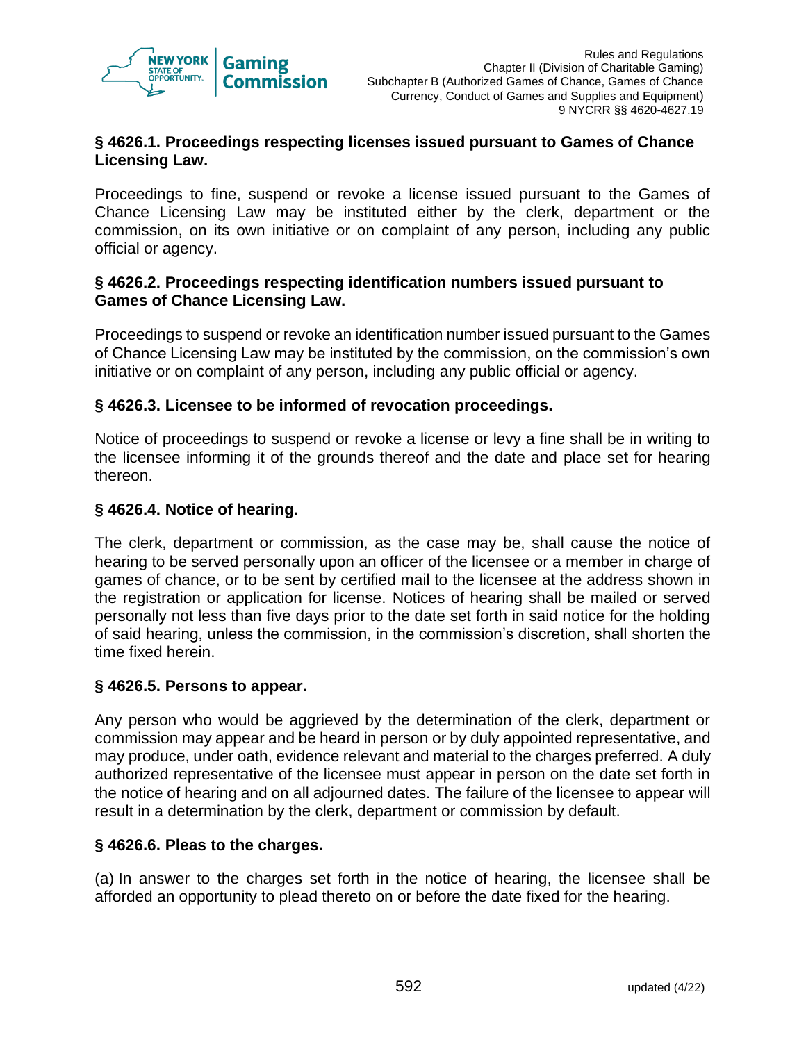### § 4626.1. Proceedings respecting licenses issued pursuant to Games of Chance Licensing Law.

Proceedings to fine, suspend or revoke a license issued pursuant to the Games of Chance Licensing Law may be instituted either by the clerk, department or the commission, on its own initiative or on complaint of any person, including any public official or agency.

### § 4626.2. Proceedings respecting identification numbers issued pursuant to Games of Chance Licensing Law.

Proceedings to suspend or revoke an identification number issued pursuant to the Games of Chance Licensing Law may be instituted by the commission, on the commission's own initiative or on complaint of any person, including any public official or agency.

### § 4626.3. Licensee to be informed of revocation proceedings.

Notice of proceedings to suspend or revoke a license or levy a fine shall be in writing to the licensee informing it of the grounds thereof and the date and place set for hearing thereon.

### § 4626.4. Notice of hearing.

The clerk, department or commission, as the case may be, shall cause the notice of hearing to be served personally upon an officer of the licensee or a member in charge of games of chance, or to be sent by certified mail to the licensee at the address shown in the registration or application for license. Notices of hearing shall be mailed or served personally not less than five days prior to the date set forth in said notice for the holding of said hearing, unless the commission, in the commission's discretion, shall shorten the time fixed herein.

### § 4626.5. Persons to appear.

Any person who would be aggrieved by the determination of the clerk, department or commission may appear and be heard in person or by duly appointed representative, and may produce, under oath, evidence relevant and material to the charges preferred. A duly authorized representative of the licensee must appear in person on the date set forth in the notice of hearing and on all adjourned dates. The failure of the licensee to appear will result in a determination by the clerk, department or commission by default.

### § 4626.6. Pleas to the charges.

(a) In answer to the charges set forth in the notice of hearing, the licensee shall be afforded an opportunity to plead thereto on or before the date fixed for the hearing.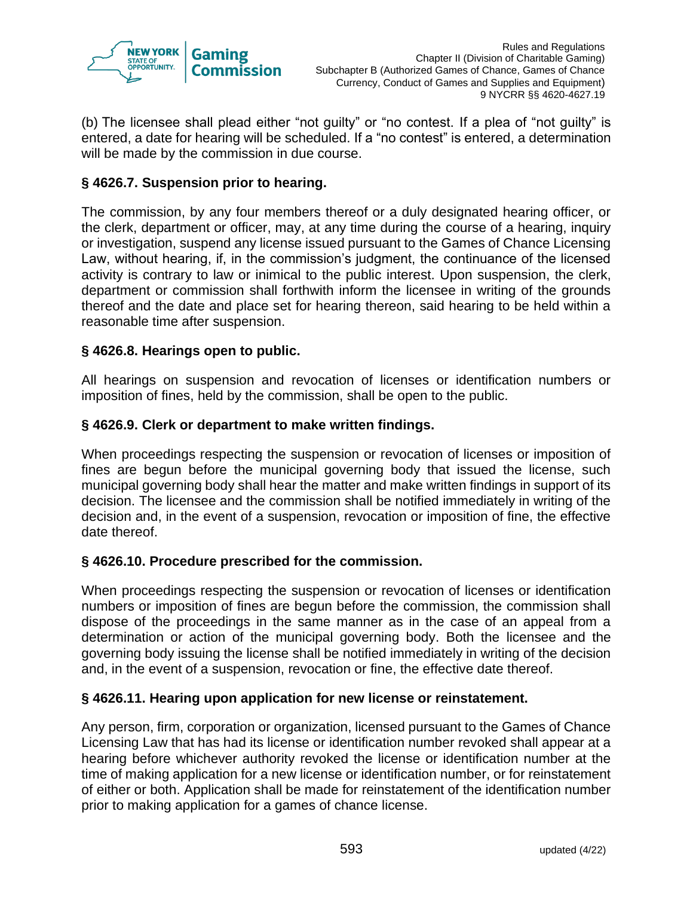(b) The licensee shall plead either "not guilty" or "no contest. If a plea of "not guilty" is entered, a date for hearing will be scheduled. If a "no contest" is entered, a determination will be made by the commission in due course.

### § 4626.7. Suspension prior to hearing.

The commission, by any four members thereof or a duly designated hearing officer, or the clerk, department or officer, may, at any time during the course of a hearing, inquiry or investigation, suspend any license issued pursuant to the Games of Chance Licensing Law, without hearing, if, in the commission's judgment, the continuance of the licensed activity is contrary to law or inimical to the public interest. Upon suspension, the clerk, department or commission shall forthwith inform the licensee in writing of the grounds thereof and the date and place set for hearing thereon, said hearing to be held within a reasonable time after suspension.

### § 4626.8. Hearings open to public.

All hearings on suspension and revocation of licenses or identification numbers or imposition of fines, held by the commission, shall be open to the public.

### § 4626.9. Clerk or department to make written findings.

When proceedings respecting the suspension or revocation of licenses or imposition of fines are begun before the municipal governing body that issued the license, such municipal governing body shall hear the matter and make written findings in support of its decision. The licensee and the commission shall be notified immediately in writing of the decision and, in the event of a suspension, revocation or imposition of fine, the effective date thereof.

### § 4626.10. Procedure prescribed for the commission.

When proceedings respecting the suspension or revocation of licenses or identification numbers or imposition of fines are begun before the commission, the commission shall dispose of the proceedings in the same manner as in the case of an appeal from a determination or action of the municipal governing body. Both the licensee and the governing body issuing the license shall be notified immediately in writing of the decision and, in the event of a suspension, revocation or fine, the effective date thereof.

### § 4626.11. Hearing upon application for new license or reinstatement.

Any person, firm, corporation or organization, licensed pursuant to the Games of Chance Licensing Law that has had its license or identification number revoked shall appear at a hearing before whichever authority revoked the license or identification number at the time of making application for a new license or identification number, or for reinstatement of either or both. Application shall be made for reinstatement of the identification number prior to making application for a games of chance license.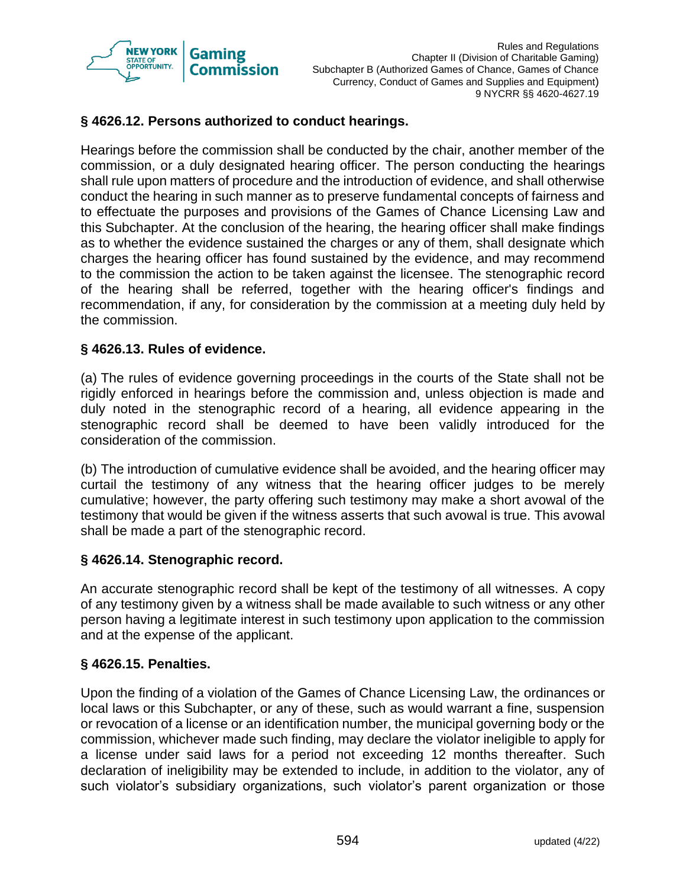### § 4626.12. Persons authorized to conduct hearings.

Hearings before the commission shall be conducted by the chair, another member of the commission, or a duly designated hearing officer. The person conducting the hearings shall rule upon matters of procedure and the introduction of evidence, and shall otherwise conduct the hearing in such manner as to preserve fundamental concepts of fairness and to effectuate the purposes and provisions of the Games of Chance Licensing Law and this Subchapter. At the conclusion of the hearing, the hearing officer shall make findings as to whether the evidence sustained the charges or any of them, shall designate which charges the hearing officer has found sustained by the evidence, and may recommend to the commission the action to be taken against the licensee. The stenographic record of the hearing shall be referred, together with the hearing officer's findings and recommendation, if any, for consideration by the commission at a meeting duly held by the commission.

### § 4626.13. Rules of evidence.

(a) The rules of evidence governing proceedings in the courts of the State shall not be rigidly enforced in hearings before the commission and, unless objection is made and duly noted in the stenographic record of a hearing, all evidence appearing in the stenographic record shall be deemed to have been validly introduced for the consideration of the commission.

(b) The introduction of cumulative evidence shall be avoided, and the hearing officer may curtail the testimony of any witness that the hearing officer judges to be merely cumulative; however, the party offering such testimony may make a short avowal of the testimony that would be given if the witness asserts that such avowal is true. This avowal shall be made a part of the stenographic record.

### § 4626.14. Stenographic record.

An accurate stenographic record shall be kept of the testimony of all witnesses. A copy of any testimony given by a witness shall be made available to such witness or any other person having a legitimate interest in such testimony upon application to the commission and at the expense of the applicant.

### § 4626.15. Penalties.

Upon the finding of a violation of the Games of Chance Licensing Law, the ordinances or local laws or this Subchapter, or any of these, such as would warrant a fine, suspension or revocation of a license or an identification number, the municipal governing body or the commission, whichever made such finding, may declare the violator ineligible to apply for a license under said laws for a period not exceeding 12 months thereafter. Such declaration of ineligibility may be extended to include, in addition to the violator, any of such violator's subsidiary organizations, such violator's parent organization or those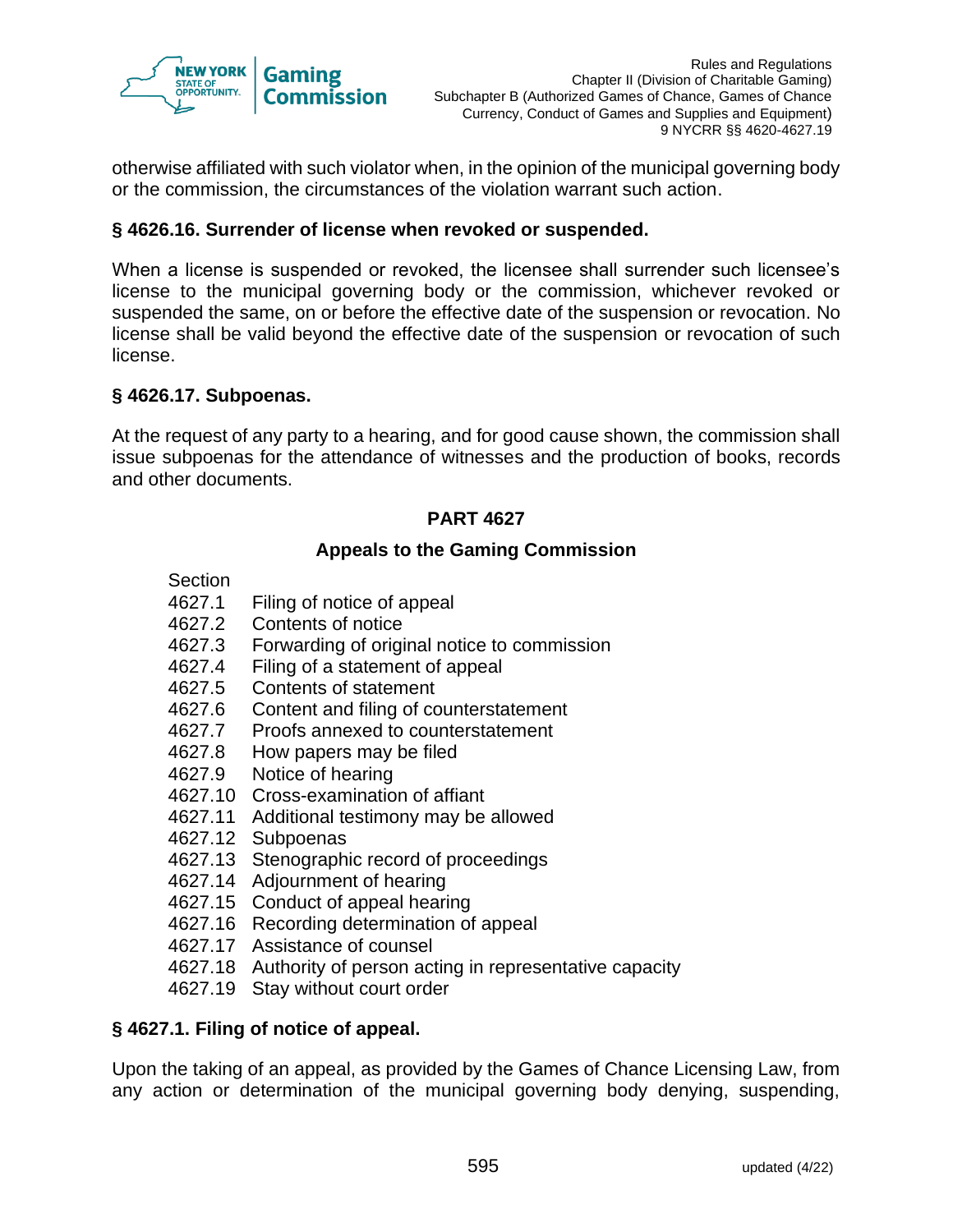otherwise affiliated with such violator when, in the opinion of the municipal governing body or the commission, the circumstances of the violation warrant such action.

### § 4626.16. Surrender of license when revoked or suspended.

When a license is suspended or revoked, the licensee shall surrender such licensee's license to the municipal governing body or the commission, whichever revoked or suspended the same, on or before the effective date of the suspension or revocation. No license shall be valid beyond the effective date of the suspension or revocation of such license.

### § 4626.17. Subpoenas.

At the request of any party to a hearing, and for good cause shown, the commission shall issue subpoenas for the attendance of witnesses and the production of books, records and other documents.

## PART 4627

## Appeals to the Gaming Commission

Section
4627.1 Filing of notice of appeal
4627.2 Contents of notice
4627.3 Forwarding of original notice to commission
4627.4 Filing of a statement of appeal
4627.5 Contents of statement
4627.6 Content and filing of counterstatement
4627.7 Proofs annexed to counterstatement
4627.8 How papers may be filed
4627.9 Notice of hearing
4627.10 Cross-examination of affiant
4627.11 Additional testimony may be allowed
4627.12 Subpoenas
4627.13 Stenographic record of proceedings
4627.14 Adjournment of hearing
4627.15 Conduct of appeal hearing
4627.16 Recording determination of appeal
4627.17 Assistance of counsel
4627.18 Authority of person acting in representative capacity
4627.19 Stay without court order

### § 4627.1. Filing of notice of appeal.

Upon the taking of an appeal, as provided by the Games of Chance Licensing Law, from any action or determination of the municipal governing body denying, suspending,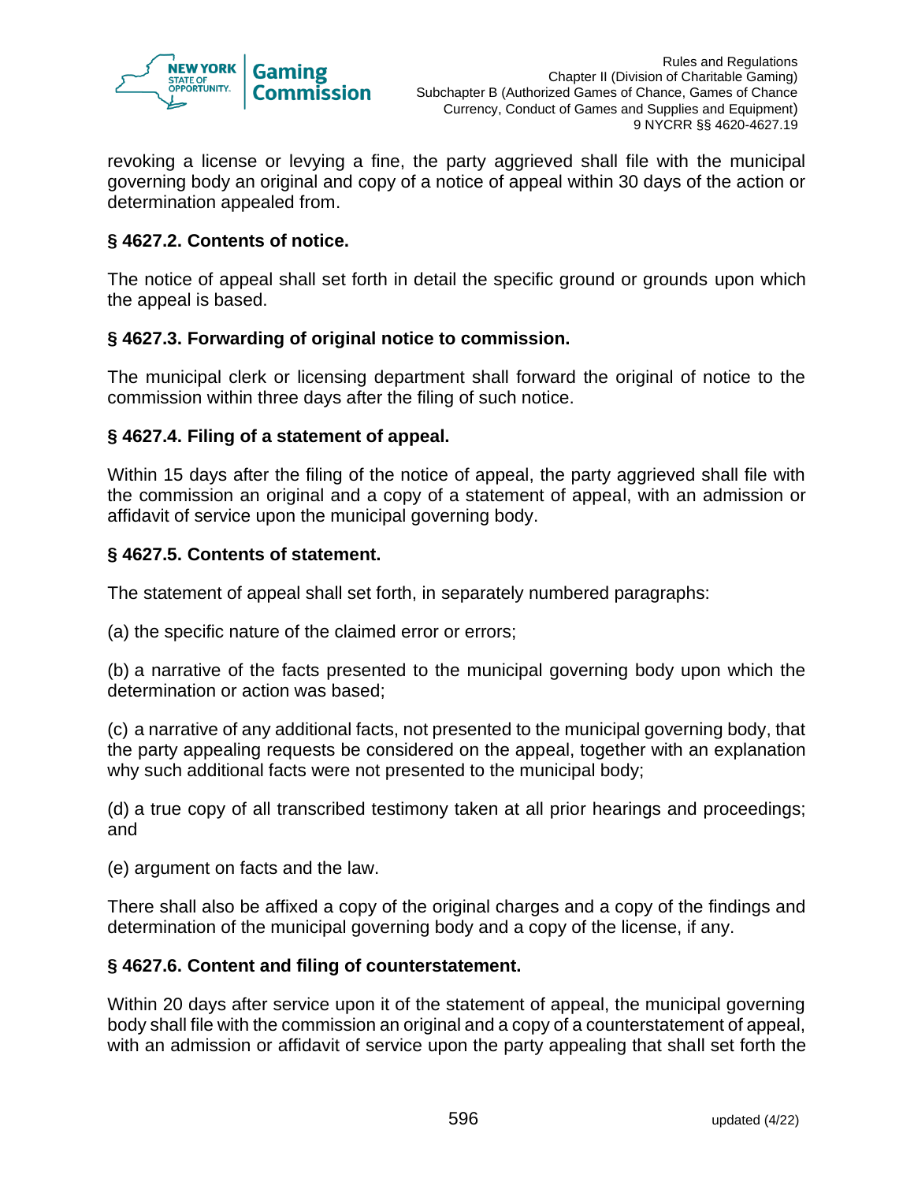revoking a license or levying a fine, the party aggrieved shall file with the municipal governing body an original and copy of a notice of appeal within 30 days of the action or determination appealed from.

### § 4627.2. Contents of notice.

The notice of appeal shall set forth in detail the specific ground or grounds upon which the appeal is based.

### § 4627.3. Forwarding of original notice to commission.

The municipal clerk or licensing department shall forward the original of notice to the commission within three days after the filing of such notice.

### § 4627.4. Filing of a statement of appeal.

Within 15 days after the filing of the notice of appeal, the party aggrieved shall file with the commission an original and a copy of a statement of appeal, with an admission or affidavit of service upon the municipal governing body.

### § 4627.5. Contents of statement.

The statement of appeal shall set forth, in separately numbered paragraphs:

(a) the specific nature of the claimed error or errors;

(b) a narrative of the facts presented to the municipal governing body upon which the determination or action was based;

(c) a narrative of any additional facts, not presented to the municipal governing body, that the party appealing requests be considered on the appeal, together with an explanation why such additional facts were not presented to the municipal body;

(d) a true copy of all transcribed testimony taken at all prior hearings and proceedings; and

(e) argument on facts and the law.

There shall also be affixed a copy of the original charges and a copy of the findings and determination of the municipal governing body and a copy of the license, if any.

### § 4627.6. Content and filing of counterstatement.

Within 20 days after service upon it of the statement of appeal, the municipal governing body shall file with the commission an original and a copy of a counterstatement of appeal, with an admission or affidavit of service upon the party appealing that shall set forth the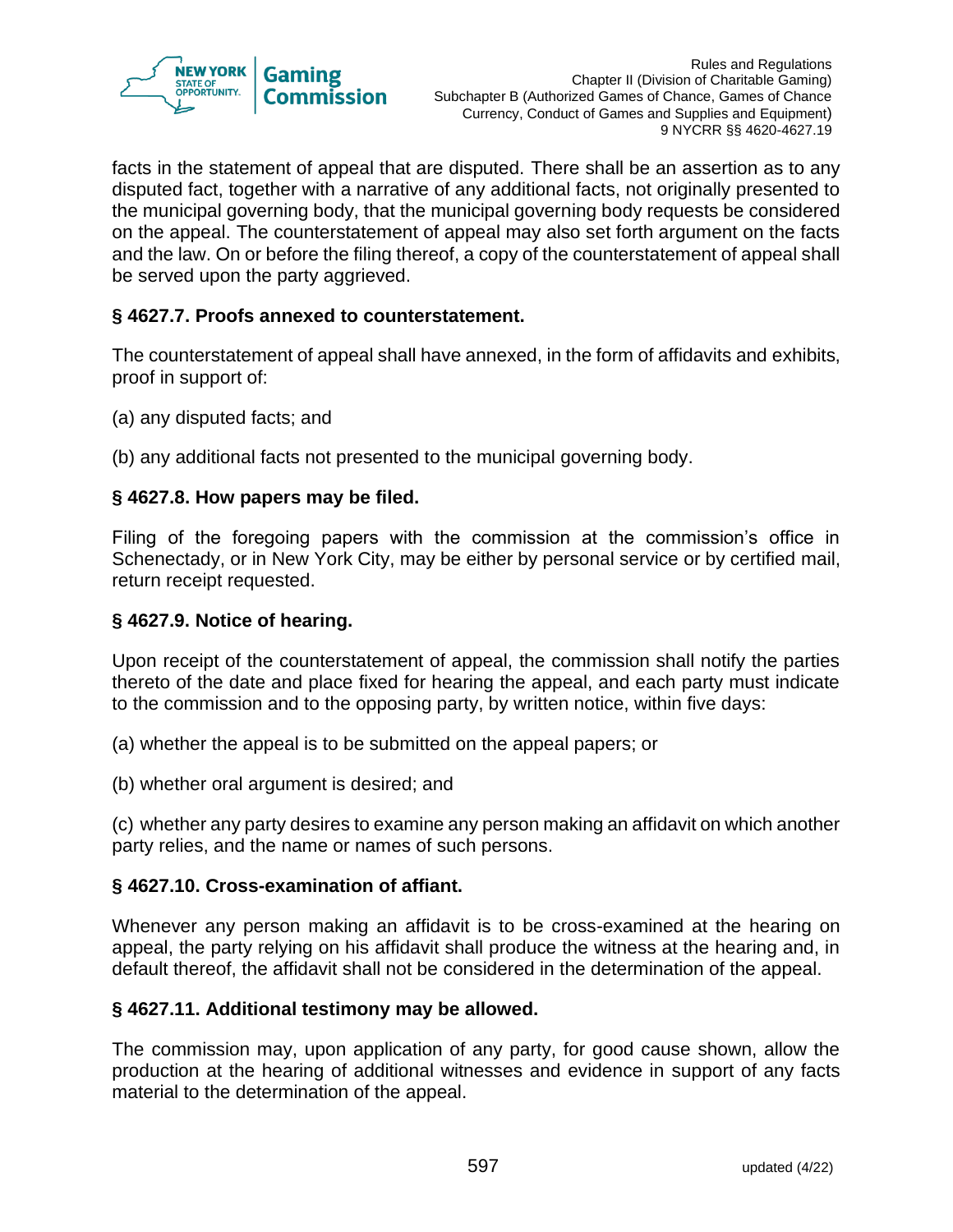facts in the statement of appeal that are disputed. There shall be an assertion as to any disputed fact, together with a narrative of any additional facts, not originally presented to the municipal governing body, that the municipal governing body requests be considered on the appeal. The counterstatement of appeal may also set forth argument on the facts and the law. On or before the filing thereof, a copy of the counterstatement of appeal shall be served upon the party aggrieved.

**§ 4627.7. Proofs annexed to counterstatement.**

The counterstatement of appeal shall have annexed, in the form of affidavits and exhibits, proof in support of:

(a) any disputed facts; and

(b) any additional facts not presented to the municipal governing body.

**§ 4627.8. How papers may be filed.**

Filing of the foregoing papers with the commission at the commission's office in Schenectady, or in New York City, may be either by personal service or by certified mail, return receipt requested.

**§ 4627.9. Notice of hearing.**

Upon receipt of the counterstatement of appeal, the commission shall notify the parties thereto of the date and place fixed for hearing the appeal, and each party must indicate to the commission and to the opposing party, by written notice, within five days:

(a) whether the appeal is to be submitted on the appeal papers; or

(b) whether oral argument is desired; and

(c) whether any party desires to examine any person making an affidavit on which another party relies, and the name or names of such persons.

**§ 4627.10. Cross-examination of affiant.**

Whenever any person making an affidavit is to be cross-examined at the hearing on appeal, the party relying on his affidavit shall produce the witness at the hearing and, in default thereof, the affidavit shall not be considered in the determination of the appeal.

**§ 4627.11. Additional testimony may be allowed.**

The commission may, upon application of any party, for good cause shown, allow the production at the hearing of additional witnesses and evidence in support of any facts material to the determination of the appeal.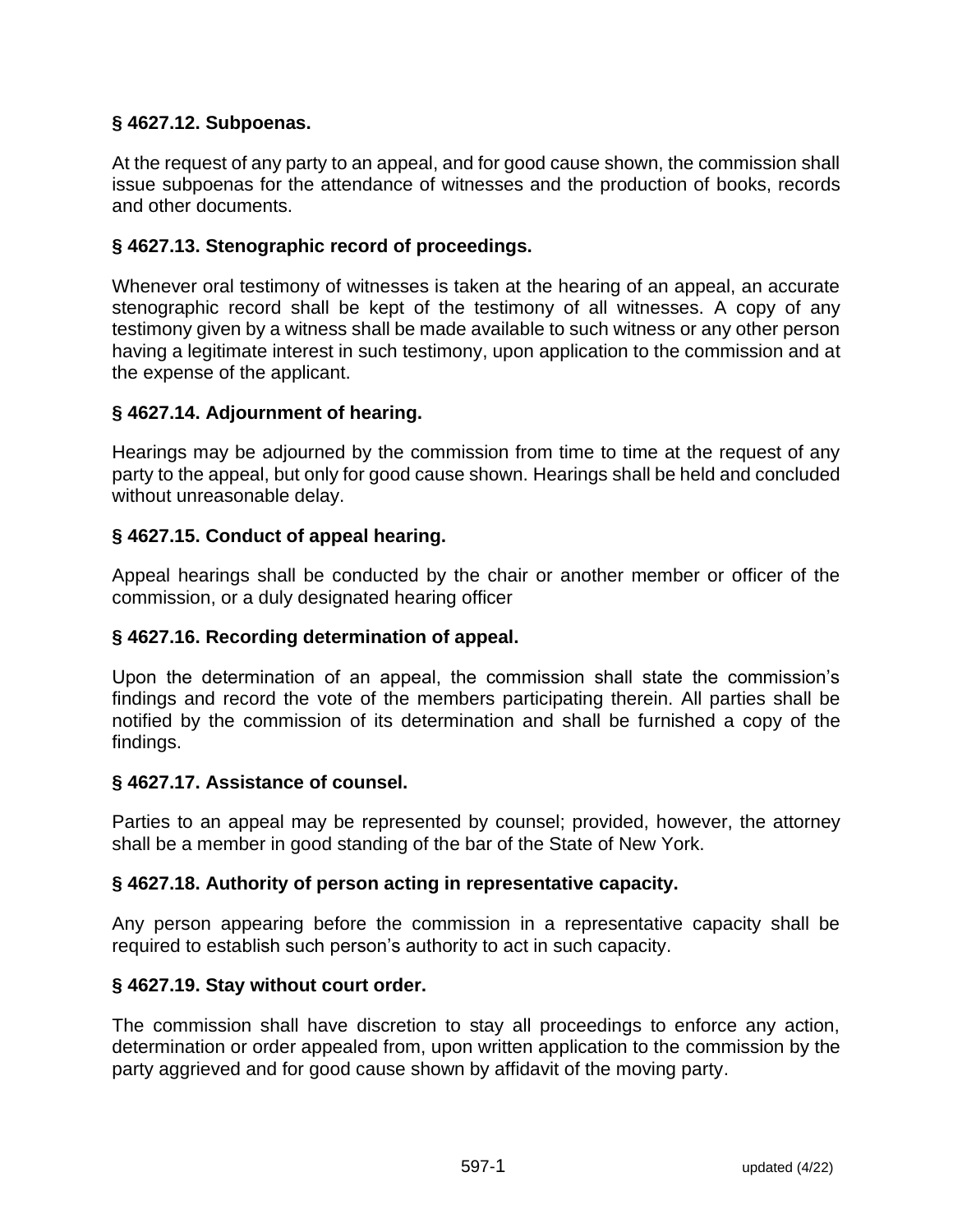**§ 4627.12. Subpoenas.**

At the request of any party to an appeal, and for good cause shown, the commission shall issue subpoenas for the attendance of witnesses and the production of books, records and other documents.

**§ 4627.13. Stenographic record of proceedings.**

Whenever oral testimony of witnesses is taken at the hearing of an appeal, an accurate stenographic record shall be kept of the testimony of all witnesses. A copy of any testimony given by a witness shall be made available to such witness or any other person having a legitimate interest in such testimony, upon application to the commission and at the expense of the applicant.

**§ 4627.14. Adjournment of hearing.**

Hearings may be adjourned by the commission from time to time at the request of any party to the appeal, but only for good cause shown. Hearings shall be held and concluded without unreasonable delay.

**§ 4627.15. Conduct of appeal hearing.**

Appeal hearings shall be conducted by the chair or another member or officer of the commission, or a duly designated hearing officer

**§ 4627.16. Recording determination of appeal.**

Upon the determination of an appeal, the commission shall state the commission's findings and record the vote of the members participating therein. All parties shall be notified by the commission of its determination and shall be furnished a copy of the findings.

**§ 4627.17. Assistance of counsel.**

Parties to an appeal may be represented by counsel; provided, however, the attorney shall be a member in good standing of the bar of the State of New York.

**§ 4627.18. Authority of person acting in representative capacity.**

Any person appearing before the commission in a representative capacity shall be required to establish such person's authority to act in such capacity.

**§ 4627.19. Stay without court order.**

The commission shall have discretion to stay all proceedings to enforce any action, determination or order appealed from, upon written application to the commission by the party aggrieved and for good cause shown by affidavit of the moving party.